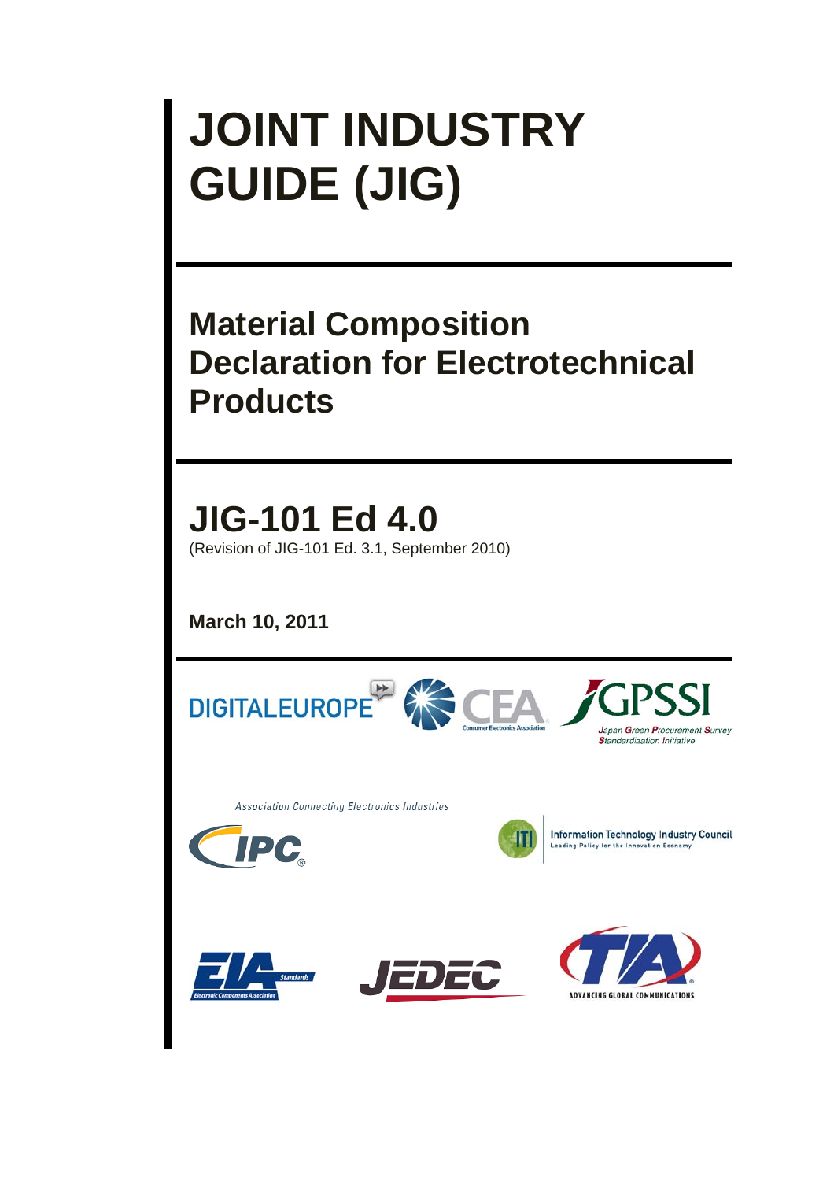# JOINT INDUSTRY GUIDE (JIG)

## Material Composition Declaration for Electrotechnical Products

## JIG-101 Ed 4.0

(Revision of JIG-101 Ed. 3.1, September 2010)

**March 10, 2011**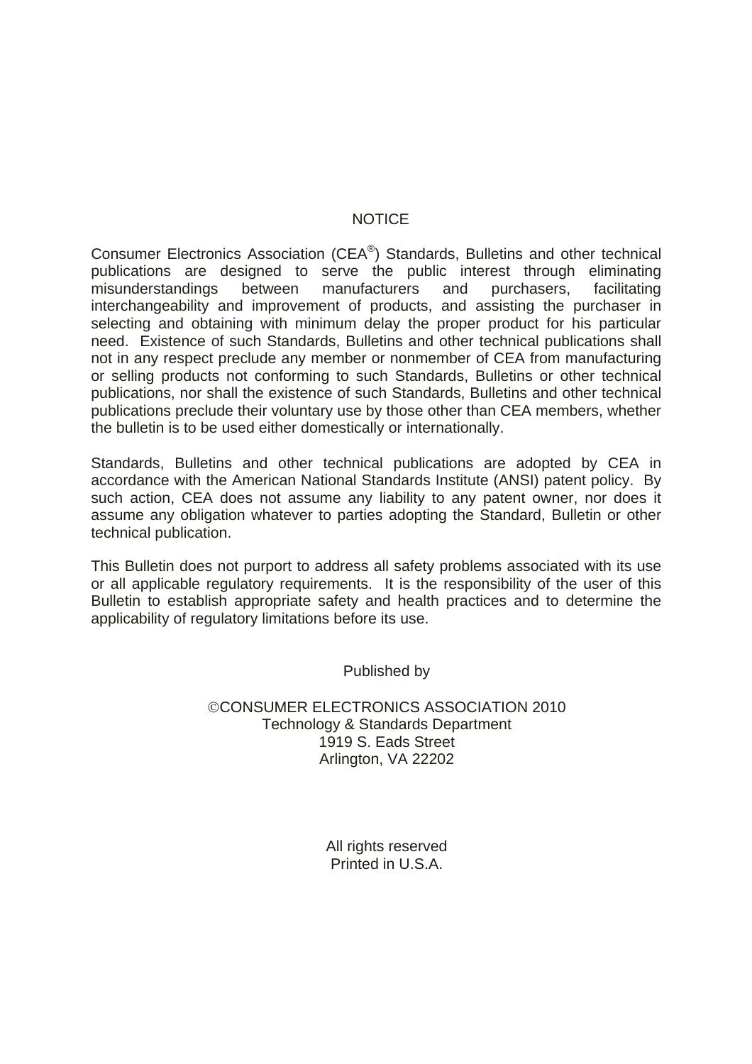## NOTICE

Consumer Electronics Association (CEA®) Standards, Bulletins and other technical publications are designed to serve the public interest through eliminating misunderstandings between manufacturers and purchasers, facilitating interchangeability and improvement of products, and assisting the purchaser in selecting and obtaining with minimum delay the proper product for his particular need. Existence of such Standards, Bulletins and other technical publications shall not in any respect preclude any member or nonmember of CEA from manufacturing or selling products not conforming to such Standards, Bulletins or other technical publications, nor shall the existence of such Standards, Bulletins and other technical publications preclude their voluntary use by those other than CEA members, whether the bulletin is to be used either domestically or internationally.

Standards, Bulletins and other technical publications are adopted by CEA in accordance with the American National Standards Institute (ANSI) patent policy. By such action, CEA does not assume any liability to any patent owner, nor does it assume any obligation whatever to parties adopting the Standard, Bulletin or other technical publication.

This Bulletin does not purport to address all safety problems associated with its use or all applicable regulatory requirements. It is the responsibility of the user of this Bulletin to establish appropriate safety and health practices and to determine the applicability of regulatory limitations before its use.

Published by

©CONSUMER ELECTRONICS ASSOCIATION 2010
Technology & Standards Department
1919 S. Eads Street
Arlington, VA 22202

All rights reserved
Printed in U.S.A.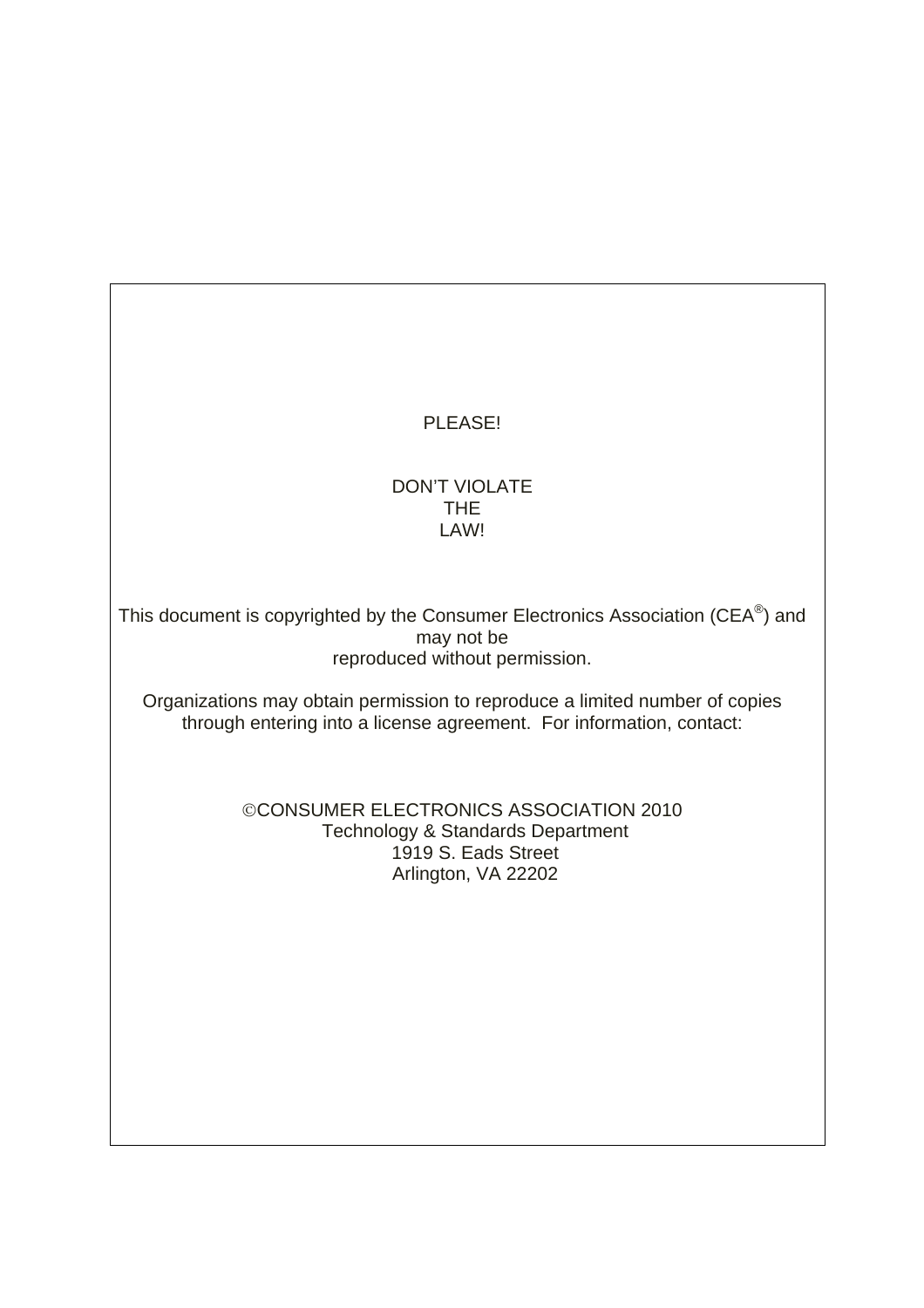PLEASE!

DON'T VIOLATE
THE
LAW!

This document is copyrighted by the Consumer Electronics Association (CEA®) and may not be
reproduced without permission.

Organizations may obtain permission to reproduce a limited number of copies through entering into a license agreement. For information, contact:

©CONSUMER ELECTRONICS ASSOCIATION 2010
Technology & Standards Department
1919 S. Eads Street
Arlington, VA 22202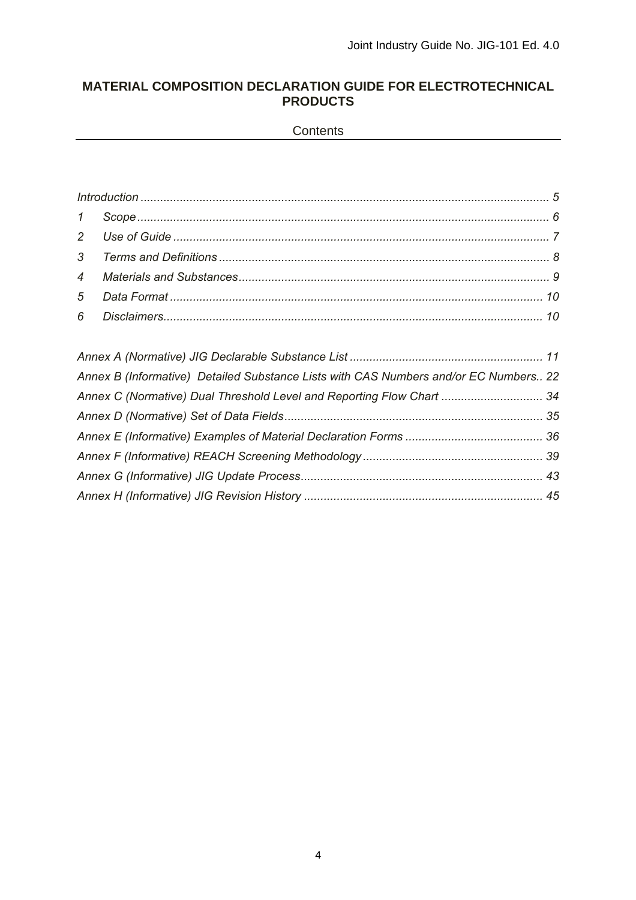# MATERIAL COMPOSITION DECLARATION GUIDE FOR ELECTROTECHNICAL PRODUCTS

## Contents

*Introduction ........................................................................................................................... 5*

*1 Scope ........................................................................................................................... 6*

*2 Use of Guide ................................................................................................................. 7*

*3 Terms and Definitions .................................................................................................... 8*

*4 Materials and Substances ............................................................................................. 9*

*5 Data Format ................................................................................................................ 10*

*6 Disclaimers.................................................................................................................. 10*

*Annex A (Normative) JIG Declarable Substance List .......................................................... 11*

*Annex B (Informative) Detailed Substance Lists with CAS Numbers and/or EC Numbers.. 22*

*Annex C (Normative) Dual Threshold Level and Reporting Flow Chart ............................... 34*

*Annex D (Normative) Set of Data Fields.............................................................................. 35*

*Annex E (Informative) Examples of Material Declaration Forms ......................................... 36*

*Annex F (Informative) REACH Screening Methodology ...................................................... 39*

*Annex G (Informative) JIG Update Process......................................................................... 43*

*Annex H (Informative) JIG Revision History ........................................................................ 45*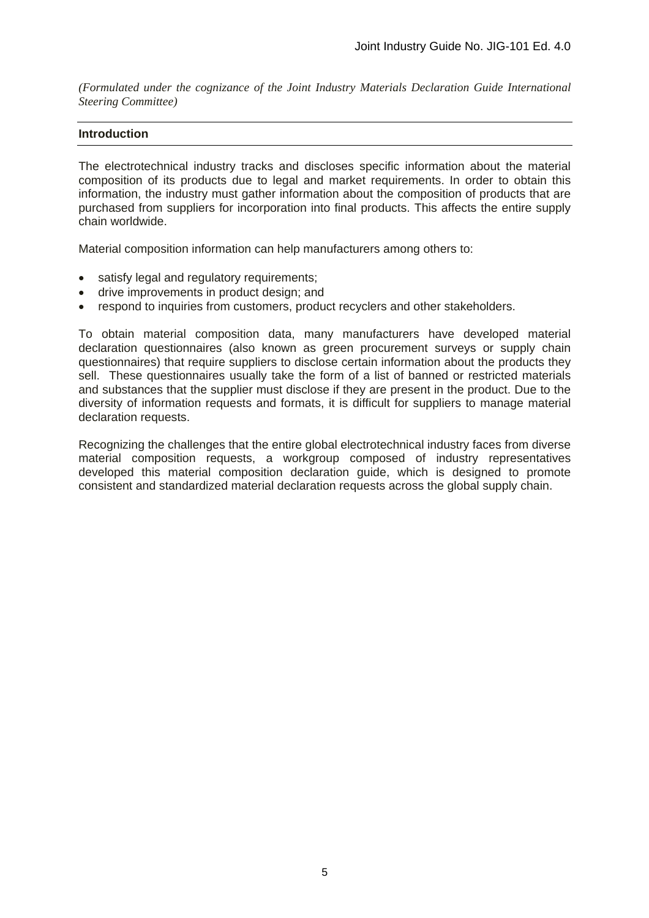*(Formulated under the cognizance of the Joint Industry Materials Declaration Guide International Steering Committee)*

## Introduction

The electrotechnical industry tracks and discloses specific information about the material composition of its products due to legal and market requirements. In order to obtain this information, the industry must gather information about the composition of products that are purchased from suppliers for incorporation into final products. This affects the entire supply chain worldwide.

Material composition information can help manufacturers among others to:

- satisfy legal and regulatory requirements;
- drive improvements in product design; and
- respond to inquiries from customers, product recyclers and other stakeholders.

To obtain material composition data, many manufacturers have developed material declaration questionnaires (also known as green procurement surveys or supply chain questionnaires) that require suppliers to disclose certain information about the products they sell. These questionnaires usually take the form of a list of banned or restricted materials and substances that the supplier must disclose if they are present in the product. Due to the diversity of information requests and formats, it is difficult for suppliers to manage material declaration requests.

Recognizing the challenges that the entire global electrotechnical industry faces from diverse material composition requests, a workgroup composed of industry representatives developed this material composition declaration guide, which is designed to promote consistent and standardized material declaration requests across the global supply chain.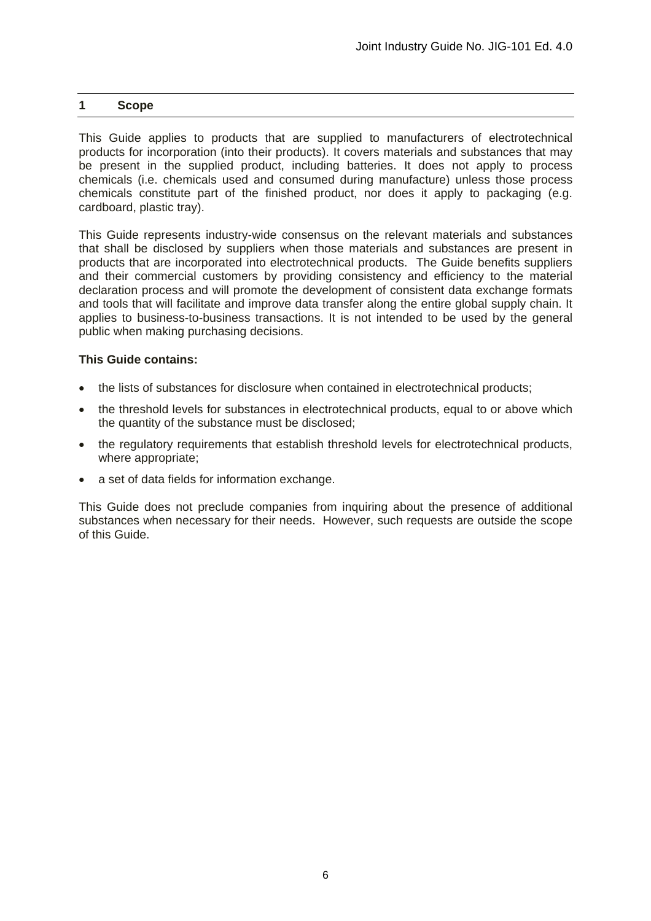# 1 Scope

This Guide applies to products that are supplied to manufacturers of electrotechnical products for incorporation (into their products). It covers materials and substances that may be present in the supplied product, including batteries. It does not apply to process chemicals (i.e. chemicals used and consumed during manufacture) unless those process chemicals constitute part of the finished product, nor does it apply to packaging (e.g. cardboard, plastic tray).

This Guide represents industry-wide consensus on the relevant materials and substances that shall be disclosed by suppliers when those materials and substances are present in products that are incorporated into electrotechnical products. The Guide benefits suppliers and their commercial customers by providing consistency and efficiency to the material declaration process and will promote the development of consistent data exchange formats and tools that will facilitate and improve data transfer along the entire global supply chain. It applies to business-to-business transactions. It is not intended to be used by the general public when making purchasing decisions.

**This Guide contains:**

- the lists of substances for disclosure when contained in electrotechnical products;
- the threshold levels for substances in electrotechnical products, equal to or above which the quantity of the substance must be disclosed;
- the regulatory requirements that establish threshold levels for electrotechnical products, where appropriate;
- a set of data fields for information exchange.

This Guide does not preclude companies from inquiring about the presence of additional substances when necessary for their needs. However, such requests are outside the scope of this Guide.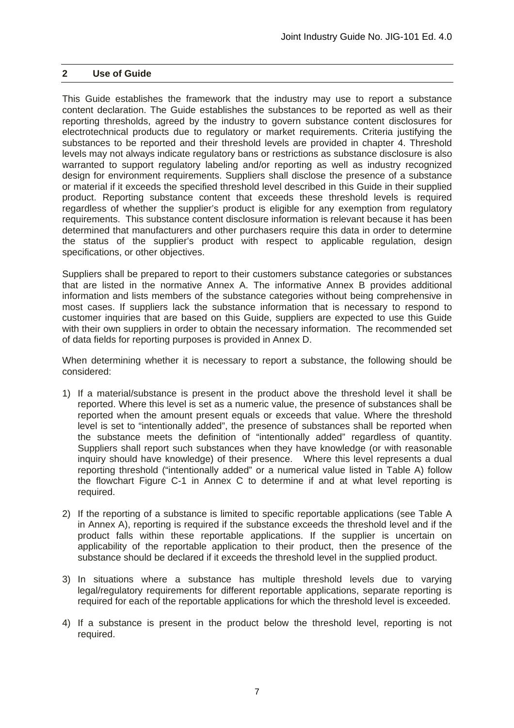## 2 Use of Guide

This Guide establishes the framework that the industry may use to report a substance content declaration. The Guide establishes the substances to be reported as well as their reporting thresholds, agreed by the industry to govern substance content disclosures for electrotechnical products due to regulatory or market requirements. Criteria justifying the substances to be reported and their threshold levels are provided in chapter 4. Threshold levels may not always indicate regulatory bans or restrictions as substance disclosure is also warranted to support regulatory labeling and/or reporting as well as industry recognized design for environment requirements. Suppliers shall disclose the presence of a substance or material if it exceeds the specified threshold level described in this Guide in their supplied product. Reporting substance content that exceeds these threshold levels is required regardless of whether the supplier's product is eligible for any exemption from regulatory requirements. This substance content disclosure information is relevant because it has been determined that manufacturers and other purchasers require this data in order to determine the status of the supplier's product with respect to applicable regulation, design specifications, or other objectives.

Suppliers shall be prepared to report to their customers substance categories or substances that are listed in the normative Annex A. The informative Annex B provides additional information and lists members of the substance categories without being comprehensive in most cases. If suppliers lack the substance information that is necessary to respond to customer inquiries that are based on this Guide, suppliers are expected to use this Guide with their own suppliers in order to obtain the necessary information. The recommended set of data fields for reporting purposes is provided in Annex D.

When determining whether it is necessary to report a substance, the following should be considered:

1) If a material/substance is present in the product above the threshold level it shall be reported. Where this level is set as a numeric value, the presence of substances shall be reported when the amount present equals or exceeds that value. Where the threshold level is set to "intentionally added", the presence of substances shall be reported when the substance meets the definition of "intentionally added" regardless of quantity. Suppliers shall report such substances when they have knowledge (or with reasonable inquiry should have knowledge) of their presence. Where this level represents a dual reporting threshold ("intentionally added" or a numerical value listed in Table A) follow the flowchart Figure C-1 in Annex C to determine if and at what level reporting is required.

2) If the reporting of a substance is limited to specific reportable applications (see Table A in Annex A), reporting is required if the substance exceeds the threshold level and if the product falls within these reportable applications. If the supplier is uncertain on applicability of the reportable application to their product, then the presence of the substance should be declared if it exceeds the threshold level in the supplied product.

3) In situations where a substance has multiple threshold levels due to varying legal/regulatory requirements for different reportable applications, separate reporting is required for each of the reportable applications for which the threshold level is exceeded.

4) If a substance is present in the product below the threshold level, reporting is not required.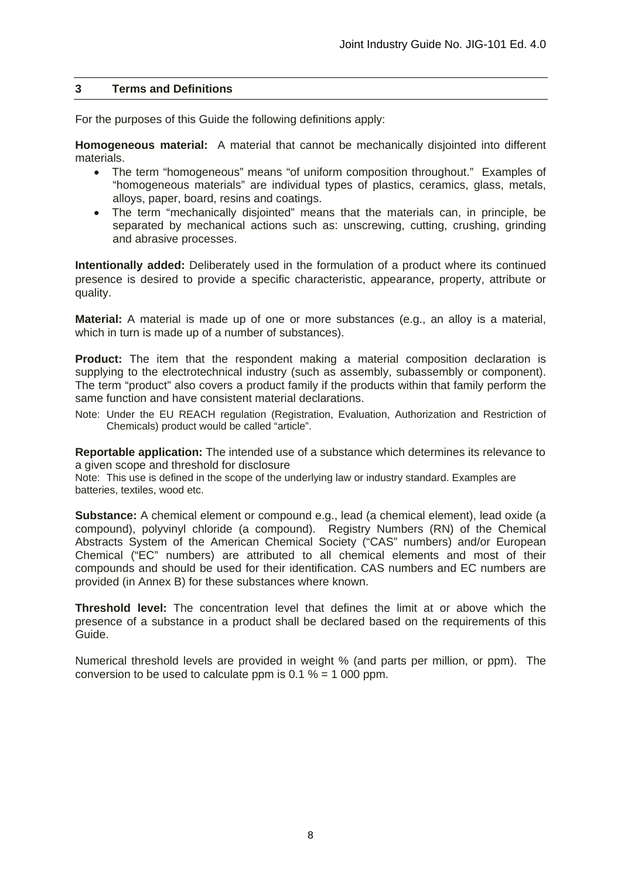## 3 Terms and Definitions

For the purposes of this Guide the following definitions apply:

**Homogeneous material:** A material that cannot be mechanically disjointed into different materials.

- The term "homogeneous" means "of uniform composition throughout." Examples of "homogeneous materials" are individual types of plastics, ceramics, glass, metals, alloys, paper, board, resins and coatings.
- The term "mechanically disjointed" means that the materials can, in principle, be separated by mechanical actions such as: unscrewing, cutting, crushing, grinding and abrasive processes.

**Intentionally added:** Deliberately used in the formulation of a product where its continued presence is desired to provide a specific characteristic, appearance, property, attribute or quality.

**Material:** A material is made up of one or more substances (e.g., an alloy is a material, which in turn is made up of a number of substances).

**Product:** The item that the respondent making a material composition declaration is supplying to the electrotechnical industry (such as assembly, subassembly or component). The term "product" also covers a product family if the products within that family perform the same function and have consistent material declarations.

Note: Under the EU REACH regulation (Registration, Evaluation, Authorization and Restriction of Chemicals) product would be called "article".

**Reportable application:** The intended use of a substance which determines its relevance to a given scope and threshold for disclosure

Note: This use is defined in the scope of the underlying law or industry standard. Examples are batteries, textiles, wood etc.

**Substance:** A chemical element or compound e.g., lead (a chemical element), lead oxide (a compound), polyvinyl chloride (a compound). Registry Numbers (RN) of the Chemical Abstracts System of the American Chemical Society ("CAS" numbers) and/or European Chemical ("EC" numbers) are attributed to all chemical elements and most of their compounds and should be used for their identification. CAS numbers and EC numbers are provided (in Annex B) for these substances where known.

**Threshold level:** The concentration level that defines the limit at or above which the presence of a substance in a product shall be declared based on the requirements of this Guide.

Numerical threshold levels are provided in weight % (and parts per million, or ppm). The conversion to be used to calculate ppm is 0.1 % = 1 000 ppm.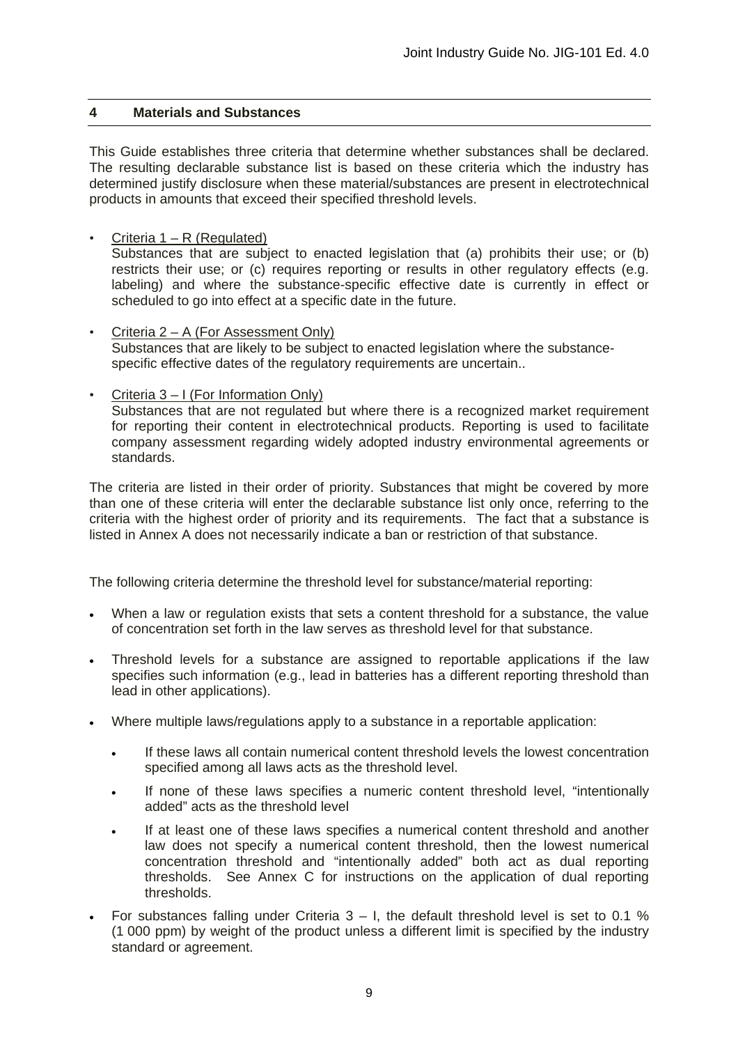## 4 Materials and Substances

This Guide establishes three criteria that determine whether substances shall be declared. The resulting declarable substance list is based on these criteria which the industry has determined justify disclosure when these material/substances are present in electrotechnical products in amounts that exceed their specified threshold levels.

- Criteria 1 – R (Regulated)
  Substances that are subject to enacted legislation that (a) prohibits their use; or (b) restricts their use; or (c) requires reporting or results in other regulatory effects (e.g. labeling) and where the substance-specific effective date is currently in effect or scheduled to go into effect at a specific date in the future.

- Criteria 2 – A (For Assessment Only)
  Substances that are likely to be subject to enacted legislation where the substance-specific effective dates of the regulatory requirements are uncertain..

- Criteria 3 – I (For Information Only)
  Substances that are not regulated but where there is a recognized market requirement for reporting their content in electrotechnical products. Reporting is used to facilitate company assessment regarding widely adopted industry environmental agreements or standards.

The criteria are listed in their order of priority. Substances that might be covered by more than one of these criteria will enter the declarable substance list only once, referring to the criteria with the highest order of priority and its requirements. The fact that a substance is listed in Annex A does not necessarily indicate a ban or restriction of that substance.

The following criteria determine the threshold level for substance/material reporting:

- When a law or regulation exists that sets a content threshold for a substance, the value of concentration set forth in the law serves as threshold level for that substance.
- Threshold levels for a substance are assigned to reportable applications if the law specifies such information (e.g., lead in batteries has a different reporting threshold than lead in other applications).
- Where multiple laws/regulations apply to a substance in a reportable application:
  - If these laws all contain numerical content threshold levels the lowest concentration specified among all laws acts as the threshold level.
  - If none of these laws specifies a numeric content threshold level, "intentionally added" acts as the threshold level
  - If at least one of these laws specifies a numerical content threshold and another law does not specify a numerical content threshold, then the lowest numerical concentration threshold and "intentionally added" both act as dual reporting thresholds. See Annex C for instructions on the application of dual reporting thresholds.
- For substances falling under Criteria 3 – I, the default threshold level is set to 0.1 % (1 000 ppm) by weight of the product unless a different limit is specified by the industry standard or agreement.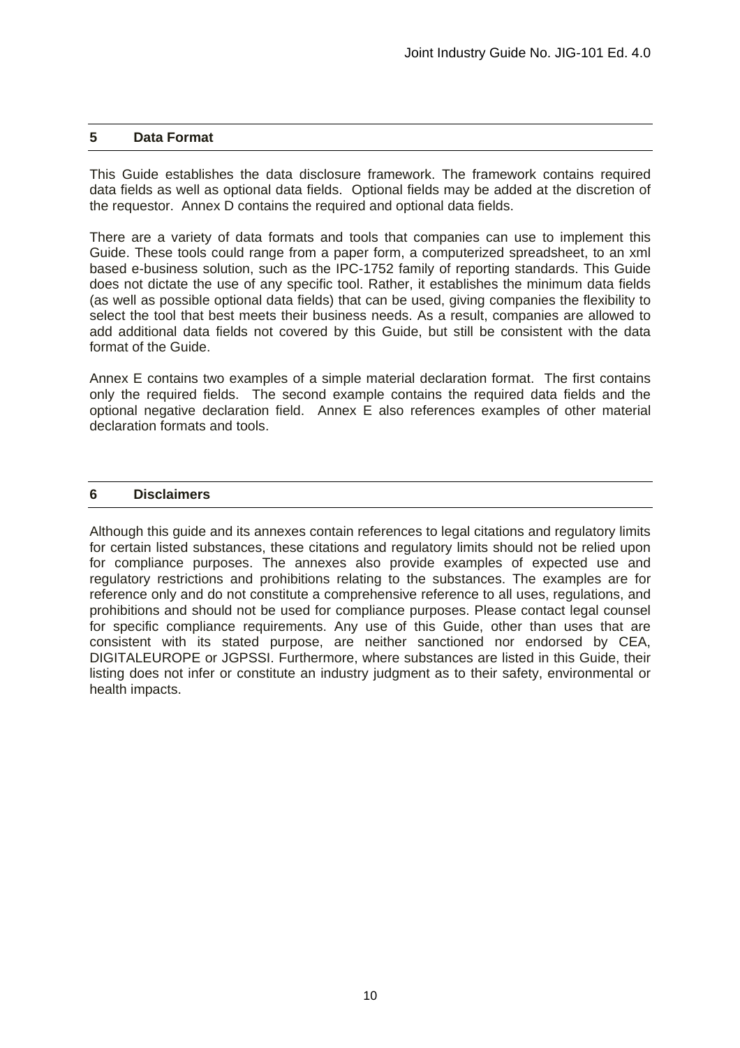## 5 Data Format

This Guide establishes the data disclosure framework. The framework contains required data fields as well as optional data fields. Optional fields may be added at the discretion of the requestor. Annex D contains the required and optional data fields.

There are a variety of data formats and tools that companies can use to implement this Guide. These tools could range from a paper form, a computerized spreadsheet, to an xml based e-business solution, such as the IPC-1752 family of reporting standards. This Guide does not dictate the use of any specific tool. Rather, it establishes the minimum data fields (as well as possible optional data fields) that can be used, giving companies the flexibility to select the tool that best meets their business needs. As a result, companies are allowed to add additional data fields not covered by this Guide, but still be consistent with the data format of the Guide.

Annex E contains two examples of a simple material declaration format. The first contains only the required fields. The second example contains the required data fields and the optional negative declaration field. Annex E also references examples of other material declaration formats and tools.

## 6 Disclaimers

Although this guide and its annexes contain references to legal citations and regulatory limits for certain listed substances, these citations and regulatory limits should not be relied upon for compliance purposes. The annexes also provide examples of expected use and regulatory restrictions and prohibitions relating to the substances. The examples are for reference only and do not constitute a comprehensive reference to all uses, regulations, and prohibitions and should not be used for compliance purposes. Please contact legal counsel for specific compliance requirements. Any use of this Guide, other than uses that are consistent with its stated purpose, are neither sanctioned nor endorsed by CEA, DIGITALEUROPE or JGPSSI. Furthermore, where substances are listed in this Guide, their listing does not infer or constitute an industry judgment as to their safety, environmental or health impacts.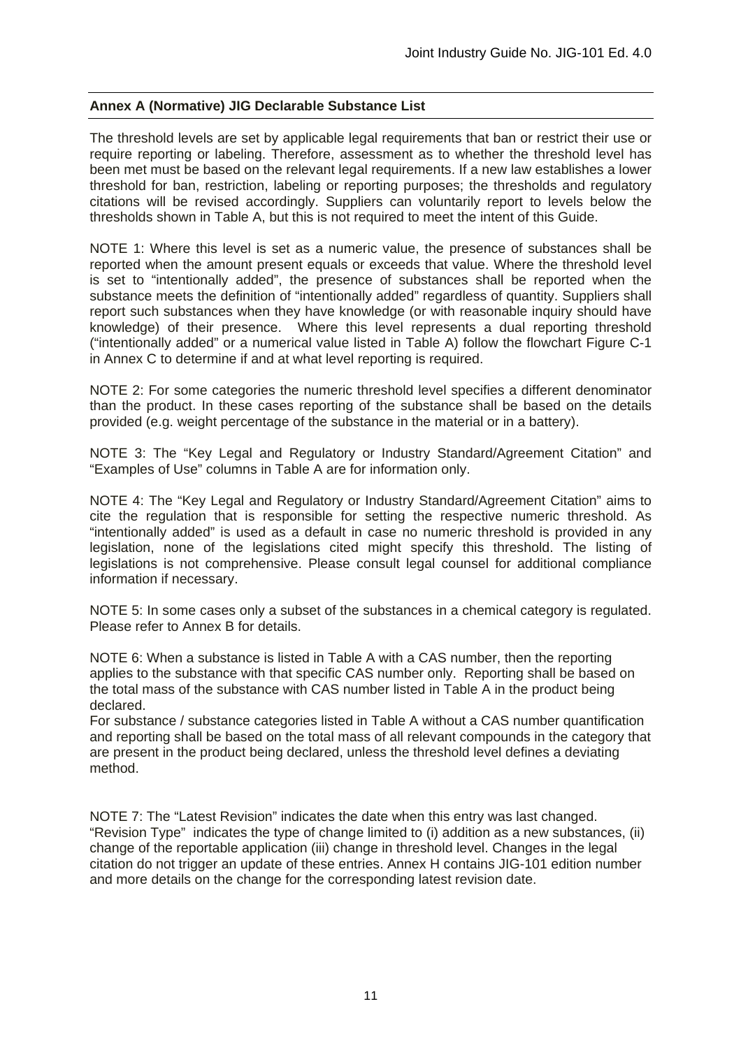## Annex A (Normative) JIG Declarable Substance List

The threshold levels are set by applicable legal requirements that ban or restrict their use or require reporting or labeling. Therefore, assessment as to whether the threshold level has been met must be based on the relevant legal requirements. If a new law establishes a lower threshold for ban, restriction, labeling or reporting purposes; the thresholds and regulatory citations will be revised accordingly. Suppliers can voluntarily report to levels below the thresholds shown in Table A, but this is not required to meet the intent of this Guide.

NOTE 1: Where this level is set as a numeric value, the presence of substances shall be reported when the amount present equals or exceeds that value. Where the threshold level is set to "intentionally added", the presence of substances shall be reported when the substance meets the definition of "intentionally added" regardless of quantity. Suppliers shall report such substances when they have knowledge (or with reasonable inquiry should have knowledge) of their presence. Where this level represents a dual reporting threshold ("intentionally added" or a numerical value listed in Table A) follow the flowchart Figure C-1 in Annex C to determine if and at what level reporting is required.

NOTE 2: For some categories the numeric threshold level specifies a different denominator than the product. In these cases reporting of the substance shall be based on the details provided (e.g. weight percentage of the substance in the material or in a battery).

NOTE 3: The "Key Legal and Regulatory or Industry Standard/Agreement Citation" and "Examples of Use" columns in Table A are for information only.

NOTE 4: The "Key Legal and Regulatory or Industry Standard/Agreement Citation" aims to cite the regulation that is responsible for setting the respective numeric threshold. As "intentionally added" is used as a default in case no numeric threshold is provided in any legislation, none of the legislations cited might specify this threshold. The listing of legislations is not comprehensive. Please consult legal counsel for additional compliance information if necessary.

NOTE 5: In some cases only a subset of the substances in a chemical category is regulated. Please refer to Annex B for details.

NOTE 6: When a substance is listed in Table A with a CAS number, then the reporting applies to the substance with that specific CAS number only. Reporting shall be based on the total mass of the substance with CAS number listed in Table A in the product being declared.
For substance / substance categories listed in Table A without a CAS number quantification and reporting shall be based on the total mass of all relevant compounds in the category that are present in the product being declared, unless the threshold level defines a deviating method.

NOTE 7: The "Latest Revision" indicates the date when this entry was last changed. "Revision Type" indicates the type of change limited to (i) addition as a new substances, (ii) change of the reportable application (iii) change in threshold level. Changes in the legal citation do not trigger an update of these entries. Annex H contains JIG-101 edition number and more details on the change for the corresponding latest revision date.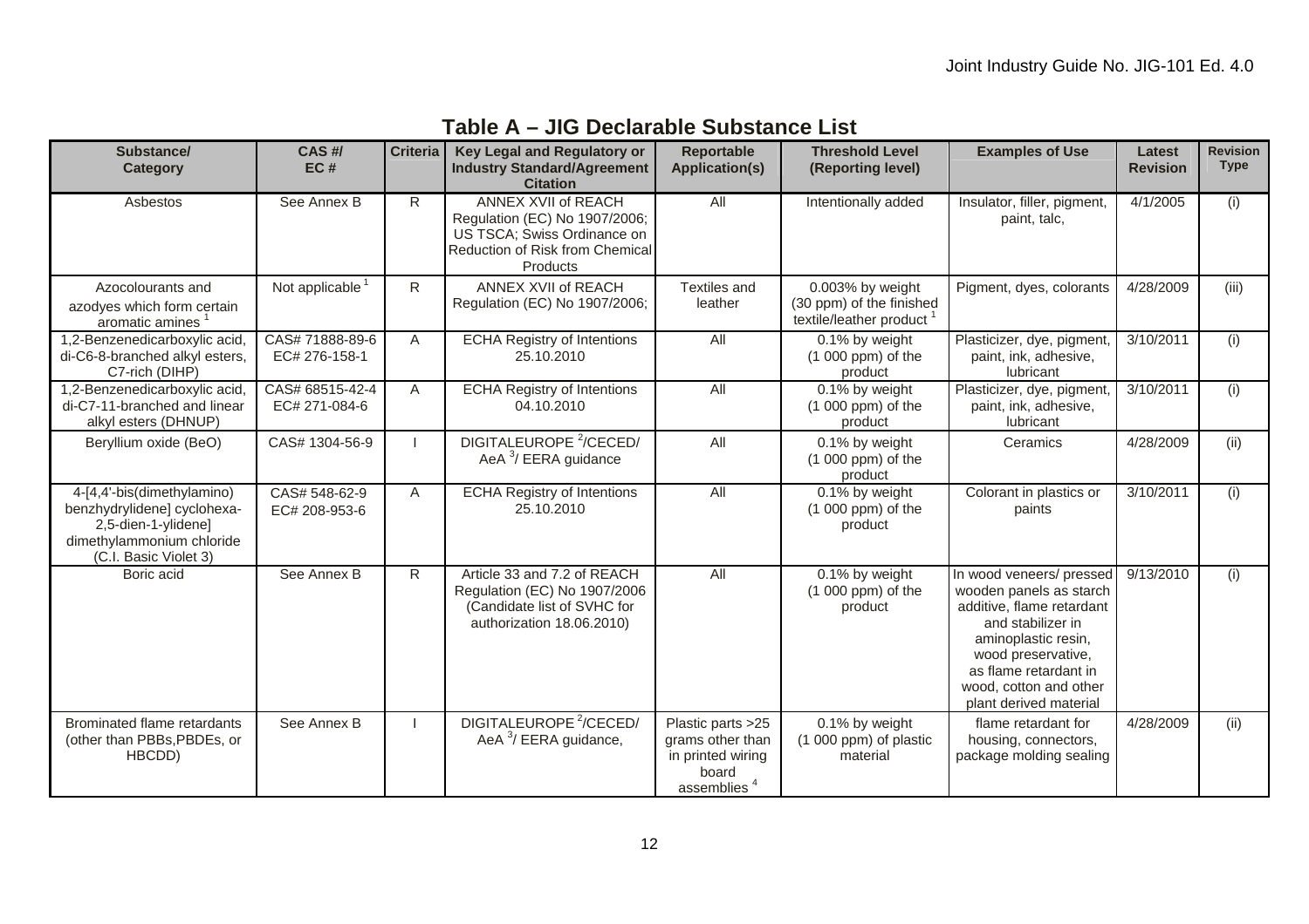## Table A – JIG Declarable Substance List

| Substance/ Category | CAS #/ EC # | Criteria | Key Legal and Regulatory or Industry Standard/Agreement Citation | Reportable Application(s) | Threshold Level (Reporting level) | Examples of Use | Latest Revision | Revision Type |
|---|---|---|---|---|---|---|---|---|
| Asbestos | See Annex B | R | ANNEX XVII of REACH Regulation (EC) No 1907/2006; US TSCA; Swiss Ordinance on Reduction of Risk from Chemical Products | All | Intentionally added | Insulator, filler, pigment, paint, talc, | 4/1/2005 | (i) |
| Azocolourants and azodyes which form certain aromatic amines [1] | Not applicable [1] | R | ANNEX XVII of REACH Regulation (EC) No 1907/2006; | Textiles and leather | 0.003% by weight (30 ppm) of the finished textile/leather product [1] | Pigment, dyes, colorants | 4/28/2009 | (iii) |
| 1,2-Benzenedicarboxylic acid, di-C6-8-branched alkyl esters, C7-rich (DIHP) | CAS# 71888-89-6 EC# 276-158-1 | A | ECHA Registry of Intentions 25.10.2010 | All | 0.1% by weight (1 000 ppm) of the product | Plasticizer, dye, pigment, paint, ink, adhesive, lubricant | 3/10/2011 | (i) |
| 1,2-Benzenedicarboxylic acid, di-C7-11-branched and linear alkyl esters (DHNUP) | CAS# 68515-42-4 EC# 271-084-6 | A | ECHA Registry of Intentions 04.10.2010 | All | 0.1% by weight (1 000 ppm) of the product | Plasticizer, dye, pigment, paint, ink, adhesive, lubricant | 3/10/2011 | (i) |
| Beryllium oxide (BeO) | CAS# 1304-56-9 | I | DIGITALEUROPE [2]/CECED/ AeA [3]/ EERA guidance | All | 0.1% by weight (1 000 ppm) of the product | Ceramics | 4/28/2009 | (ii) |
| 4-[4,4'-bis(dimethylamino) benzhydrylidene] cyclohexa-2,5-dien-1-ylidene] dimethylammonium chloride (C.I. Basic Violet 3) | CAS# 548-62-9 EC# 208-953-6 | A | ECHA Registry of Intentions 25.10.2010 | All | 0.1% by weight (1 000 ppm) of the product | Colorant in plastics or paints | 3/10/2011 | (i) |
| Boric acid | See Annex B | R | Article 33 and 7.2 of REACH Regulation (EC) No 1907/2006 (Candidate list of SVHC for authorization 18.06.2010) | All | 0.1% by weight (1 000 ppm) of the product | In wood veneers/ pressed wooden panels as starch additive, flame retardant and stabilizer in aminoplastic resin, wood preservative, as flame retardant in wood, cotton and other plant derived material | 9/13/2010 | (i) |
| Brominated flame retardants (other than PBBs,PBDEs, or HBCDD) | See Annex B | I | DIGITALEUROPE [2]/CECED/ AeA [3]/ EERA guidance, | Plastic parts >25 grams other than in printed wiring board assemblies [4] | 0.1% by weight (1 000 ppm) of plastic material | flame retardant for housing, connectors, package molding sealing | 4/28/2009 | (ii) |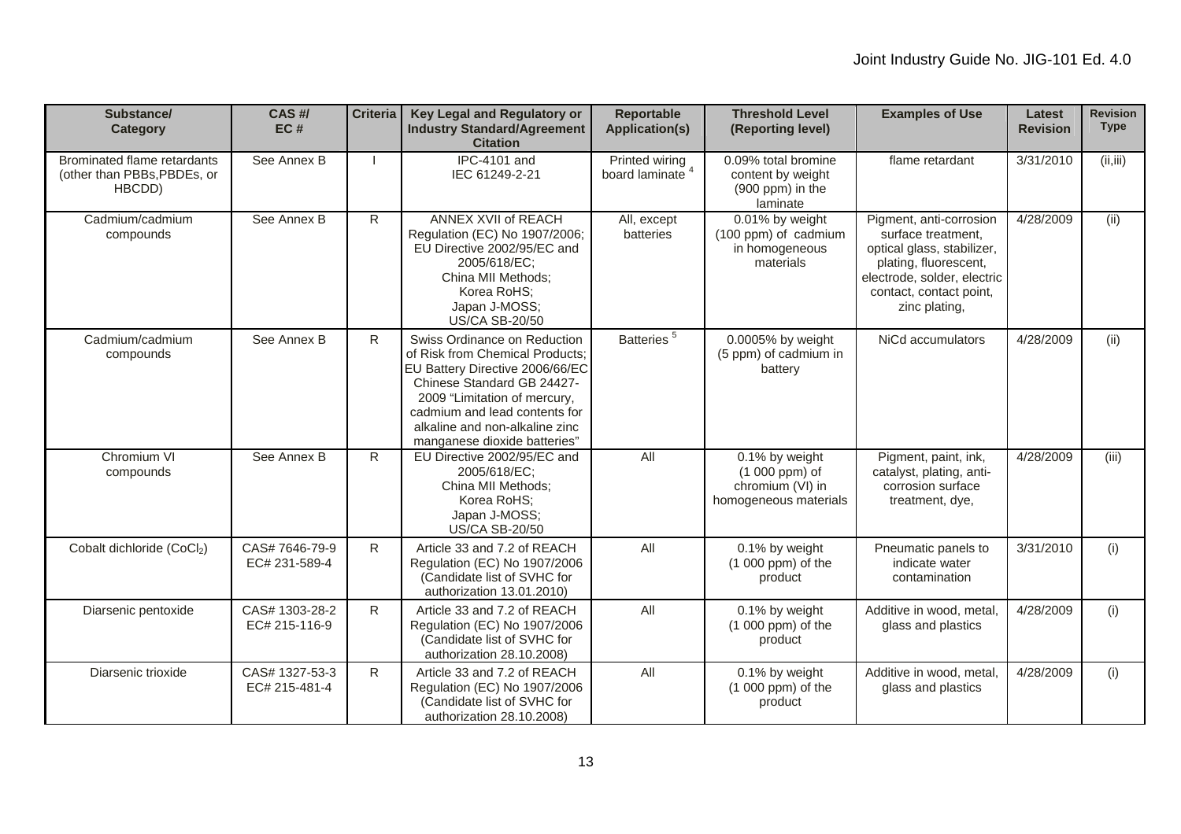| Substance/ Category | CAS #/ EC # | Criteria | Key Legal and Regulatory or Industry Standard/Agreement Citation | Reportable Application(s) | Threshold Level (Reporting level) | Examples of Use | Latest Revision | Revision Type |
|---|---|---|---|---|---|---|---|---|
| Brominated flame retardants (other than PBBs,PBDEs, or HBCDD) | See Annex B | I | IPC-4101 and IEC 61249-2-21 | Printed wiring board laminate [4] | 0.09% total bromine content by weight (900 ppm) in the laminate | flame retardant | 3/31/2010 | (ii,iii) |
| Cadmium/cadmium compounds | See Annex B | R | ANNEX XVII of REACH Regulation (EC) No 1907/2006; EU Directive 2002/95/EC and 2005/618/EC; China MII Methods; Korea RoHS; Japan J-MOSS; US/CA SB-20/50 | All, except batteries | 0.01% by weight (100 ppm) of cadmium in homogeneous materials | Pigment, anti-corrosion surface treatment, optical glass, stabilizer, plating, fluorescent, electrode, solder, electric contact, contact point, zinc plating, | 4/28/2009 | (ii) |
| Cadmium/cadmium compounds | See Annex B | R | Swiss Ordinance on Reduction of Risk from Chemical Products; EU Battery Directive 2006/66/EC Chinese Standard GB 24427-2009 "Limitation of mercury, cadmium and lead contents for alkaline and non-alkaline zinc manganese dioxide batteries" | Batteries [5] | 0.0005% by weight (5 ppm) of cadmium in battery | NiCd accumulators | 4/28/2009 | (ii) |
| Chromium VI compounds | See Annex B | R | EU Directive 2002/95/EC and 2005/618/EC; China MII Methods; Korea RoHS; Japan J-MOSS; US/CA SB-20/50 | All | 0.1% by weight (1 000 ppm) of chromium (VI) in homogeneous materials | Pigment, paint, ink, catalyst, plating, anti-corrosion surface treatment, dye, | 4/28/2009 | (iii) |
| Cobalt dichloride ($CoCl_2$) | CAS# 7646-79-9 EC# 231-589-4 | R | Article 33 and 7.2 of REACH Regulation (EC) No 1907/2006 (Candidate list of SVHC for authorization 13.01.2010) | All | 0.1% by weight (1 000 ppm) of the product | Pneumatic panels to indicate water contamination | 3/31/2010 | (i) |
| Diarsenic pentoxide | CAS# 1303-28-2 EC# 215-116-9 | R | Article 33 and 7.2 of REACH Regulation (EC) No 1907/2006 (Candidate list of SVHC for authorization 28.10.2008) | All | 0.1% by weight (1 000 ppm) of the product | Additive in wood, metal, glass and plastics | 4/28/2009 | (i) |
| Diarsenic trioxide | CAS# 1327-53-3 EC# 215-481-4 | R | Article 33 and 7.2 of REACH Regulation (EC) No 1907/2006 (Candidate list of SVHC for authorization 28.10.2008) | All | 0.1% by weight (1 000 ppm) of the product | Additive in wood, metal, glass and plastics | 4/28/2009 | (i) |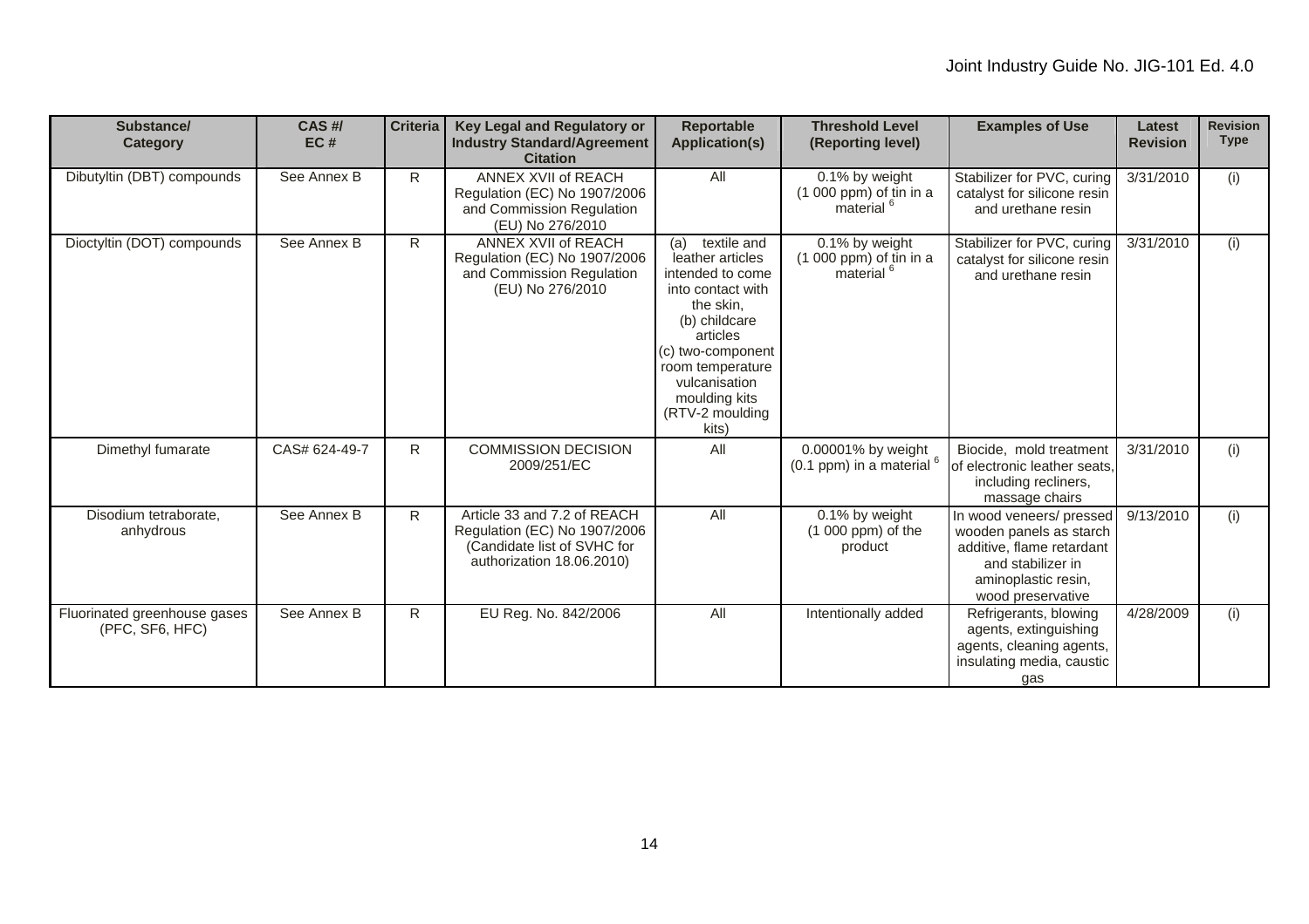| Substance/ Category | CAS #/ EC # | Criteria | Key Legal and Regulatory or Industry Standard/Agreement Citation | Reportable Application(s) | Threshold Level (Reporting level) | Examples of Use | Latest Revision | Revision Type |
|---|---|---|---|---|---|---|---|---|
| Dibutyltin (DBT) compounds | See Annex B | R | ANNEX XVII of REACH Regulation (EC) No 1907/2006 and Commission Regulation (EU) No 276/2010 | All | 0.1% by weight (1 000 ppm) of tin in a material [6] | Stabilizer for PVC, curing catalyst for silicone resin and urethane resin | 3/31/2010 | (i) |
| Dioctyltin (DOT) compounds | See Annex B | R | ANNEX XVII of REACH Regulation (EC) No 1907/2006 and Commission Regulation (EU) No 276/2010 | (a) textile and leather articles intended to come into contact with the skin, (b) childcare articles (c) two-component room temperature vulcanisation moulding kits (RTV-2 moulding kits) | 0.1% by weight (1 000 ppm) of tin in a material [6] | Stabilizer for PVC, curing catalyst for silicone resin and urethane resin | 3/31/2010 | (i) |
| Dimethyl fumarate | CAS# 624-49-7 | R | COMMISSION DECISION 2009/251/EC | All | 0.00001% by weight (0.1 ppm) in a material [6] | Biocide, mold treatment of electronic leather seats, including recliners, massage chairs | 3/31/2010 | (i) |
| Disodium tetraborate, anhydrous | See Annex B | R | Article 33 and 7.2 of REACH Regulation (EC) No 1907/2006 (Candidate list of SVHC for authorization 18.06.2010) | All | 0.1% by weight (1 000 ppm) of the product | In wood veneers/ pressed wooden panels as starch additive, flame retardant and stabilizer in aminoplastic resin, wood preservative | 9/13/2010 | (i) |
| Fluorinated greenhouse gases (PFC, SF6, HFC) | See Annex B | R | EU Reg. No. 842/2006 | All | Intentionally added | Refrigerants, blowing agents, extinguishing agents, cleaning agents, insulating media, caustic gas | 4/28/2009 | (i) |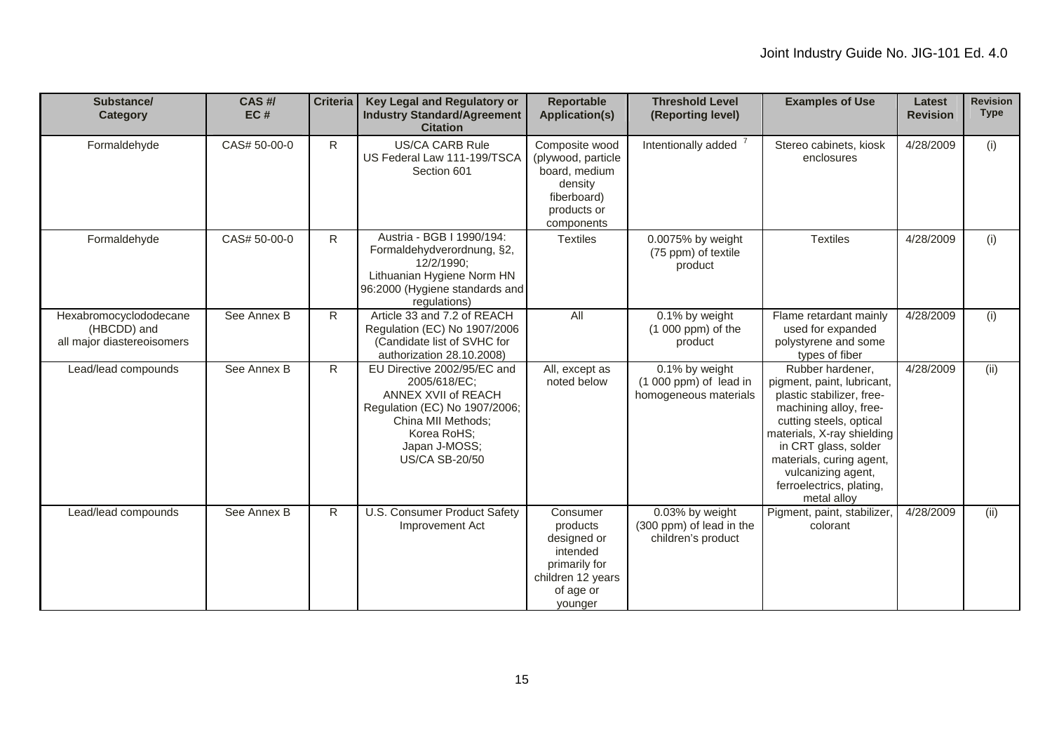| Substance/ Category | CAS #/ EC # | Criteria | Key Legal and Regulatory or Industry Standard/Agreement Citation | Reportable Application(s) | Threshold Level (Reporting level) | Examples of Use | Latest Revision | Revision Type |
|---|---|---|---|---|---|---|---|---|
| Formaldehyde | CAS# 50-00-0 | R | US/CA CARB Rule US Federal Law 111-199/TSCA Section 601 | Composite wood (plywood, particle board, medium density fiberboard) products or components | Intentionally added [7] | Stereo cabinets, kiosk enclosures | 4/28/2009 | (i) |
| Formaldehyde | CAS# 50-00-0 | R | Austria - BGB I 1990/194: Formaldehydverordnung, §2, 12/2/1990; Lithuanian Hygiene Norm HN 96:2000 (Hygiene standards and regulations) | Textiles | 0.0075% by weight (75 ppm) of textile product | Textiles | 4/28/2009 | (i) |
| Hexabromocyclododecane (HBCDD) and all major diastereoisomers | See Annex B | R | Article 33 and 7.2 of REACH Regulation (EC) No 1907/2006 (Candidate list of SVHC for authorization 28.10.2008) | All | 0.1% by weight (1 000 ppm) of the product | Flame retardant mainly used for expanded polystyrene and some types of fiber | 4/28/2009 | (i) |
| Lead/lead compounds | See Annex B | R | EU Directive 2002/95/EC and 2005/618/EC; ANNEX XVII of REACH Regulation (EC) No 1907/2006; China MII Methods; Korea RoHS; Japan J-MOSS; US/CA SB-20/50 | All, except as noted below | 0.1% by weight (1 000 ppm) of lead in homogeneous materials | Rubber hardener, pigment, paint, lubricant, plastic stabilizer, free-machining alloy, free-cutting steels, optical materials, X-ray shielding in CRT glass, solder materials, curing agent, vulcanizing agent, ferroelectrics, plating, metal alloy | 4/28/2009 | (ii) |
| Lead/lead compounds | See Annex B | R | U.S. Consumer Product Safety Improvement Act | Consumer products designed or intended primarily for children 12 years of age or younger | 0.03% by weight (300 ppm) of lead in the children's product | Pigment, paint, stabilizer, colorant | 4/28/2009 | (ii) |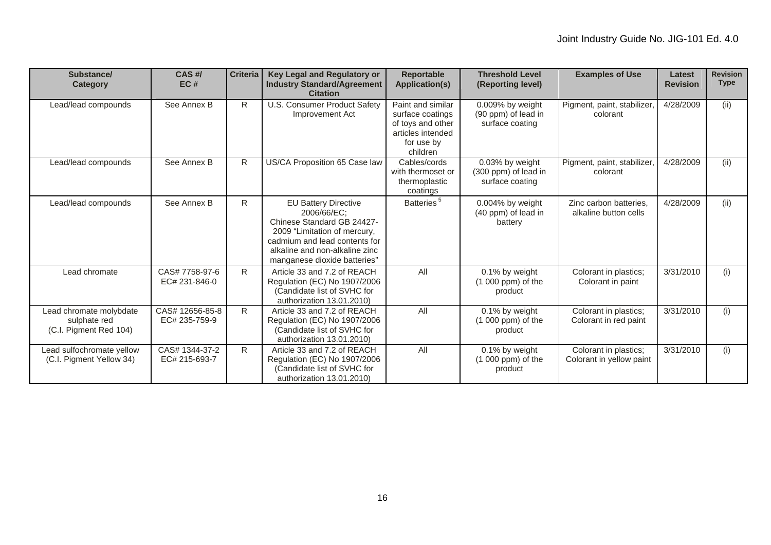| Substance/ Category | CAS #/ EC # | Criteria | Key Legal and Regulatory or Industry Standard/Agreement Citation | Reportable Application(s) | Threshold Level (Reporting level) | Examples of Use | Latest Revision | Revision Type |
|---|---|---|---|---|---|---|---|---|
| Lead/lead compounds | See Annex B | R | U.S. Consumer Product Safety Improvement Act | Paint and similar surface coatings of toys and other articles intended for use by children | 0.009% by weight (90 ppm) of lead in surface coating | Pigment, paint, stabilizer, colorant | 4/28/2009 | (ii) |
| Lead/lead compounds | See Annex B | R | US/CA Proposition 65 Case law | Cables/cords with thermoset or thermoplastic coatings | 0.03% by weight (300 ppm) of lead in surface coating | Pigment, paint, stabilizer, colorant | 4/28/2009 | (ii) |
| Lead/lead compounds | See Annex B | R | EU Battery Directive 2006/66/EC; Chinese Standard GB 24427-2009 "Limitation of mercury, cadmium and lead contents for alkaline and non-alkaline zinc manganese dioxide batteries" | Batteries [5] | 0.004% by weight (40 ppm) of lead in battery | Zinc carbon batteries, alkaline button cells | 4/28/2009 | (ii) |
| Lead chromate | CAS# 7758-97-6 EC# 231-846-0 | R | Article 33 and 7.2 of REACH Regulation (EC) No 1907/2006 (Candidate list of SVHC for authorization 13.01.2010) | All | 0.1% by weight (1 000 ppm) of the product | Colorant in plastics; Colorant in paint | 3/31/2010 | (i) |
| Lead chromate molybdate sulphate red (C.I. Pigment Red 104) | CAS# 12656-85-8 EC# 235-759-9 | R | Article 33 and 7.2 of REACH Regulation (EC) No 1907/2006 (Candidate list of SVHC for authorization 13.01.2010) | All | 0.1% by weight (1 000 ppm) of the product | Colorant in plastics; Colorant in red paint | 3/31/2010 | (i) |
| Lead sulfochromate yellow (C.I. Pigment Yellow 34) | CAS# 1344-37-2 EC# 215-693-7 | R | Article 33 and 7.2 of REACH Regulation (EC) No 1907/2006 (Candidate list of SVHC for authorization 13.01.2010) | All | 0.1% by weight (1 000 ppm) of the product | Colorant in plastics; Colorant in yellow paint | 3/31/2010 | (i) |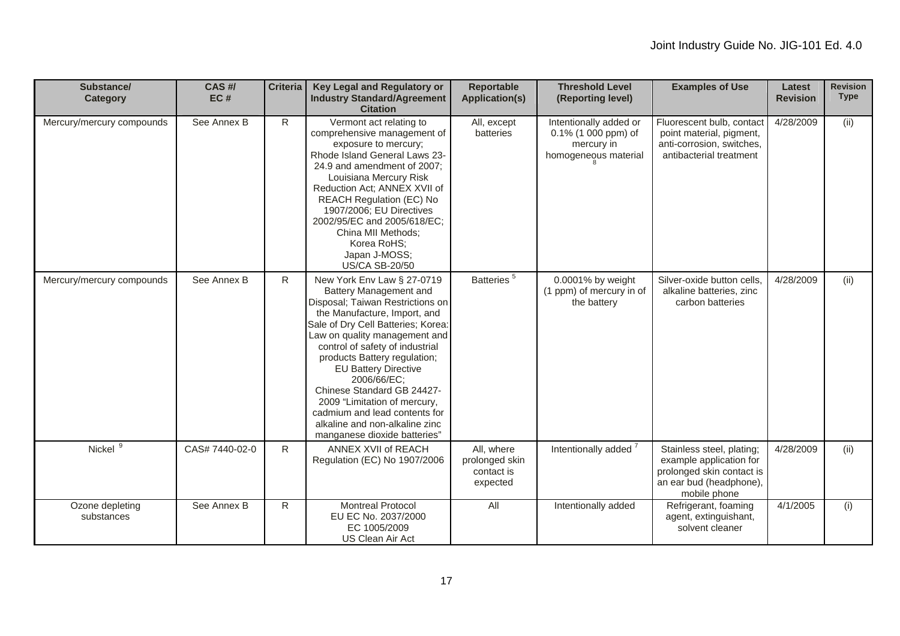| Substance/ Category | CAS #/ EC # | Criteria | Key Legal and Regulatory or Industry Standard/Agreement Citation | Reportable Application(s) | Threshold Level (Reporting level) | Examples of Use | Latest Revision | Revision Type |
|---|---|---|---|---|---|---|---|---|
| Mercury/mercury compounds | See Annex B | R | Vermont act relating to comprehensive management of exposure to mercury; Rhode Island General Laws 23-24.9 and amendment of 2007; Louisiana Mercury Risk Reduction Act; ANNEX XVII of REACH Regulation (EC) No 1907/2006; EU Directives 2002/95/EC and 2005/618/EC; China MII Methods; Korea RoHS; Japan J-MOSS; US/CA SB-20/50 | All, except batteries | Intentionally added or 0.1% (1 000 ppm) of mercury in homogeneous material [8] | Fluorescent bulb, contact point material, pigment, anti-corrosion, switches, antibacterial treatment | 4/28/2009 | (ii) |
| Mercury/mercury compounds | See Annex B | R | New York Env Law § 27-0719 Battery Management and Disposal; Taiwan Restrictions on the Manufacture, Import, and Sale of Dry Cell Batteries; Korea: Law on quality management and control of safety of industrial products Battery regulation; EU Battery Directive 2006/66/EC; Chinese Standard GB 24427-2009 "Limitation of mercury, cadmium and lead contents for alkaline and non-alkaline zinc manganese dioxide batteries" | Batteries [5] | 0.0001% by weight (1 ppm) of mercury in of the battery | Silver-oxide button cells, alkaline batteries, zinc carbon batteries | 4/28/2009 | (ii) |
| Nickel [9] | CAS# 7440-02-0 | R | ANNEX XVII of REACH Regulation (EC) No 1907/2006 | All, where prolonged skin contact is expected | Intentionally added [7] | Stainless steel, plating; example application for prolonged skin contact is an ear bud (headphone), mobile phone | 4/28/2009 | (ii) |
| Ozone depleting substances | See Annex B | R | Montreal Protocol EU EC No. 2037/2000 EC 1005/2009 US Clean Air Act | All | Intentionally added | Refrigerant, foaming agent, extinguishant, solvent cleaner | 4/1/2005 | (i) |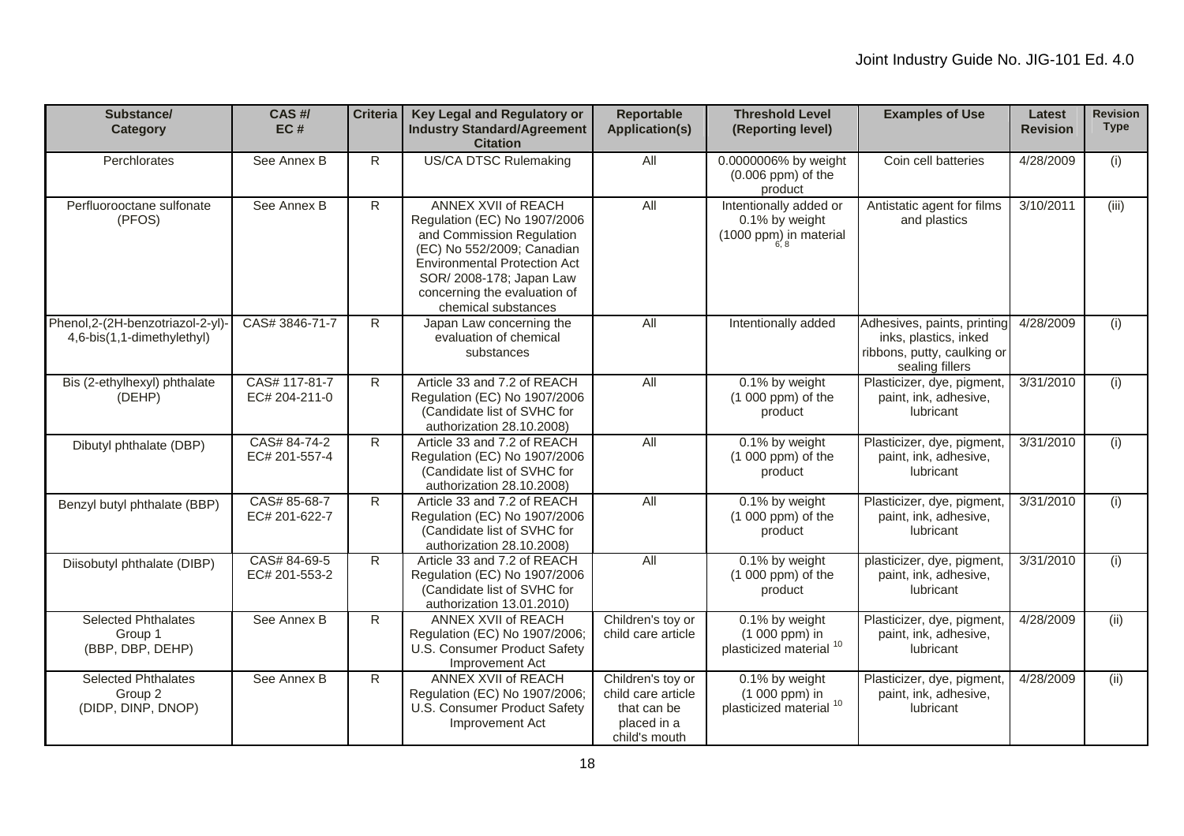| Substance/ Category | CAS #/ EC # | Criteria | Key Legal and Regulatory or Industry Standard/Agreement Citation | Reportable Application(s) | Threshold Level (Reporting level) | Examples of Use | Latest Revision | Revision Type |
|---|---|---|---|---|---|---|---|---|
| Perchlorates | See Annex B | R | US/CA DTSC Rulemaking | All | 0.0000006% by weight (0.006 ppm) of the product | Coin cell batteries | 4/28/2009 | (i) |
| Perfluorooctane sulfonate (PFOS) | See Annex B | R | ANNEX XVII of REACH Regulation (EC) No 1907/2006 and Commission Regulation (EC) No 552/2009; Canadian Environmental Protection Act SOR/ 2008-178; Japan Law concerning the evaluation of chemical substances | All | Intentionally added or 0.1% by weight (1000 ppm) in material [6, 8] | Antistatic agent for films and plastics | 3/10/2011 | (iii) |
| Phenol,2-(2H-benzotriazol-2-yl)-4,6-bis(1,1-dimethylethyl) | CAS# 3846-71-7 | R | Japan Law concerning the evaluation of chemical substances | All | Intentionally added | Adhesives, paints, printing inks, plastics, inked ribbons, putty, caulking or sealing fillers | 4/28/2009 | (i) |
| Bis (2-ethylhexyl) phthalate (DEHP) | CAS# 117-81-7 EC# 204-211-0 | R | Article 33 and 7.2 of REACH Regulation (EC) No 1907/2006 (Candidate list of SVHC for authorization 28.10.2008) | All | 0.1% by weight (1 000 ppm) of the product | Plasticizer, dye, pigment, paint, ink, adhesive, lubricant | 3/31/2010 | (i) |
| Dibutyl phthalate (DBP) | CAS# 84-74-2 EC# 201-557-4 | R | Article 33 and 7.2 of REACH Regulation (EC) No 1907/2006 (Candidate list of SVHC for authorization 28.10.2008) | All | 0.1% by weight (1 000 ppm) of the product | Plasticizer, dye, pigment, paint, ink, adhesive, lubricant | 3/31/2010 | (i) |
| Benzyl butyl phthalate (BBP) | CAS# 85-68-7 EC# 201-622-7 | R | Article 33 and 7.2 of REACH Regulation (EC) No 1907/2006 (Candidate list of SVHC for authorization 28.10.2008) | All | 0.1% by weight (1 000 ppm) of the product | Plasticizer, dye, pigment, paint, ink, adhesive, lubricant | 3/31/2010 | (i) |
| Diisobutyl phthalate (DIBP) | CAS# 84-69-5 EC# 201-553-2 | R | Article 33 and 7.2 of REACH Regulation (EC) No 1907/2006 (Candidate list of SVHC for authorization 13.01.2010) | All | 0.1% by weight (1 000 ppm) of the product | plasticizer, dye, pigment, paint, ink, adhesive, lubricant | 3/31/2010 | (i) |
| Selected Phthalates Group 1 (BBP, DBP, DEHP) | See Annex B | R | ANNEX XVII of REACH Regulation (EC) No 1907/2006; U.S. Consumer Product Safety Improvement Act | Children's toy or child care article | 0.1% by weight (1 000 ppm) in plasticized material [10] | Plasticizer, dye, pigment, paint, ink, adhesive, lubricant | 4/28/2009 | (ii) |
| Selected Phthalates Group 2 (DIDP, DINP, DNOP) | See Annex B | R | ANNEX XVII of REACH Regulation (EC) No 1907/2006; U.S. Consumer Product Safety Improvement Act | Children's toy or child care article that can be placed in a child's mouth | 0.1% by weight (1 000 ppm) in plasticized material [10] | Plasticizer, dye, pigment, paint, ink, adhesive, lubricant | 4/28/2009 | (ii) |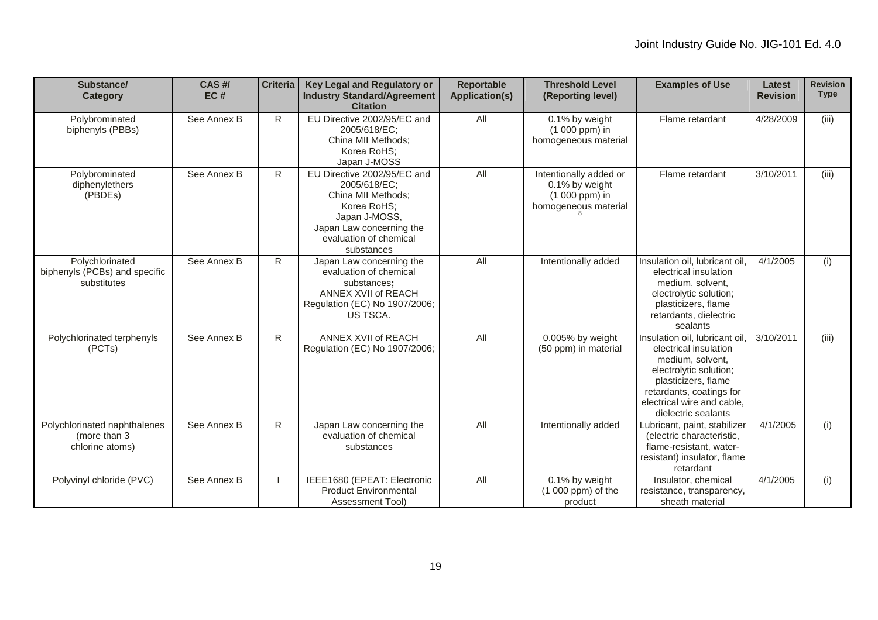| Substance/ Category | CAS #/ EC # | Criteria | Key Legal and Regulatory or Industry Standard/Agreement Citation | Reportable Application(s) | Threshold Level (Reporting level) | Examples of Use | Latest Revision | Revision Type |
|---|---|---|---|---|---|---|---|---|
| Polybrominated biphenyls (PBBs) | See Annex B | R | EU Directive 2002/95/EC and 2005/618/EC; China MII Methods; Korea RoHS; Japan J-MOSS | All | 0.1% by weight (1 000 ppm) in homogeneous material | Flame retardant | 4/28/2009 | (iii) |
| Polybrominated diphenylethers (PBDEs) | See Annex B | R | EU Directive 2002/95/EC and 2005/618/EC; China MII Methods; Korea RoHS; Japan J-MOSS, Japan Law concerning the evaluation of chemical substances | All | Intentionally added or 0.1% by weight (1 000 ppm) in homogeneous material [8] | Flame retardant | 3/10/2011 | (iii) |
| Polychlorinated biphenyls (PCBs) and specific substitutes | See Annex B | R | Japan Law concerning the evaluation of chemical substances**;** ANNEX XVII of REACH Regulation (EC) No 1907/2006; US TSCA. | All | Intentionally added | Insulation oil, lubricant oil, electrical insulation medium, solvent, electrolytic solution; plasticizers, flame retardants, dielectric sealants | 4/1/2005 | (i) |
| Polychlorinated terphenyls (PCTs) | See Annex B | R | ANNEX XVII of REACH Regulation (EC) No 1907/2006; | All | 0.005% by weight (50 ppm) in material | Insulation oil, lubricant oil, electrical insulation medium, solvent, electrolytic solution; plasticizers, flame retardants, coatings for electrical wire and cable, dielectric sealants | 3/10/2011 | (iii) |
| Polychlorinated naphthalenes (more than 3 chlorine atoms) | See Annex B | R | Japan Law concerning the evaluation of chemical substances | All | Intentionally added | Lubricant, paint, stabilizer (electric characteristic, flame-resistant, water-resistant) insulator, flame retardant | 4/1/2005 | (i) |
| Polyvinyl chloride (PVC) | See Annex B | I | IEEE1680 (EPEAT: Electronic Product Environmental Assessment Tool) | All | 0.1% by weight (1 000 ppm) of the product | Insulator, chemical resistance, transparency, sheath material | 4/1/2005 | (i) |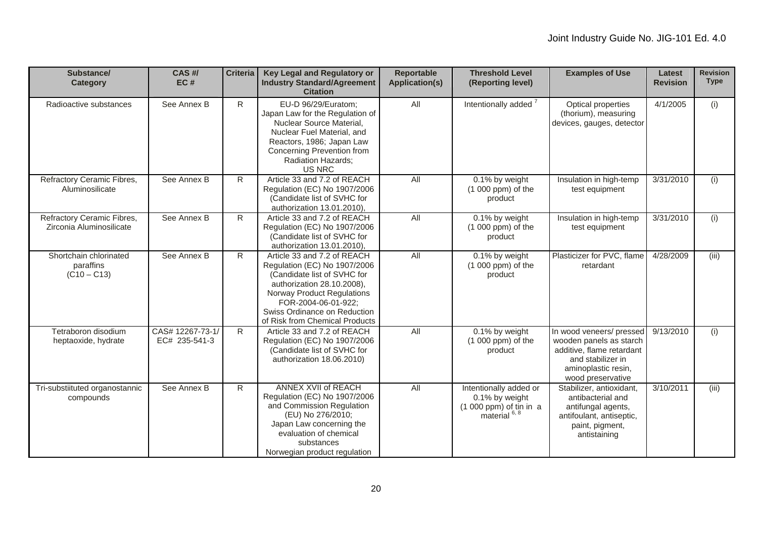| Substance/ Category | CAS #/ EC # | Criteria | Key Legal and Regulatory or Industry Standard/Agreement Citation | Reportable Application(s) | Threshold Level (Reporting level) | Examples of Use | Latest Revision | Revision Type |
|---|---|---|---|---|---|---|---|---|
| Radioactive substances | See Annex B | R | EU-D 96/29/Euratom; Japan Law for the Regulation of Nuclear Source Material, Nuclear Fuel Material, and Reactors, 1986; Japan Law Concerning Prevention from Radiation Hazards; US NRC | All | Intentionally added [7] | Optical properties (thorium), measuring devices, gauges, detector | 4/1/2005 | (i) |
| Refractory Ceramic Fibres, Aluminosilicate | See Annex B | R | Article 33 and 7.2 of REACH Regulation (EC) No 1907/2006 (Candidate list of SVHC for authorization 13.01.2010), | All | 0.1% by weight (1 000 ppm) of the product | Insulation in high-temp test equipment | 3/31/2010 | (i) |
| Refractory Ceramic Fibres, Zirconia Aluminosilicate | See Annex B | R | Article 33 and 7.2 of REACH Regulation (EC) No 1907/2006 (Candidate list of SVHC for authorization 13.01.2010), | All | 0.1% by weight (1 000 ppm) of the product | Insulation in high-temp test equipment | 3/31/2010 | (i) |
| Shortchain chlorinated paraffins (C10 – C13) | See Annex B | R | Article 33 and 7.2 of REACH Regulation (EC) No 1907/2006 (Candidate list of SVHC for authorization 28.10.2008), Norway Product Regulations FOR-2004-06-01-922; Swiss Ordinance on Reduction of Risk from Chemical Products | All | 0.1% by weight (1 000 ppm) of the product | Plasticizer for PVC, flame retardant | 4/28/2009 | (iii) |
| Tetraboron disodium heptaoxide, hydrate | CAS# 12267-73-1/ EC# 235-541-3 | R | Article 33 and 7.2 of REACH Regulation (EC) No 1907/2006 (Candidate list of SVHC for authorization 18.06.2010) | All | 0.1% by weight (1 000 ppm) of the product | In wood veneers/ pressed wooden panels as starch additive, flame retardant and stabilizer in aminoplastic resin, wood preservative | 9/13/2010 | (i) |
| Tri-substiituted organostannic compounds | See Annex B | R | ANNEX XVII of REACH Regulation (EC) No 1907/2006 and Commission Regulation (EU) No 276/2010; Japan Law concerning the evaluation of chemical substances Norwegian product regulation | All | Intentionally added or 0.1% by weight (1 000 ppm) of tin in a material [6, 8] | Stabilizer, antioxidant, antibacterial and antifungal agents, antifoulant, antiseptic, paint, pigment, antistaining | 3/10/2011 | (iii) |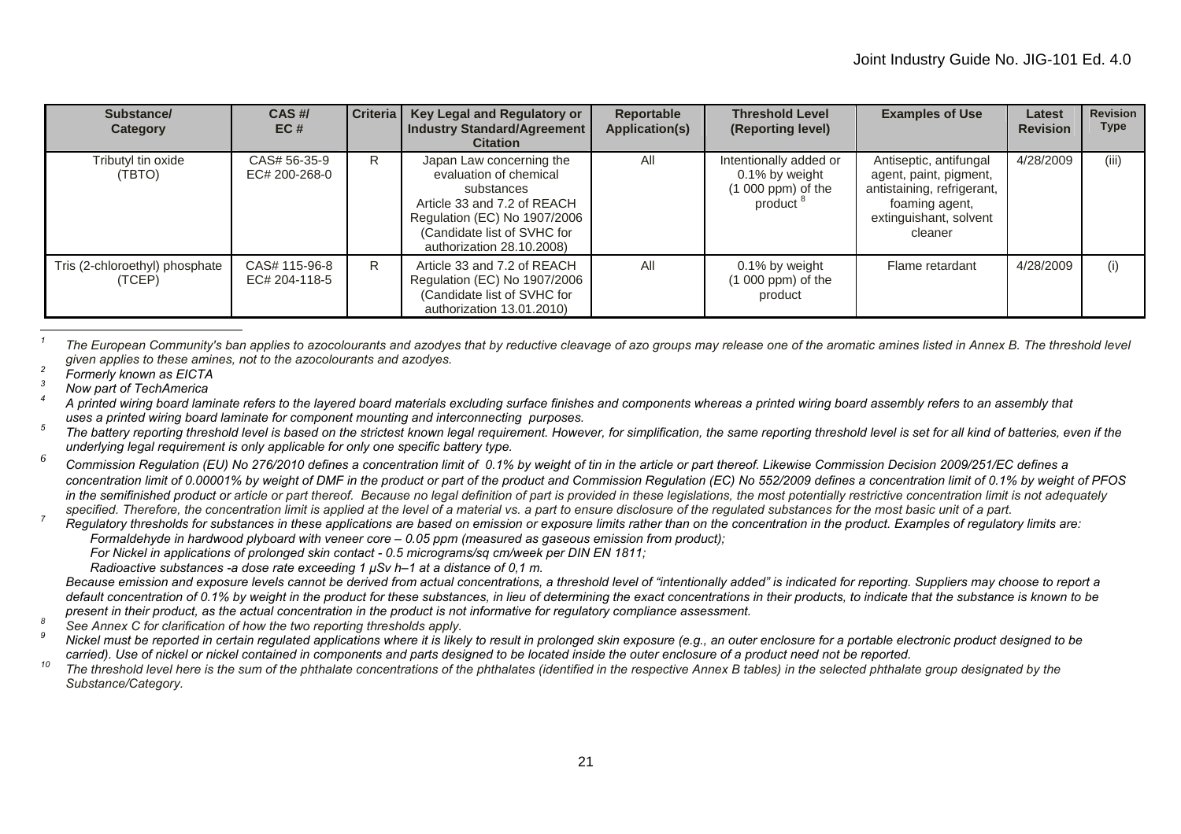| Substance/ Category | CAS #/ EC # | Criteria | Key Legal and Regulatory or Industry Standard/Agreement Citation | Reportable Application(s) | Threshold Level (Reporting level) | Examples of Use | Latest Revision | Revision Type |
|---|---|---|---|---|---|---|---|---|
| Tributyl tin oxide (TBTO) | CAS# 56-35-9 EC# 200-268-0 | R | Japan Law concerning the evaluation of chemical substances Article 33 and 7.2 of REACH Regulation (EC) No 1907/2006 (Candidate list of SVHC for authorization 28.10.2008) | All | Intentionally added or 0.1% by weight (1 000 ppm) of the product [8] | Antiseptic, antifungal agent, paint, pigment, antistaining, refrigerant, foaming agent, extinguishant, solvent cleaner | 4/28/2009 | (iii) |
| Tris (2-chloroethyl) phosphate (TCEP) | CAS# 115-96-8 EC# 204-118-5 | R | Article 33 and 7.2 of REACH Regulation (EC) No 1907/2006 (Candidate list of SVHC for authorization 13.01.2010) | All | 0.1% by weight (1 000 ppm) of the product | Flame retardant | 4/28/2009 | (i) |

[1] *The European Community's ban applies to azocolourants and azodyes that by reductive cleavage of azo groups may release one of the aromatic amines listed in Annex B. The threshold level given applies to these amines, not to the azocolourants and azodyes.*

[2] *Formerly known as EICTA*

[3] *Now part of TechAmerica*

[4] *A printed wiring board laminate refers to the layered board materials excluding surface finishes and components whereas a printed wiring board assembly refers to an assembly that uses a printed wiring board laminate for component mounting and interconnecting purposes.*

[5] *The battery reporting threshold level is based on the strictest known legal requirement. However, for simplification, the same reporting threshold level is set for all kind of batteries, even if the underlying legal requirement is only applicable for only one specific battery type.*

[6] *Commission Regulation (EU) No 276/2010 defines a concentration limit of 0.1% by weight of tin in the article or part thereof. Likewise Commission Decision 2009/251/EC defines a concentration limit of 0.00001% by weight of DMF in the product or part of the product and Commission Regulation (EC) No 552/2009 defines a concentration limit of 0.1% by weight of PFOS in the semifinished product or article or part thereof. Because no legal definition of part is provided in these legislations, the most potentially restrictive concentration limit is not adequately specified. Therefore, the concentration limit is applied at the level of a material vs. a part to ensure disclosure of the regulated substances for the most basic unit of a part.*

[7] *Regulatory thresholds for substances in these applications are based on emission or exposure limits rather than on the concentration in the product. Examples of regulatory limits are:*
*Formaldehyde in hardwood plyboard with veneer core – 0.05 ppm (measured as gaseous emission from product);*
*For Nickel in applications of prolonged skin contact - 0.5 micrograms/sq cm/week per DIN EN 1811;*
*Radioactive substances -a dose rate exceeding 1 μSv h–1 at a distance of 0,1 m.*
*Because emission and exposure levels cannot be derived from actual concentrations, a threshold level of "intentionally added" is indicated for reporting. Suppliers may choose to report a default concentration of 0.1% by weight in the product for these substances, in lieu of determining the exact concentrations in their products, to indicate that the substance is known to be present in their product, as the actual concentration in the product is not informative for regulatory compliance assessment.*

[8] *See Annex C for clarification of how the two reporting thresholds apply.*

[9] *Nickel must be reported in certain regulated applications where it is likely to result in prolonged skin exposure (e.g., an outer enclosure for a portable electronic product designed to be carried). Use of nickel or nickel contained in components and parts designed to be located inside the outer enclosure of a product need not be reported.*

[10] *The threshold level here is the sum of the phthalate concentrations of the phthalates (identified in the respective Annex B tables) in the selected phthalate group designated by the Substance/Category.*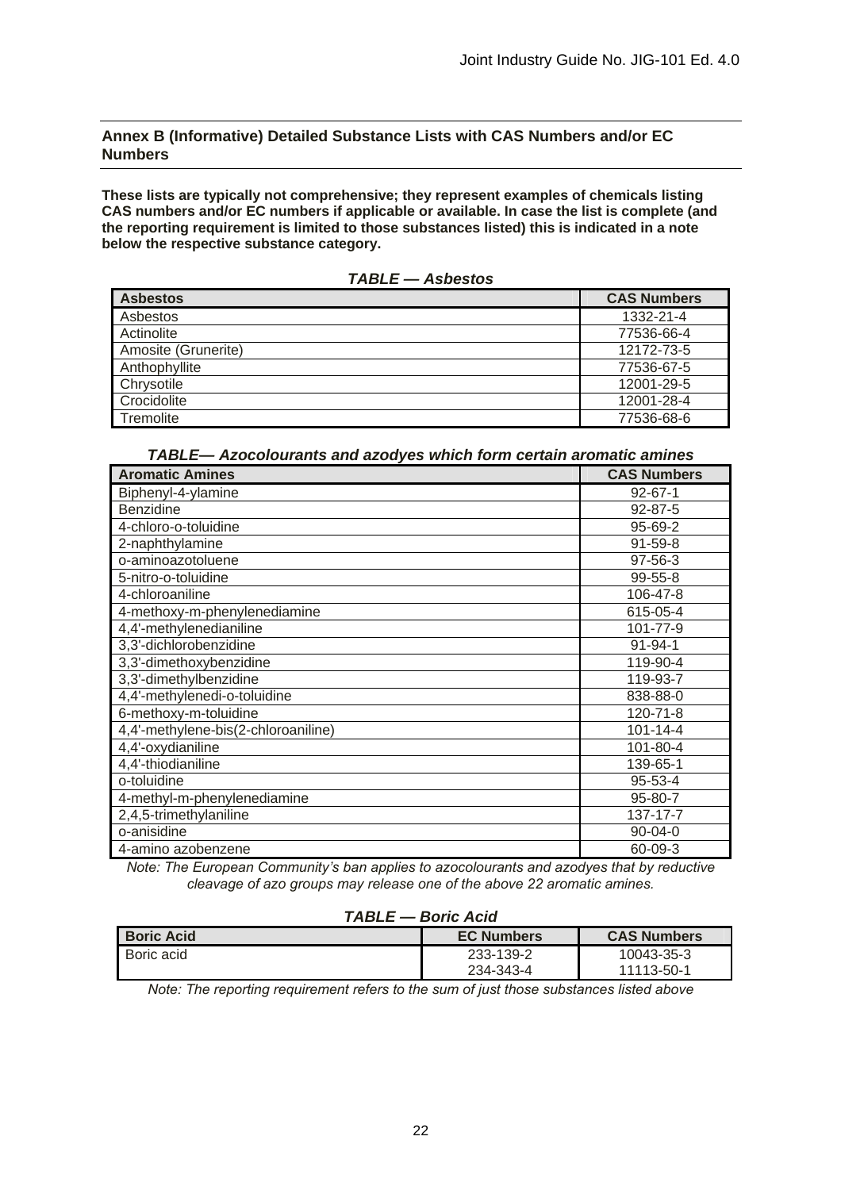## Annex B (Informative) Detailed Substance Lists with CAS Numbers and/or EC Numbers

**These lists are typically not comprehensive; they represent examples of chemicals listing CAS numbers and/or EC numbers if applicable or available. In case the list is complete (and the reporting requirement is limited to those substances listed) this is indicated in a note below the respective substance category.**

***TABLE — Asbestos***

| Asbestos | CAS Numbers |
|---|---|
| Asbestos | 1332-21-4 |
| Actinolite | 77536-66-4 |
| Amosite (Grunerite) | 12172-73-5 |
| Anthophyllite | 77536-67-5 |
| Chrysotile | 12001-29-5 |
| Crocidolite | 12001-28-4 |
| Tremolite | 77536-68-6 |

***TABLE— Azocolourants and azodyes which form certain aromatic amines***

| Aromatic Amines | CAS Numbers |
|---|---|
| Biphenyl-4-ylamine | 92-67-1 |
| Benzidine | 92-87-5 |
| 4-chloro-o-toluidine | 95-69-2 |
| 2-naphthylamine | 91-59-8 |
| o-aminoazotoluene | 97-56-3 |
| 5-nitro-o-toluidine | 99-55-8 |
| 4-chloroaniline | 106-47-8 |
| 4-methoxy-m-phenylenediamine | 615-05-4 |
| 4,4'-methylenedianiline | 101-77-9 |
| 3,3'-dichlorobenzidine | 91-94-1 |
| 3,3'-dimethoxybenzidine | 119-90-4 |
| 3,3'-dimethylbenzidine | 119-93-7 |
| 4,4'-methylenedi-o-toluidine | 838-88-0 |
| 6-methoxy-m-toluidine | 120-71-8 |
| 4,4'-methylene-bis(2-chloroaniline) | 101-14-4 |
| 4,4'-oxydianiline | 101-80-4 |
| 4,4'-thiodianiline | 139-65-1 |
| o-toluidine | 95-53-4 |
| 4-methyl-m-phenylenediamine | 95-80-7 |
| 2,4,5-trimethylaniline | 137-17-7 |
| o-anisidine | 90-04-0 |
| 4-amino azobenzene | 60-09-3 |

*Note: The European Community's ban applies to azocolourants and azodyes that by reductive cleavage of azo groups may release one of the above 22 aromatic amines.*

***TABLE — Boric Acid***

| Boric Acid | EC Numbers | CAS Numbers |
|---|---|---|
| Boric acid | 233-139-2<br>234-343-4 | 10043-35-3<br>11113-50-1 |

*Note: The reporting requirement refers to the sum of just those substances listed above*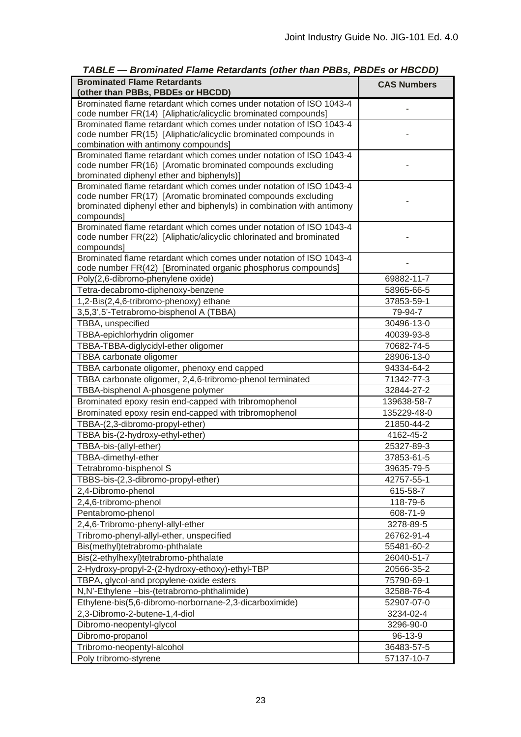***TABLE — Brominated Flame Retardants (other than PBBs, PBDEs or HBCDD)***

| Brominated Flame Retardants (other than PBBs, PBDEs or HBCDD) | CAS Numbers |
|---|---|
| Brominated flame retardant which comes under notation of ISO 1043-4 code number FR(14) [Aliphatic/alicyclic brominated compounds] | - |
| Brominated flame retardant which comes under notation of ISO 1043-4 code number FR(15) [Aliphatic/alicyclic brominated compounds in combination with antimony compounds] | - |
| Brominated flame retardant which comes under notation of ISO 1043-4 code number FR(16) [Aromatic brominated compounds excluding brominated diphenyl ether and biphenyls)] | - |
| Brominated flame retardant which comes under notation of ISO 1043-4 code number FR(17) [Aromatic brominated compounds excluding brominated diphenyl ether and biphenyls) in combination with antimony compounds] | - |
| Brominated flame retardant which comes under notation of ISO 1043-4 code number FR(22) [Aliphatic/alicyclic chlorinated and brominated compounds] | - |
| Brominated flame retardant which comes under notation of ISO 1043-4 code number FR(42) [Brominated organic phosphorus compounds] | - |
| Poly(2,6-dibromo-phenylene oxide) | 69882-11-7 |
| Tetra-decabromo-diphenoxy-benzene | 58965-66-5 |
| 1,2-Bis(2,4,6-tribromo-phenoxy) ethane | 37853-59-1 |
| 3,5,3',5'-Tetrabromo-bisphenol A (TBBA) | 79-94-7 |
| TBBA, unspecified | 30496-13-0 |
| TBBA-epichlorhydrin oligomer | 40039-93-8 |
| TBBA-TBBA-diglycidyl-ether oligomer | 70682-74-5 |
| TBBA carbonate oligomer | 28906-13-0 |
| TBBA carbonate oligomer, phenoxy end capped | 94334-64-2 |
| TBBA carbonate oligomer, 2,4,6-tribromo-phenol terminated | 71342-77-3 |
| TBBA-bisphenol A-phosgene polymer | 32844-27-2 |
| Brominated epoxy resin end-capped with tribromophenol | 139638-58-7 |
| Brominated epoxy resin end-capped with tribromophenol | 135229-48-0 |
| TBBA-(2,3-dibromo-propyl-ether) | 21850-44-2 |
| TBBA bis-(2-hydroxy-ethyl-ether) | 4162-45-2 |
| TBBA-bis-(allyl-ether) | 25327-89-3 |
| TBBA-dimethyl-ether | 37853-61-5 |
| Tetrabromo-bisphenol S | 39635-79-5 |
| TBBS-bis-(2,3-dibromo-propyl-ether) | 42757-55-1 |
| 2,4-Dibromo-phenol | 615-58-7 |
| 2,4,6-tribromo-phenol | 118-79-6 |
| Pentabromo-phenol | 608-71-9 |
| 2,4,6-Tribromo-phenyl-allyl-ether | 3278-89-5 |
| Tribromo-phenyl-allyl-ether, unspecified | 26762-91-4 |
| Bis(methyl)tetrabromo-phthalate | 55481-60-2 |
| Bis(2-ethylhexyl)tetrabromo-phthalate | 26040-51-7 |
| 2-Hydroxy-propyl-2-(2-hydroxy-ethoxy)-ethyl-TBP | 20566-35-2 |
| TBPA, glycol-and propylene-oxide esters | 75790-69-1 |
| N,N'-Ethylene –bis-(tetrabromo-phthalimide) | 32588-76-4 |
| Ethylene-bis(5,6-dibromo-norbornane-2,3-dicarboximide) | 52907-07-0 |
| 2,3-Dibromo-2-butene-1,4-diol | 3234-02-4 |
| Dibromo-neopentyl-glycol | 3296-90-0 |
| Dibromo-propanol | 96-13-9 |
| Tribromo-neopentyl-alcohol | 36483-57-5 |
| Poly tribromo-styrene | 57137-10-7 |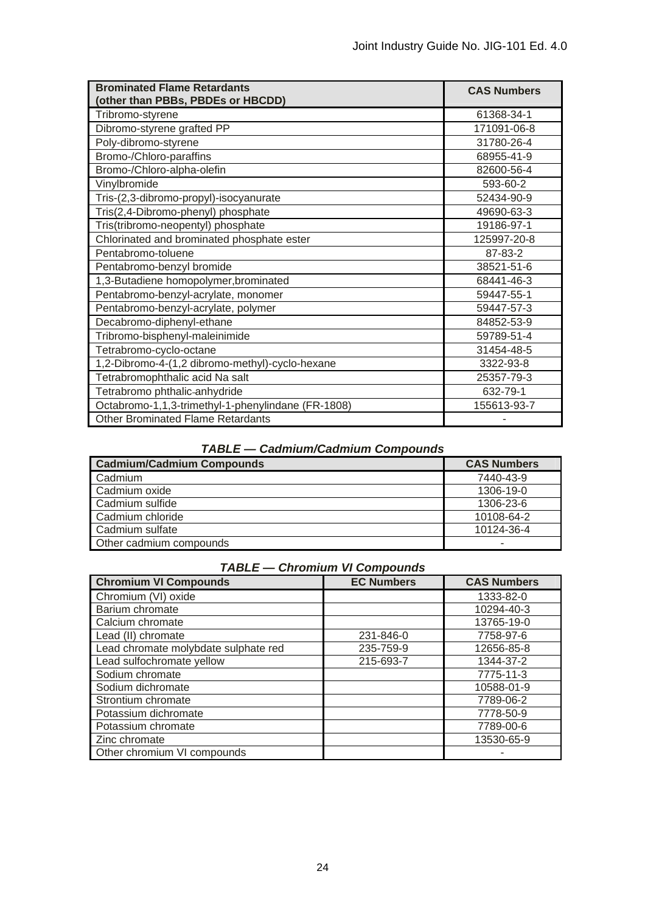| Brominated Flame Retardants (other than PBBs, PBDEs or HBCDD) | CAS Numbers |
|---|---|
| Tribromo-styrene | 61368-34-1 |
| Dibromo-styrene grafted PP | 171091-06-8 |
| Poly-dibromo-styrene | 31780-26-4 |
| Bromo-/Chloro-paraffins | 68955-41-9 |
| Bromo-/Chloro-alpha-olefin | 82600-56-4 |
| Vinylbromide | 593-60-2 |
| Tris-(2,3-dibromo-propyl)-isocyanurate | 52434-90-9 |
| Tris(2,4-Dibromo-phenyl) phosphate | 49690-63-3 |
| Tris(tribromo-neopentyl) phosphate | 19186-97-1 |
| Chlorinated and brominated phosphate ester | 125997-20-8 |
| Pentabromo-toluene | 87-83-2 |
| Pentabromo-benzyl bromide | 38521-51-6 |
| 1,3-Butadiene homopolymer,brominated | 68441-46-3 |
| Pentabromo-benzyl-acrylate, monomer | 59447-55-1 |
| Pentabromo-benzyl-acrylate, polymer | 59447-57-3 |
| Decabromo-diphenyl-ethane | 84852-53-9 |
| Tribromo-bisphenyl-maleinimide | 59789-51-4 |
| Tetrabromo-cyclo-octane | 31454-48-5 |
| 1,2-Dibromo-4-(1,2 dibromo-methyl)-cyclo-hexane | 3322-93-8 |
| Tetrabromophthalic acid Na salt | 25357-79-3 |
| Tetrabromo phthalic-anhydride | 632-79-1 |
| Octabromo-1,1,3-trimethyl-1-phenylindane (FR-1808) | 155613-93-7 |
| Other Brominated Flame Retardants | - |

***TABLE — Cadmium/Cadmium Compounds***

| Cadmium/Cadmium Compounds | CAS Numbers |
|---|---|
| Cadmium | 7440-43-9 |
| Cadmium oxide | 1306-19-0 |
| Cadmium sulfide | 1306-23-6 |
| Cadmium chloride | 10108-64-2 |
| Cadmium sulfate | 10124-36-4 |
| Other cadmium compounds | - |

***TABLE — Chromium VI Compounds***

| Chromium VI Compounds | EC Numbers | CAS Numbers |
|---|---|---|
| Chromium (VI) oxide | | 1333-82-0 |
| Barium chromate | | 10294-40-3 |
| Calcium chromate | | 13765-19-0 |
| Lead (II) chromate | 231-846-0 | 7758-97-6 |
| Lead chromate molybdate sulphate red | 235-759-9 | 12656-85-8 |
| Lead sulfochromate yellow | 215-693-7 | 1344-37-2 |
| Sodium chromate | | 7775-11-3 |
| Sodium dichromate | | 10588-01-9 |
| Strontium chromate | | 7789-06-2 |
| Potassium dichromate | | 7778-50-9 |
| Potassium chromate | | 7789-00-6 |
| Zinc chromate | | 13530-65-9 |
| Other chromium VI compounds | | - |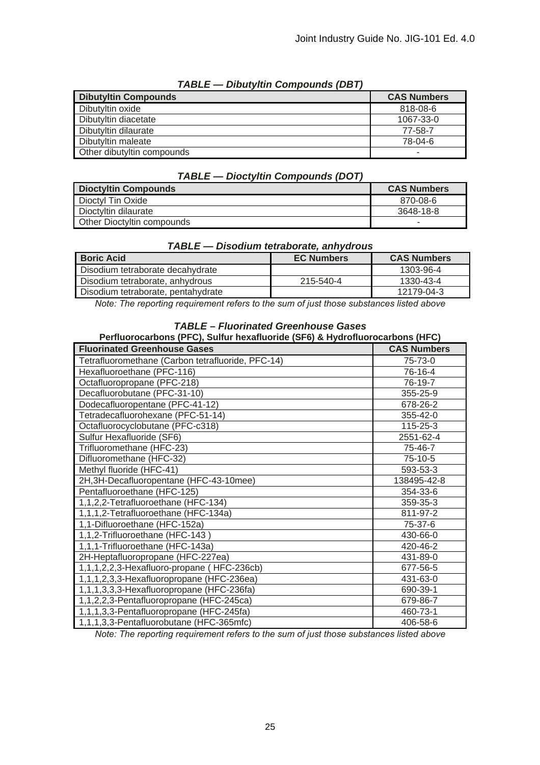***TABLE — Dibutyltin Compounds (DBT)***

| Dibutyltin Compounds | CAS Numbers |
|---|---|
| Dibutyltin oxide | 818-08-6 |
| Dibutyltin diacetate | 1067-33-0 |
| Dibutyltin dilaurate | 77-58-7 |
| Dibutyltin maleate | 78-04-6 |
| Other dibutyltin compounds | - |

***TABLE — Dioctyltin Compounds (DOT)***

| Dioctyltin Compounds | CAS Numbers |
|---|---|
| Dioctyl Tin Oxide | 870-08-6 |
| Dioctyltin dilaurate | 3648-18-8 |
| Other Dioctyltin compounds | - |

***TABLE — Disodium tetraborate, anhydrous***

| Boric Acid | EC Numbers | CAS Numbers |
|---|---|---|
| Disodium tetraborate decahydrate | | 1303-96-4 |
| Disodium tetraborate, anhydrous | 215-540-4 | 1330-43-4 |
| Disodium tetraborate, pentahydrate | | 12179-04-3 |

*Note: The reporting requirement refers to the sum of just those substances listed above*

***TABLE – Fluorinated Greenhouse Gases***

**Perfluorocarbons (PFC), Sulfur hexafluoride (SF6) & Hydrofluorocarbons (HFC)**

| Fluorinated Greenhouse Gases | CAS Numbers |
|---|---|
| Tetrafluoromethane (Carbon tetrafluoride, PFC-14) | 75-73-0 |
| Hexafluoroethane (PFC-116) | 76-16-4 |
| Octafluoropropane (PFC-218) | 76-19-7 |
| Decafluorobutane (PFC-31-10) | 355-25-9 |
| Dodecafluoropentane (PFC-41-12) | 678-26-2 |
| Tetradecafluorohexane (PFC-51-14) | 355-42-0 |
| Octafluorocyclobutane (PFC-c318) | 115-25-3 |
| Sulfur Hexafluoride (SF6) | 2551-62-4 |
| Trifluoromethane (HFC-23) | 75-46-7 |
| Difluoromethane (HFC-32) | 75-10-5 |
| Methyl fluoride (HFC-41) | 593-53-3 |
| 2H,3H-Decafluoropentane (HFC-43-10mee) | 138495-42-8 |
| Pentafluoroethane (HFC-125) | 354-33-6 |
| 1,1,2,2-Tetrafluoroethane (HFC-134) | 359-35-3 |
| 1,1,1,2-Tetrafluoroethane (HFC-134a) | 811-97-2 |
| 1,1-Difluoroethane (HFC-152a) | 75-37-6 |
| 1,1,2-Trifluoroethane (HFC-143 ) | 430-66-0 |
| 1,1,1-Trifluoroethane (HFC-143a) | 420-46-2 |
| 2H-Heptafluoropropane (HFC-227ea) | 431-89-0 |
| 1,1,1,2,2,3-Hexafluoro-propane ( HFC-236cb) | 677-56-5 |
| 1,1,1,2,3,3-Hexafluoropropane (HFC-236ea) | 431-63-0 |
| 1,1,1,3,3,3-Hexafluoropropane (HFC-236fa) | 690-39-1 |
| 1,1,2,2,3-Pentafluoropropane (HFC-245ca) | 679-86-7 |
| 1,1,1,3,3-Pentafluoropropane (HFC-245fa) | 460-73-1 |
| 1,1,1,3,3-Pentafluorobutane (HFC-365mfc) | 406-58-6 |

*Note: The reporting requirement refers to the sum of just those substances listed above*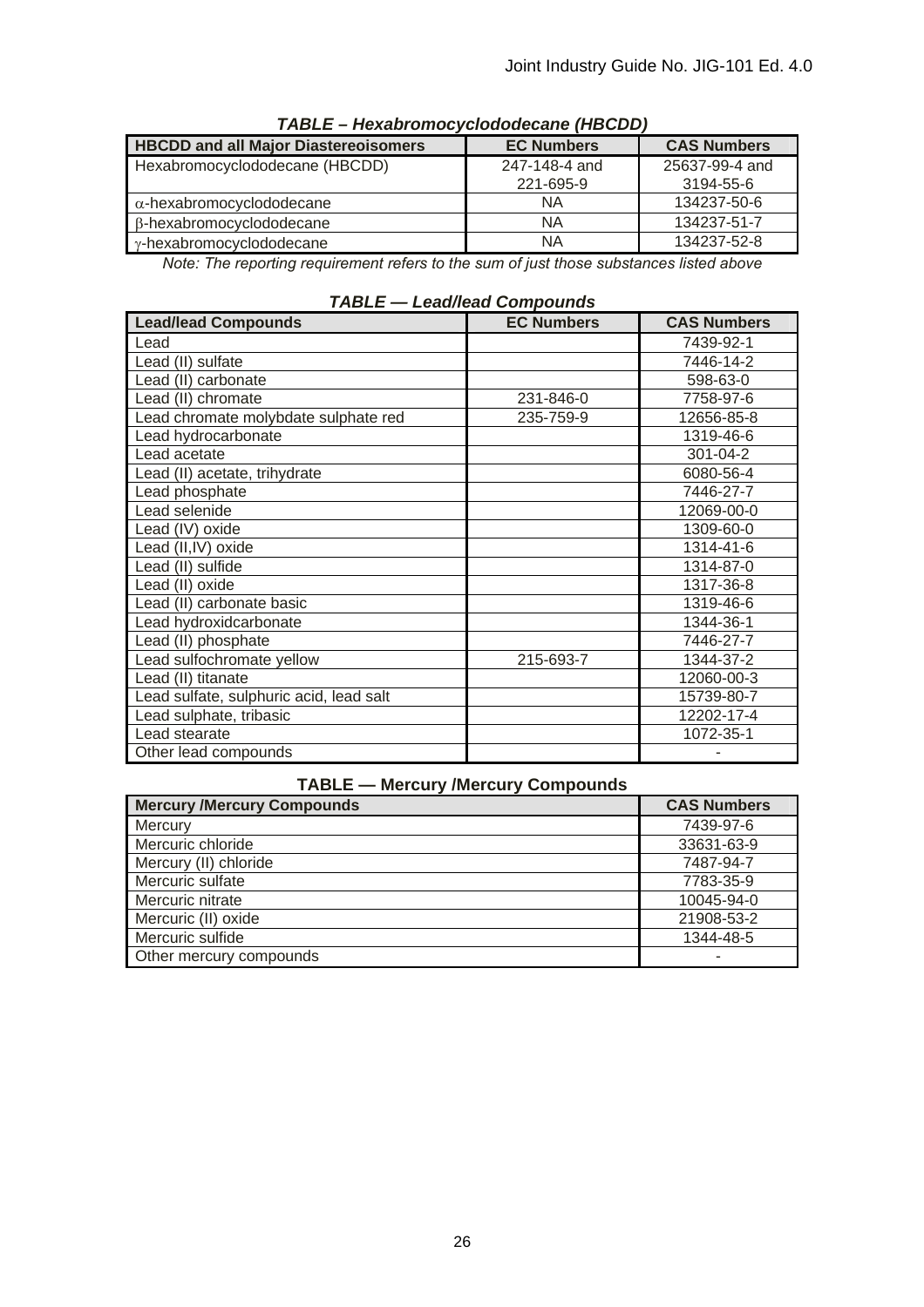***TABLE – Hexabromocyclododecane (HBCDD)***

| HBCDD and all Major Diastereoisomers | EC Numbers | CAS Numbers |
|---|---|---|
| Hexabromocyclododecane (HBCDD) | 247-148-4 and 221-695-9 | 25637-99-4 and 3194-55-6 |
| α-hexabromocyclododecane | NA | 134237-50-6 |
| β-hexabromocyclododecane | NA | 134237-51-7 |
| γ-hexabromocyclododecane | NA | 134237-52-8 |

*Note: The reporting requirement refers to the sum of just those substances listed above*

***TABLE — Lead/lead Compounds***

| Lead/lead Compounds | EC Numbers | CAS Numbers |
|---|---|---|
| Lead | | 7439-92-1 |
| Lead (II) sulfate | | 7446-14-2 |
| Lead (II) carbonate | | 598-63-0 |
| Lead (II) chromate | 231-846-0 | 7758-97-6 |
| Lead chromate molybdate sulphate red | 235-759-9 | 12656-85-8 |
| Lead hydrocarbonate | | 1319-46-6 |
| Lead acetate | | 301-04-2 |
| Lead (II) acetate, trihydrate | | 6080-56-4 |
| Lead phosphate | | 7446-27-7 |
| Lead selenide | | 12069-00-0 |
| Lead (IV) oxide | | 1309-60-0 |
| Lead (II,IV) oxide | | 1314-41-6 |
| Lead (II) sulfide | | 1314-87-0 |
| Lead (II) oxide | | 1317-36-8 |
| Lead (II) carbonate basic | | 1319-46-6 |
| Lead hydroxidcarbonate | | 1344-36-1 |
| Lead (II) phosphate | | 7446-27-7 |
| Lead sulfochromate yellow | 215-693-7 | 1344-37-2 |
| Lead (II) titanate | | 12060-00-3 |
| Lead sulfate, sulphuric acid, lead salt | | 15739-80-7 |
| Lead sulphate, tribasic | | 12202-17-4 |
| Lead stearate | | 1072-35-1 |
| Other lead compounds | | - |

**TABLE — Mercury /Mercury Compounds**

| Mercury /Mercury Compounds | CAS Numbers |
|---|---|
| Mercury | 7439-97-6 |
| Mercuric chloride | 33631-63-9 |
| Mercury (II) chloride | 7487-94-7 |
| Mercuric sulfate | 7783-35-9 |
| Mercuric nitrate | 10045-94-0 |
| Mercuric (II) oxide | 21908-53-2 |
| Mercuric sulfide | 1344-48-5 |
| Other mercury compounds | - |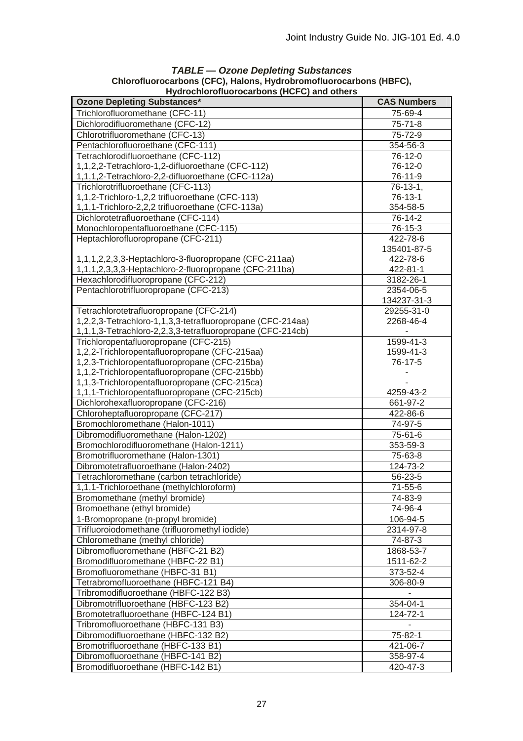***TABLE — Ozone Depleting Substances***

**Chlorofluorocarbons (CFC), Halons, Hydrobromofluorocarbons (HBFC), Hydrochlorofluorocarbons (HCFC) and others**

| Ozone Depleting Substances* | CAS Numbers |
|---|---|
| Trichlorofluoromethane (CFC-11) | 75-69-4 |
| Dichlorodifluoromethane (CFC-12) | 75-71-8 |
| Chlorotrifluoromethane (CFC-13) | 75-72-9 |
| Pentachlorofluoroethane (CFC-111) | 354-56-3 |
| Tetrachlorodifluoroethane (CFC-112)<br>1,1,2,2-Tetrachloro-1,2-difluoroethane (CFC-112)<br>1,1,1,2-Tetrachloro-2,2-difluoroethane (CFC-112a) | 76-12-0<br>76-12-0<br>76-11-9 |
| Trichlorotrifluoroethane (CFC-113)<br>1,1,2-Trichloro-1,2,2 trifluoroethane (CFC-113)<br>1,1,1-Trichloro-2,2,2 trifluoroethane (CFC-113a) | 76-13-1,<br>76-13-1<br>354-58-5 |
| Dichlorotetrafluoroethane (CFC-114) | 76-14-2 |
| Monochloropentafluoroethane (CFC-115) | 76-15-3 |
| Heptachlorofluoropropane (CFC-211)<br><br>1,1,1,2,2,3,3-Heptachloro-3-fluoropropane (CFC-211aa)<br>1,1,1,2,3,3,3-Heptachloro-2-fluoropropane (CFC-211ba) | 422-78-6<br>135401-87-5<br>422-78-6<br>422-81-1 |
| Hexachlorodifluoropropane (CFC-212) | 3182-26-1 |
| Pentachlorotrifluoropropane (CFC-213) | 2354-06-5<br>134237-31-3 |
| Tetrachlorotetrafluoropropane (CFC-214)<br>1,2,2,3-Tetrachloro-1,1,3,3-tetrafluoropropane (CFC-214aa)<br>1,1,1,3-Tetrachloro-2,2,3,3-tetrafluoropropane (CFC-214cb) | 29255-31-0<br>2268-46-4<br>- |
| Trichloropentafluoropropane (CFC-215)<br>1,2,2-Trichloropentafluoropropane (CFC-215aa)<br>1,2,3-Trichloropentafluoropropane (CFC-215ba)<br>1,1,2-Trichloropentafluoropropane (CFC-215bb)<br>1,1,3-Trichloropentafluoropropane (CFC-215ca)<br>1,1,1-Trichloropentafluoropropane (CFC-215cb) | 1599-41-3<br>1599-41-3<br>76-17-5<br>-<br>-<br>4259-43-2 |
| Dichlorohexafluoropropane (CFC-216) | 661-97-2 |
| Chloroheptafluoropropane (CFC-217) | 422-86-6 |
| Bromochloromethane (Halon-1011) | 74-97-5 |
| Dibromodifluoromethane (Halon-1202) | 75-61-6 |
| Bromochlorodifluoromethane (Halon-1211) | 353-59-3 |
| Bromotrifluoromethane (Halon-1301) | 75-63-8 |
| Dibromotetrafluoroethane (Halon-2402) | 124-73-2 |
| Tetrachloromethane (carbon tetrachloride) | 56-23-5 |
| 1,1,1-Trichloroethane (methylchloroform) | 71-55-6 |
| Bromomethane (methyl bromide) | 74-83-9 |
| Bromoethane (ethyl bromide) | 74-96-4 |
| 1-Bromopropane (n-propyl bromide) | 106-94-5 |
| Trifluoroiodomethane (trifluoromethyl iodide) | 2314-97-8 |
| Chloromethane (methyl chloride) | 74-87-3 |
| Dibromofluoromethane (HBFC-21 B2) | 1868-53-7 |
| Bromodifluoromethane (HBFC-22 B1) | 1511-62-2 |
| Bromofluoromethane (HBFC-31 B1) | 373-52-4 |
| Tetrabromofluoroethane (HBFC-121 B4) | 306-80-9 |
| Tribromodifluoroethane (HBFC-122 B3) | - |
| Dibromotrifluoroethane (HBFC-123 B2) | 354-04-1 |
| Bromotetrafluoroethane (HBFC-124 B1) | 124-72-1 |
| Tribromofluoroethane (HBFC-131 B3) | - |
| Dibromodifluoroethane (HBFC-132 B2) | 75-82-1 |
| Bromotrifluoroethane (HBFC-133 B1) | 421-06-7 |
| Dibromofluoroethane (HBFC-141 B2) | 358-97-4 |
| Bromodifluoroethane (HBFC-142 B1) | 420-47-3 |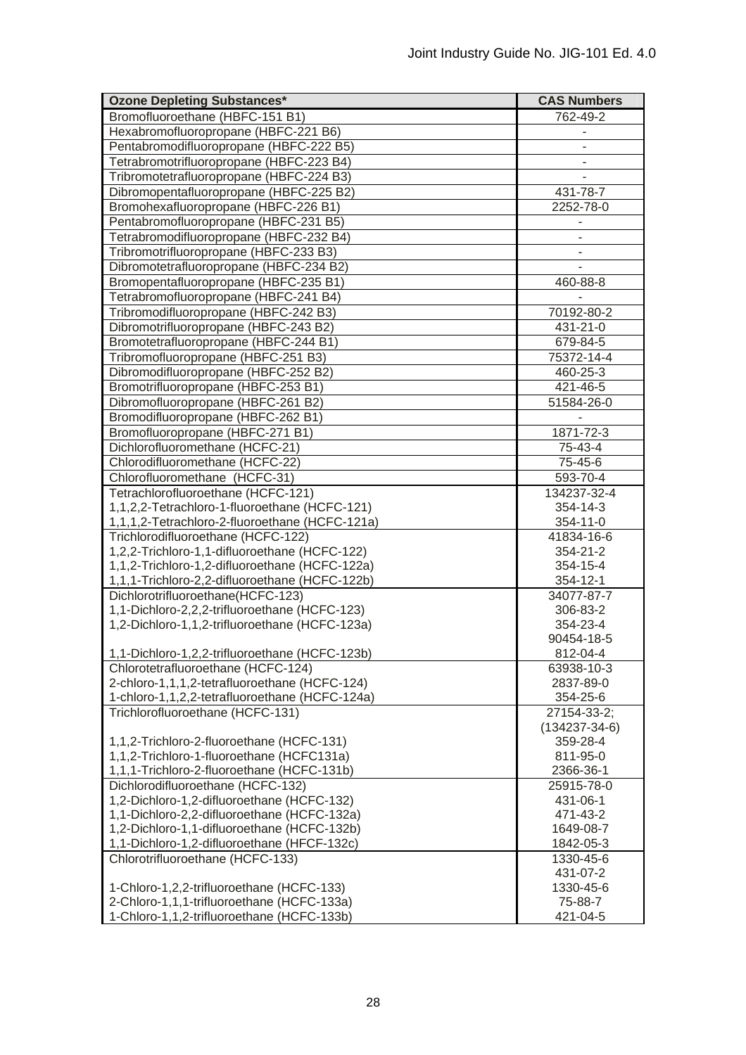| Ozone Depleting Substances* | CAS Numbers |
|---|---|
| Bromofluoroethane (HBFC-151 B1) | 762-49-2 |
| Hexabromofluoropropane (HBFC-221 B6) | - |
| Pentabromodifluoropropane (HBFC-222 B5) | - |
| Tetrabromotrifluoropropane (HBFC-223 B4) | - |
| Tribromotetrafluoropropane (HBFC-224 B3) | - |
| Dibromopentafluoropropane (HBFC-225 B2) | 431-78-7 |
| Bromohexafluoropropane (HBFC-226 B1) | 2252-78-0 |
| Pentabromofluoropropane (HBFC-231 B5) | - |
| Tetrabromodifluoropropane (HBFC-232 B4) | - |
| Tribromotrifluoropropane (HBFC-233 B3) | - |
| Dibromotetrafluoropropane (HBFC-234 B2) | - |
| Bromopentafluoropropane (HBFC-235 B1) | 460-88-8 |
| Tetrabromofluoropropane (HBFC-241 B4) | - |
| Tribromodifluoropropane (HBFC-242 B3) | 70192-80-2 |
| Dibromotrifluoropropane (HBFC-243 B2) | 431-21-0 |
| Bromotetrafluoropropane (HBFC-244 B1) | 679-84-5 |
| Tribromofluoropropane (HBFC-251 B3) | 75372-14-4 |
| Dibromodifluoropropane (HBFC-252 B2) | 460-25-3 |
| Bromotrifluoropropane (HBFC-253 B1) | 421-46-5 |
| Dibromofluoropropane (HBFC-261 B2) | 51584-26-0 |
| Bromodifluoropropane (HBFC-262 B1) | - |
| Bromofluoropropane (HBFC-271 B1) | 1871-72-3 |
| Dichlorofluoromethane (HCFC-21) | 75-43-4 |
| Chlorodifluoromethane (HCFC-22) | 75-45-6 |
| Chlorofluoromethane (HCFC-31) | 593-70-4 |
| Tetrachlorofluoroethane (HCFC-121)<br>1,1,2,2-Tetrachloro-1-fluoroethane (HCFC-121)<br>1,1,1,2-Tetrachloro-2-fluoroethane (HCFC-121a) | 134237-32-4<br>354-14-3<br>354-11-0 |
| Trichlorodifluoroethane (HCFC-122)<br>1,2,2-Trichloro-1,1-difluoroethane (HCFC-122)<br>1,1,2-Trichloro-1,2-difluoroethane (HCFC-122a)<br>1,1,1-Trichloro-2,2-difluoroethane (HCFC-122b) | 41834-16-6<br>354-21-2<br>354-15-4<br>354-12-1 |
| Dichlorotrifluoroethane(HCFC-123)<br>1,1-Dichloro-2,2,2-trifluoroethane (HCFC-123)<br>1,2-Dichloro-1,1,2-trifluoroethane (HCFC-123a)<br><br>1,1-Dichloro-1,2,2-trifluoroethane (HCFC-123b) | 34077-87-7<br>306-83-2<br>354-23-4<br>90454-18-5<br>812-04-4 |
| Chlorotetrafluoroethane (HCFC-124)<br>2-chloro-1,1,1,2-tetrafluoroethane (HCFC-124)<br>1-chloro-1,1,2,2-tetrafluoroethane (HCFC-124a) | 63938-10-3<br>2837-89-0<br>354-25-6 |
| Trichlorofluoroethane (HCFC-131)<br><br>1,1,2-Trichloro-2-fluoroethane (HCFC-131)<br>1,1,2-Trichloro-1-fluoroethane (HCFC131a)<br>1,1,1-Trichloro-2-fluoroethane (HCFC-131b) | 27154-33-2;<br>(134237-34-6)<br>359-28-4<br>811-95-0<br>2366-36-1 |
| Dichlorodifluoroethane (HCFC-132)<br>1,2-Dichloro-1,2-difluoroethane (HCFC-132)<br>1,1-Dichloro-2,2-difluoroethane (HCFC-132a)<br>1,2-Dichloro-1,1-difluoroethane (HCFC-132b)<br>1,1-Dichloro-1,2-difluoroethane (HFCF-132c) | 25915-78-0<br>431-06-1<br>471-43-2<br>1649-08-7<br>1842-05-3 |
| Chlorotrifluoroethane (HCFC-133)<br><br>1-Chloro-1,2,2-trifluoroethane (HCFC-133)<br>2-Chloro-1,1,1-trifluoroethane (HCFC-133a)<br>1-Chloro-1,1,2-trifluoroethane (HCFC-133b) | 1330-45-6<br>431-07-2<br>1330-45-6<br>75-88-7<br>421-04-5 |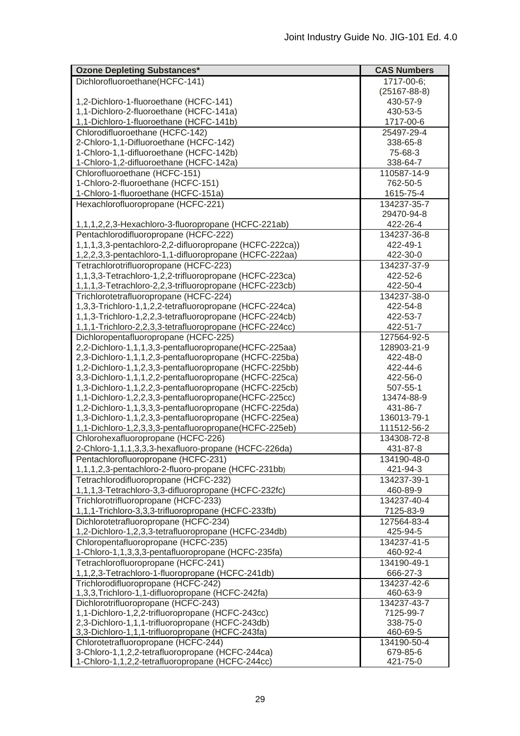| Ozone Depleting Substances* | CAS Numbers |
|---|---|
| Dichlorofluoroethane(HCFC-141) | 1717-00-6; (25167-88-8) |
| 1,2-Dichloro-1-fluoroethane (HCFC-141) | 430-57-9 |
| 1,1-Dichloro-2-fluoroethane (HCFC-141a) | 430-53-5 |
| 1,1-Dichloro-1-fluoroethane (HCFC-141b) | 1717-00-6 |
| Chlorodifluoroethane (HCFC-142) | 25497-29-4 |
| 2-Chloro-1,1-Difluoroethane (HCFC-142) | 338-65-8 |
| 1-Chloro-1,1-difluoroethane (HCFC-142b) | 75-68-3 |
| 1-Chloro-1,2-difluoroethane (HCFC-142a) | 338-64-7 |
| Chlorofluoroethane (HCFC-151) | 110587-14-9 |
| 1-Chloro-2-fluoroethane (HCFC-151) | 762-50-5 |
| 1-Chloro-1-fluoroethane (HCFC-151a) | 1615-75-4 |
| Hexachlorofluoropropane (HCFC-221) | 134237-35-7 29470-94-8 |
| 1,1,1,2,2,3-Hexachloro-3-fluoropropane (HCFC-221ab) | 422-26-4 |
| Pentachlorodifluoropropane (HCFC-222) | 134237-36-8 |
| 1,1,1,3,3-pentachloro-2,2-difluoropropane (HCFC-222ca)) | 422-49-1 |
| 1,2,2,3,3-pentachloro-1,1-difluoropropane (HCFC-222aa) | 422-30-0 |
| Tetrachlorotrifluoropropane (HCFC-223) | 134237-37-9 |
| 1,1,3,3-Tetrachloro-1,2,2-trifluoropropane (HCFC-223ca) | 422-52-6 |
| 1,1,1,3-Tetrachloro-2,2,3-trifluoropropane (HCFC-223cb) | 422-50-4 |
| Trichlorotetrafluoropropane (HCFC-224) | 134237-38-0 |
| 1,3,3-Trichloro-1,1,2,2-tetrafluoropropane (HCFC-224ca) | 422-54-8 |
| 1,1,3-Trichloro-1,2,2,3-tetrafluoropropane (HCFC-224cb) | 422-53-7 |
| 1,1,1-Trichloro-2,2,3,3-tetrafluoropropane (HCFC-224cc) | 422-51-7 |
| Dichloropentafluoropropane (HCFC-225) | 127564-92-5 |
| 2,2-Dichloro-1,1,1,3,3-pentafluoropropane(HCFC-225aa) | 128903-21-9 |
| 2,3-Dichloro-1,1,1,2,3-pentafluoropropane (HCFC-225ba) | 422-48-0 |
| 1,2-Dichloro-1,1,2,3,3-pentafluoropropane (HCFC-225bb) | 422-44-6 |
| 3,3-Dichloro-1,1,1,2,2-pentafluoropropane (HCFC-225ca) | 422-56-0 |
| 1,3-Dichloro-1,1,2,2,3-pentafluoropropane (HCFC-225cb) | 507-55-1 |
| 1,1-Dichloro-1,2,2,3,3-pentafluoropropane(HCFC-225cc) | 13474-88-9 |
| 1,2-Dichloro-1,1,3,3,3-pentafluoropropane (HCFC-225da) | 431-86-7 |
| 1,3-Dichloro-1,1,2,3,3-pentafluoropropane (HCFC-225ea) | 136013-79-1 |
| 1,1-Dichloro-1,2,3,3,3-pentafluoropropane(HCFC-225eb) | 111512-56-2 |
| Chlorohexafluoropropane (HCFC-226) | 134308-72-8 |
| 2-Chloro-1,1,1,3,3,3-hexafluoro-propane (HCFC-226da) | 431-87-8 |
| Pentachlorofluoropropane (HCFC-231) | 134190-48-0 |
| 1,1,1,2,3-pentachloro-2-fluoro-propane (HCFC-231bb) | 421-94-3 |
| Tetrachlorodifluoropropane (HCFC-232) | 134237-39-1 |
| 1,1,1,3-Tetrachloro-3,3-difluoropropane (HCFC-232fc) | 460-89-9 |
| Trichlorotrifluoropropane (HCFC-233) | 134237-40-4 |
| 1,1,1-Trichloro-3,3,3-trifluoropropane (HCFC-233fb) | 7125-83-9 |
| Dichlorotetrafluoropropane (HCFC-234) | 127564-83-4 |
| 1,2-Dichloro-1,2,3,3-tetrafluoropropane (HCFC-234db) | 425-94-5 |
| Chloropentafluoropropane (HCFC-235) | 134237-41-5 |
| 1-Chloro-1,1,3,3,3-pentafluoropropane (HCFC-235fa) | 460-92-4 |
| Tetrachlorofluoropropane (HCFC-241) | 134190-49-1 |
| 1,1,2,3-Tetrachloro-1-fluoropropane (HCFC-241db) | 666-27-3 |
| Trichlorodifluoropropane (HCFC-242) | 134237-42-6 |
| 1,3,3,Trichloro-1,1-difluoropropane (HCFC-242fa) | 460-63-9 |
| Dichlorotrifluoropropane (HCFC-243) | 134237-43-7 |
| 1,1-Dichloro-1,2,2-trifluoropropane (HCFC-243cc) | 7125-99-7 |
| 2,3-Dichloro-1,1,1-trifluoropropane (HCFC-243db) | 338-75-0 |
| 3,3-Dichloro-1,1,1-trifluoropropane (HCFC-243fa) | 460-69-5 |
| Chlorotetrafluoropropane (HCFC-244) | 134190-50-4 |
| 3-Chloro-1,1,2,2-tetrafluoropropane (HCFC-244ca) | 679-85-6 |
| 1-Chloro-1,1,2,2-tetrafluoropropane (HCFC-244cc) | 421-75-0 |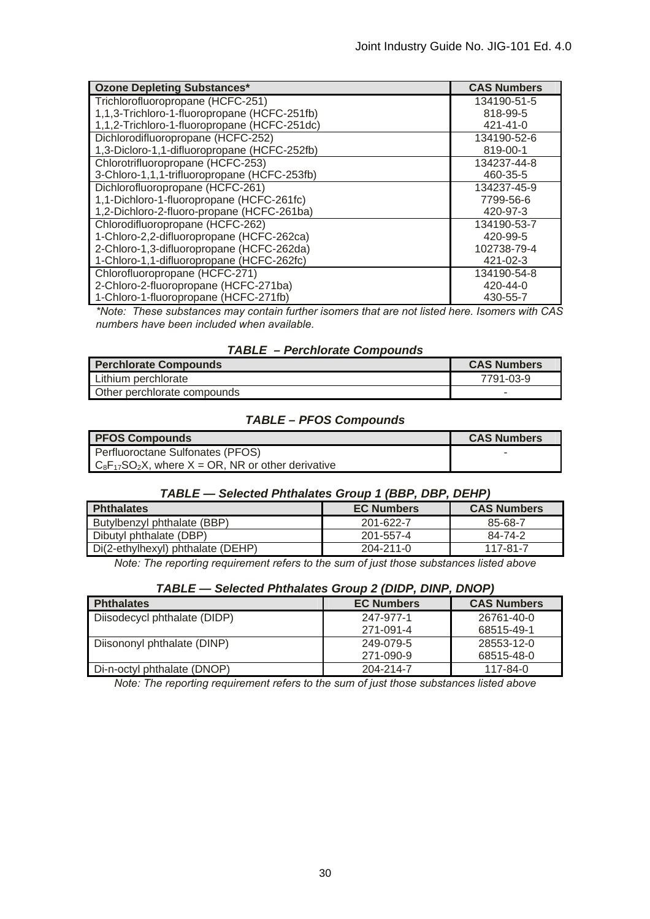| Ozone Depleting Substances* | CAS Numbers |
| --- | --- |
| Trichlorofluoropropane (HCFC-251) | 134190-51-5 |
| 1,1,3-Trichloro-1-fluoropropane (HCFC-251fb) | 818-99-5 |
| 1,1,2-Trichloro-1-fluoropropane (HCFC-251dc) | 421-41-0 |
| Dichlorodifluoropropane (HCFC-252) | 134190-52-6 |
| 1,3-Dicloro-1,1-difluoropropane (HCFC-252fb) | 819-00-1 |
| Chlorotrifluoropropane (HCFC-253) | 134237-44-8 |
| 3-Chloro-1,1,1-trifluoropropane (HCFC-253fb) | 460-35-5 |
| Dichlorofluoropropane (HCFC-261) | 134237-45-9 |
| 1,1-Dichloro-1-fluoropropane (HCFC-261fc) | 7799-56-6 |
| 1,2-Dichloro-2-fluoro-propane (HCFC-261ba) | 420-97-3 |
| Chlorodifluoropropane (HCFC-262) | 134190-53-7 |
| 1-Chloro-2,2-difluoropropane (HCFC-262ca) | 420-99-5 |
| 2-Chloro-1,3-difluoropropane (HCFC-262da) | 102738-79-4 |
| 1-Chloro-1,1-difluoropropane (HCFC-262fc) | 421-02-3 |
| Chlorofluoropropane (HCFC-271) | 134190-54-8 |
| 2-Chloro-2-fluoropropane (HCFC-271ba) | 420-44-0 |
| 1-Chloro-1-fluoropropane (HCFC-271fb) | 430-55-7 |

*\*Note: These substances may contain further isomers that are not listed here. Isomers with CAS numbers have been included when available.*

### *TABLE – Perchlorate Compounds*

| Perchlorate Compounds | CAS Numbers |
| --- | --- |
| Lithium perchlorate | 7791-03-9 |
| Other perchlorate compounds | - |

### *TABLE – PFOS Compounds*

| PFOS Compounds | CAS Numbers |
| --- | --- |
| Perfluoroctane Sulfonates (PFOS) $C_8F_{17}SO_2X$, where X = OR, NR or other derivative | - |

### *TABLE — Selected Phthalates Group 1 (BBP, DBP, DEHP)*

| Phthalates | EC Numbers | CAS Numbers |
| --- | --- | --- |
| Butylbenzyl phthalate (BBP) | 201-622-7 | 85-68-7 |
| Dibutyl phthalate (DBP) | 201-557-4 | 84-74-2 |
| Di(2-ethylhexyl) phthalate (DEHP) | 204-211-0 | 117-81-7 |

*Note: The reporting requirement refers to the sum of just those substances listed above*

### *TABLE — Selected Phthalates Group 2 (DIDP, DINP, DNOP)*

| Phthalates | EC Numbers | CAS Numbers |
| --- | --- | --- |
| Diisodecycl phthalate (DIDP) | 247-977-1<br>271-091-4 | 26761-40-0<br>68515-49-1 |
| Diisononyl phthalate (DINP) | 249-079-5<br>271-090-9 | 28553-12-0<br>68515-48-0 |
| Di-n-octyl phthalate (DNOP) | 204-214-7 | 117-84-0 |

*Note: The reporting requirement refers to the sum of just those substances listed above*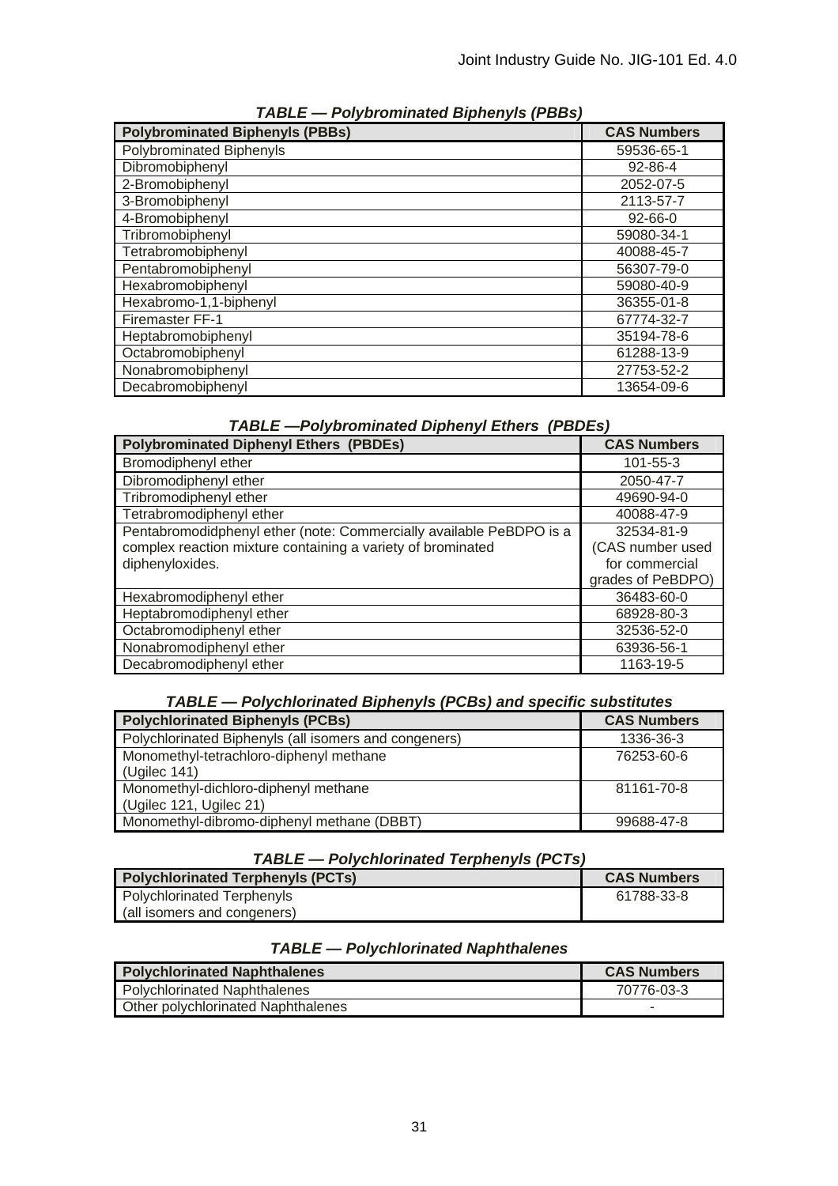***TABLE — Polybrominated Biphenyls (PBBs)***

| Polybrominated Biphenyls (PBBs) | CAS Numbers |
|---|---|
| Polybrominated Biphenyls | 59536-65-1 |
| Dibromobiphenyl | 92-86-4 |
| 2-Bromobiphenyl | 2052-07-5 |
| 3-Bromobiphenyl | 2113-57-7 |
| 4-Bromobiphenyl | 92-66-0 |
| Tribromobiphenyl | 59080-34-1 |
| Tetrabromobiphenyl | 40088-45-7 |
| Pentabromobiphenyl | 56307-79-0 |
| Hexabromobiphenyl | 59080-40-9 |
| Hexabromo-1,1-biphenyl | 36355-01-8 |
| Firemaster FF-1 | 67774-32-7 |
| Heptabromobiphenyl | 35194-78-6 |
| Octabromobiphenyl | 61288-13-9 |
| Nonabromobiphenyl | 27753-52-2 |
| Decabromobiphenyl | 13654-09-6 |

***TABLE —Polybrominated Diphenyl Ethers (PBDEs)***

| Polybrominated Diphenyl Ethers (PBDEs) | CAS Numbers |
|---|---|
| Bromodiphenyl ether | 101-55-3 |
| Dibromodiphenyl ether | 2050-47-7 |
| Tribromodiphenyl ether | 49690-94-0 |
| Tetrabromodiphenyl ether | 40088-47-9 |
| Pentabromodidphenyl ether (note: Commercially available PeBDPO is a complex reaction mixture containing a variety of brominated diphenyloxides. | 32534-81-9 (CAS number used for commercial grades of PeBDPO) |
| Hexabromodiphenyl ether | 36483-60-0 |
| Heptabromodiphenyl ether | 68928-80-3 |
| Octabromodiphenyl ether | 32536-52-0 |
| Nonabromodiphenyl ether | 63936-56-1 |
| Decabromodiphenyl ether | 1163-19-5 |

***TABLE — Polychlorinated Biphenyls (PCBs) and specific substitutes***

| Polychlorinated Biphenyls (PCBs) | CAS Numbers |
|---|---|
| Polychlorinated Biphenyls (all isomers and congeners) | 1336-36-3 |
| Monomethyl-tetrachloro-diphenyl methane (Ugilec 141) | 76253-60-6 |
| Monomethyl-dichloro-diphenyl methane (Ugilec 121, Ugilec 21) | 81161-70-8 |
| Monomethyl-dibromo-diphenyl methane (DBBT) | 99688-47-8 |

***TABLE — Polychlorinated Terphenyls (PCTs)***

| Polychlorinated Terphenyls (PCTs) | CAS Numbers |
|---|---|
| Polychlorinated Terphenyls (all isomers and congeners) | 61788-33-8 |

***TABLE — Polychlorinated Naphthalenes***

| Polychlorinated Naphthalenes | CAS Numbers |
|---|---|
| Polychlorinated Naphthalenes | 70776-03-3 |
| Other polychlorinated Naphthalenes | - |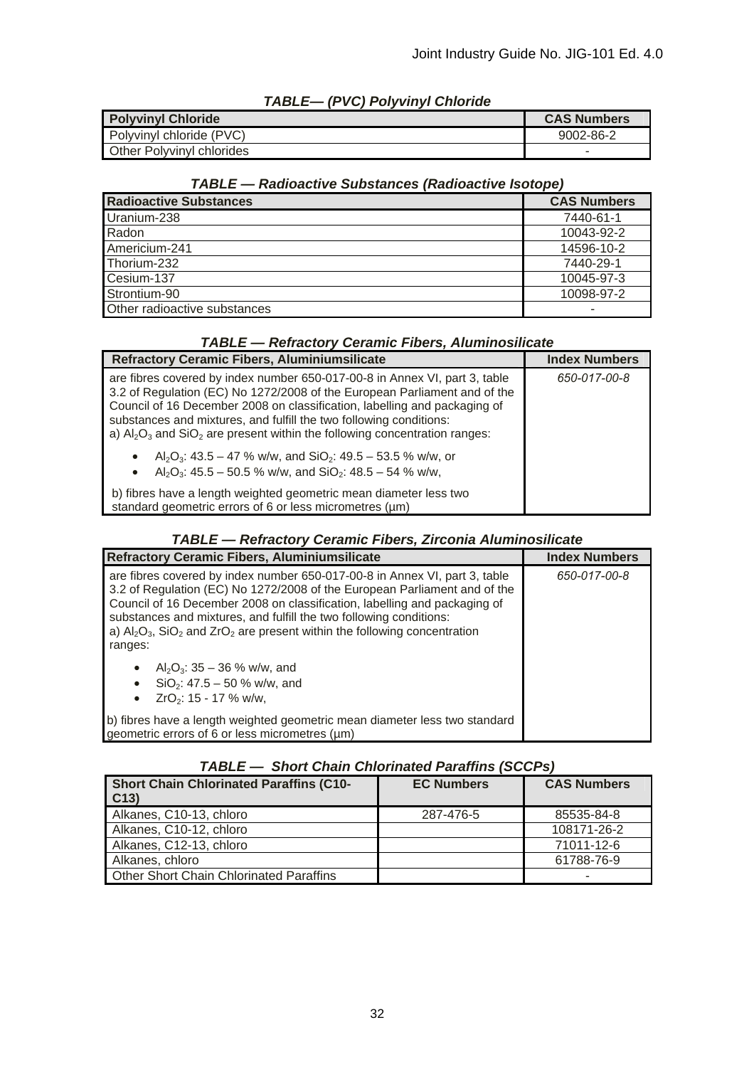***TABLE— (PVC) Polyvinyl Chloride***

| Polyvinyl Chloride | CAS Numbers |
|---|---|
| Polyvinyl chloride (PVC) | 9002-86-2 |
| Other Polyvinyl chlorides | - |

***TABLE — Radioactive Substances (Radioactive Isotope)***

| Radioactive Substances | CAS Numbers |
|---|---|
| Uranium-238 | 7440-61-1 |
| Radon | 10043-92-2 |
| Americium-241 | 14596-10-2 |
| Thorium-232 | 7440-29-1 |
| Cesium-137 | 10045-97-3 |
| Strontium-90 | 10098-97-2 |
| Other radioactive substances | - |

***TABLE — Refractory Ceramic Fibers, Aluminosilicate***

| Refractory Ceramic Fibers, Aluminiumsilicate | Index Numbers |
|---|---|
| are fibres covered by index number 650-017-00-8 in Annex VI, part 3, table 3.2 of Regulation (EC) No 1272/2008 of the European Parliament and of the Council of 16 December 2008 on classification, labelling and packaging of substances and mixtures, and fulfill the two following conditions:<br>a) $Al_2O_3$ and $SiO_2$ are present within the following concentration ranges:<br>• $Al_2O_3$: 43.5 – 47 % w/w, and $SiO_2$: 49.5 – 53.5 % w/w, or<br>• $Al_2O_3$: 45.5 – 50.5 % w/w, and $SiO_2$: 48.5 – 54 % w/w,<br>b) fibres have a length weighted geometric mean diameter less two standard geometric errors of 6 or less micrometres (µm) | *650-017-00-8* |

***TABLE — Refractory Ceramic Fibers, Zirconia Aluminosilicate***

| Refractory Ceramic Fibers, Aluminiumsilicate | Index Numbers |
|---|---|
| are fibres covered by index number 650-017-00-8 in Annex VI, part 3, table 3.2 of Regulation (EC) No 1272/2008 of the European Parliament and of the Council of 16 December 2008 on classification, labelling and packaging of substances and mixtures, and fulfill the two following conditions:<br>a) $Al_2O_3$, $SiO_2$ and $ZrO_2$ are present within the following concentration ranges:<br>• $Al_2O_3$: 35 – 36 % w/w, and<br>• $SiO_2$: 47.5 – 50 % w/w, and<br>• $ZrO_2$: 15 - 17 % w/w,<br>b) fibres have a length weighted geometric mean diameter less two standard geometric errors of 6 or less micrometres (µm) | *650-017-00-8* |

***TABLE — Short Chain Chlorinated Paraffins (SCCPs)***

| Short Chain Chlorinated Paraffins (C10-C13) | EC Numbers | CAS Numbers |
|---|---|---|
| Alkanes, C10-13, chloro | 287-476-5 | 85535-84-8 |
| Alkanes, C10-12, chloro | | 108171-26-2 |
| Alkanes, C12-13, chloro | | 71011-12-6 |
| Alkanes, chloro | | 61788-76-9 |
| Other Short Chain Chlorinated Paraffins | | - |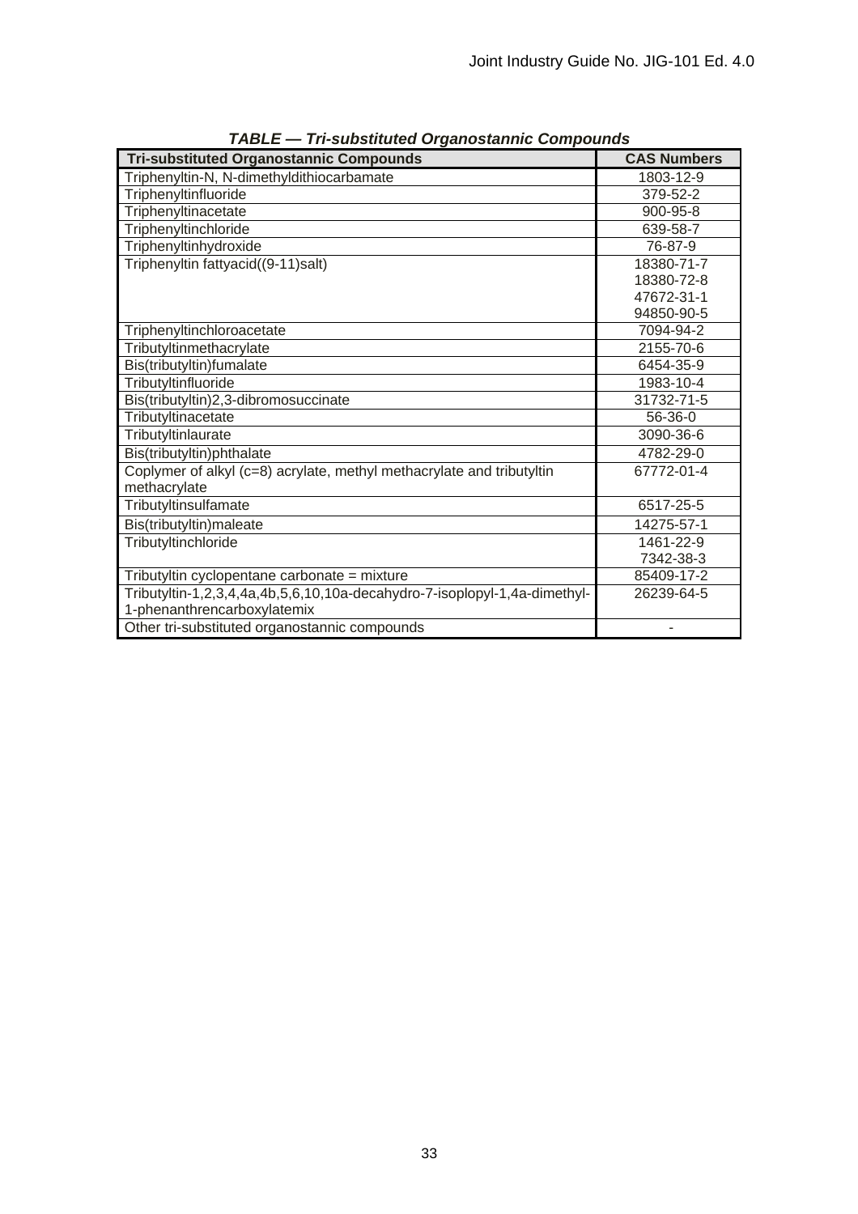***TABLE — Tri-substituted Organostannic Compounds***

| Tri-substituted Organostannic Compounds | CAS Numbers |
|---|---|
| Triphenyltin-N, N-dimethyldithiocarbamate | 1803-12-9 |
| Triphenyltinfluoride | 379-52-2 |
| Triphenyltinacetate | 900-95-8 |
| Triphenyltinchloride | 639-58-7 |
| Triphenyltinhydroxide | 76-87-9 |
| Triphenyltin fattyacid((9-11)salt) | 18380-71-7<br>18380-72-8<br>47672-31-1<br>94850-90-5 |
| Triphenyltinchloroacetate | 7094-94-2 |
| Tributyltinmethacrylate | 2155-70-6 |
| Bis(tributyltin)fumalate | 6454-35-9 |
| Tributyltinfluoride | 1983-10-4 |
| Bis(tributyltin)2,3-dibromosuccinate | 31732-71-5 |
| Tributyltinacetate | 56-36-0 |
| Tributyltinlaurate | 3090-36-6 |
| Bis(tributyltin)phthalate | 4782-29-0 |
| Coplymer of alkyl (c=8) acrylate, methyl methacrylate and tributyltin methacrylate | 67772-01-4 |
| Tributyltinsulfamate | 6517-25-5 |
| Bis(tributyltin)maleate | 14275-57-1 |
| Tributyltinchloride | 1461-22-9<br>7342-38-3 |
| Tributyltin cyclopentane carbonate = mixture | 85409-17-2 |
| Tributyltin-1,2,3,4,4a,4b,5,6,10,10a-decahydro-7-isoplopyl-1,4a-dimethyl-1-phenanthrencarboxylatemix | 26239-64-5 |
| Other tri-substituted organostannic compounds | - |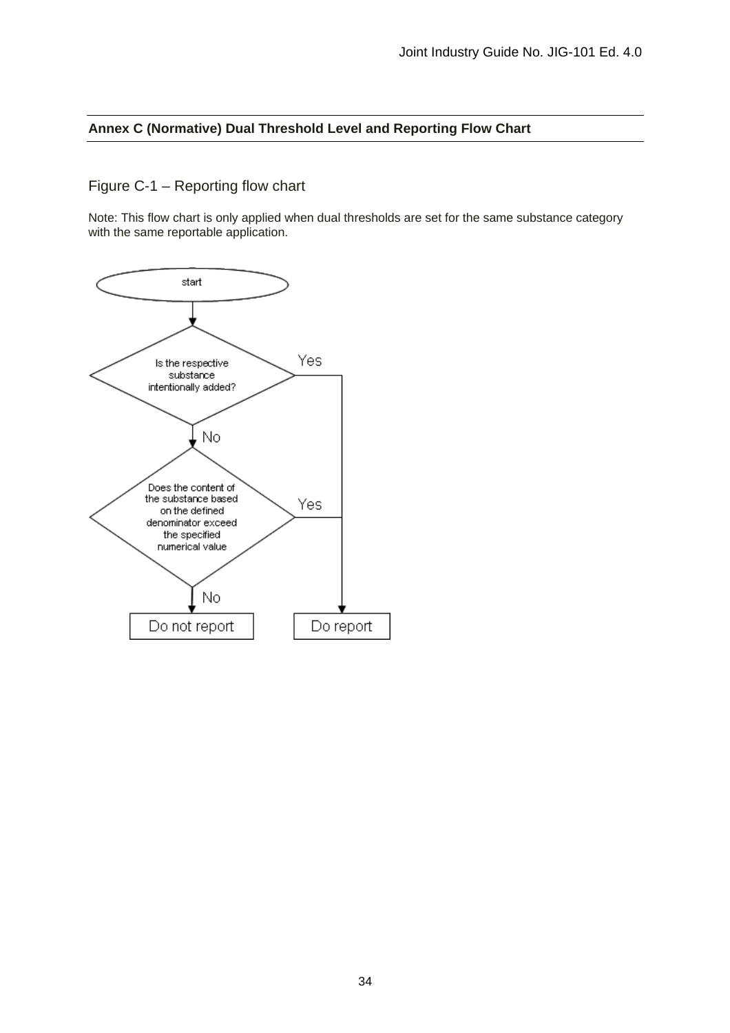## Annex C (Normative) Dual Threshold Level and Reporting Flow Chart

Figure C-1 – Reporting flow chart

Note: This flow chart is only applied when dual thresholds are set for the same substance category with the same reportable application.

start

Is the respective substance intentionally added?

Yes

No

Does the content of the substance based on the defined denominator exceed the specified numerical value

Yes

No

Do not report

Do report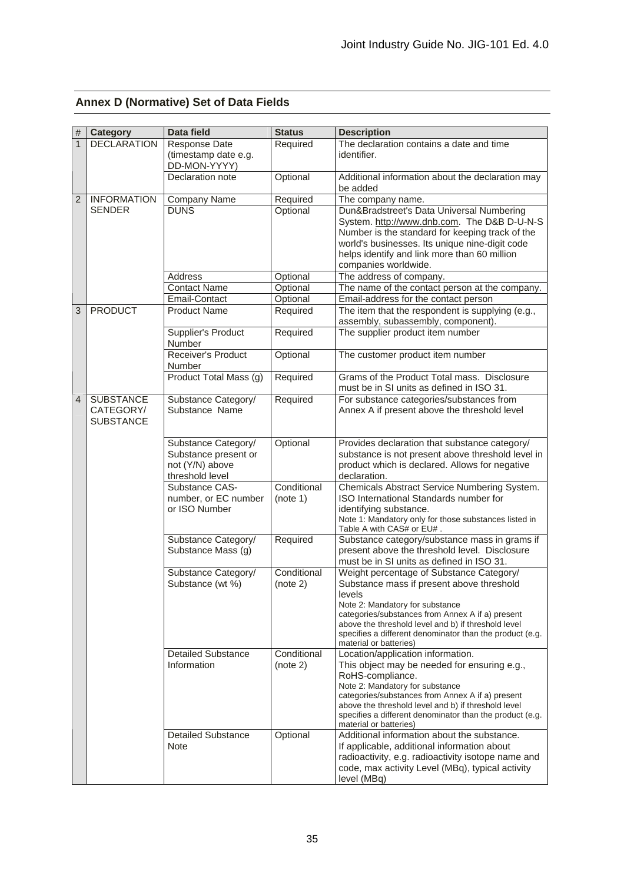## Annex D (Normative) Set of Data Fields

| # | Category | Data field | Status | Description |
|---|---|---|---|---|
| 1 | DECLARATION | Response Date (timestamp date e.g. DD-MON-YYYY) | Required | The declaration contains a date and time identifier. |
| | | Declaration note | Optional | Additional information about the declaration may be added |
| 2 | INFORMATION SENDER | Company Name | Required | The company name. |
| | | DUNS | Optional | Dun&Bradstreet's Data Universal Numbering System. http://www.dnb.com. The D&B D-U-N-S Number is the standard for keeping track of the world's businesses. Its unique nine-digit code helps identify and link more than 60 million companies worldwide. |
| | | Address | Optional | The address of company. |
| | | Contact Name | Optional | The name of the contact person at the company. |
| | | Email-Contact | Optional | Email-address for the contact person |
| 3 | PRODUCT | Product Name | Required | The item that the respondent is supplying (e.g., assembly, subassembly, component). |
| | | Supplier's Product Number | Required | The supplier product item number |
| | | Receiver's Product Number | Optional | The customer product item number |
| | | Product Total Mass (g) | Required | Grams of the Product Total mass. Disclosure must be in SI units as defined in ISO 31. |
| 4 | SUBSTANCE CATEGORY/ SUBSTANCE | Substance Category/ Substance Name | Required | For substance categories/substances from Annex A if present above the threshold level |
| | | Substance Category/ Substance present or not (Y/N) above threshold level | Optional | Provides declaration that substance category/ substance is not present above threshold level in product which is declared. Allows for negative declaration. |
| | | Substance CAS-number, or EC number or ISO Number | Conditional (note 1) | Chemicals Abstract Service Numbering System. ISO International Standards number for identifying substance. Note 1: Mandatory only for those substances listed in Table A with CAS# or EU# . |
| | | Substance Category/ Substance Mass (g) | Required | Substance category/substance mass in grams if present above the threshold level. Disclosure must be in SI units as defined in ISO 31. |
| | | Substance Category/ Substance (wt %) | Conditional (note 2) | Weight percentage of Substance Category/ Substance mass if present above threshold levels Note 2: Mandatory for substance categories/substances from Annex A if a) present above the threshold level and b) if threshold level specifies a different denominator than the product (e.g. material or batteries) |
| | | Detailed Substance Information | Conditional (note 2) | Location/application information. This object may be needed for ensuring e.g., RoHS-compliance. Note 2: Mandatory for substance categories/substances from Annex A if a) present above the threshold level and b) if threshold level specifies a different denominator than the product (e.g. material or batteries) |
| | | Detailed Substance Note | Optional | Additional information about the substance. If applicable, additional information about radioactivity, e.g. radioactivity isotope name and code, max activity Level (MBq), typical activity level (MBq) |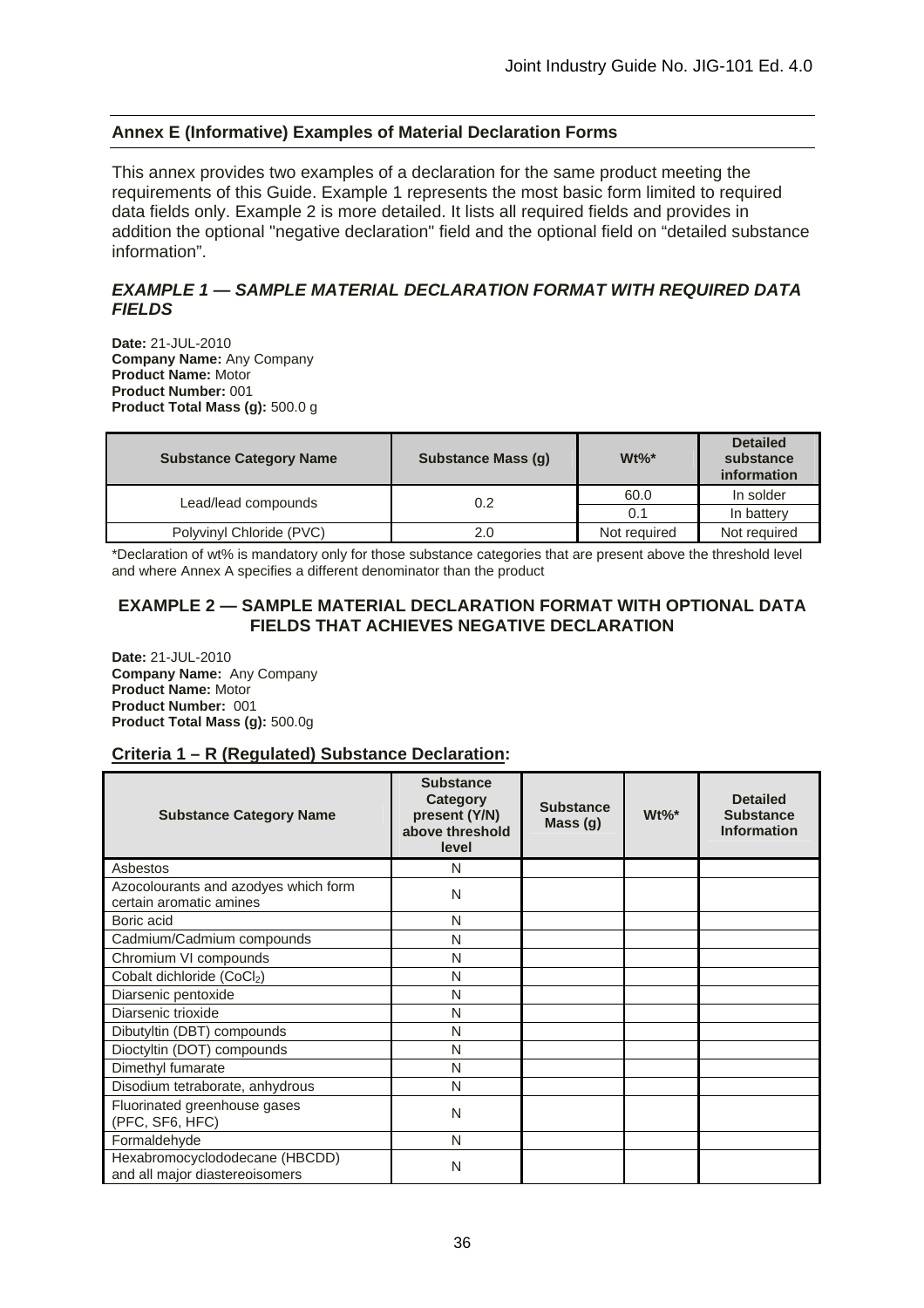## Annex E (Informative) Examples of Material Declaration Forms

This annex provides two examples of a declaration for the same product meeting the requirements of this Guide. Example 1 represents the most basic form limited to required data fields only. Example 2 is more detailed. It lists all required fields and provides in addition the optional "negative declaration" field and the optional field on “detailed substance information”.

### *EXAMPLE 1 — SAMPLE MATERIAL DECLARATION FORMAT WITH REQUIRED DATA FIELDS*

**Date:** 21-JUL-2010
**Company Name:** Any Company
**Product Name:** Motor
**Product Number:** 001
**Product Total Mass (g):** 500.0 g

| Substance Category Name | Substance Mass (g) | Wt%* | Detailed substance information |
|---|---|---|---|
| Lead/lead compounds | 0.2 | 60.0 | In solder |
| | | 0.1 | In battery |
| Polyvinyl Chloride (PVC) | 2.0 | Not required | Not required |

*Declaration of wt% is mandatory only for those substance categories that are present above the threshold level and where Annex A specifies a different denominator than the product

### EXAMPLE 2 — SAMPLE MATERIAL DECLARATION FORMAT WITH OPTIONAL DATA FIELDS THAT ACHIEVES NEGATIVE DECLARATION

**Date:** 21-JUL-2010
**Company Name:** Any Company
**Product Name:** Motor
**Product Number:** 001
**Product Total Mass (g):** 500.0g

**Criteria 1 – R (Regulated) Substance Declaration:**

| Substance Category Name | Substance Category present (Y/N) above threshold level | Substance Mass (g) | Wt%* | Detailed Substance Information |
|---|---|---|---|---|
| Asbestos | N | | | |
| Azocolourants and azodyes which form certain aromatic amines | N | | | |
| Boric acid | N | | | |
| Cadmium/Cadmium compounds | N | | | |
| Chromium VI compounds | N | | | |
| Cobalt dichloride ($CoCl_2$) | N | | | |
| Diarsenic pentoxide | N | | | |
| Diarsenic trioxide | N | | | |
| Dibutyltin (DBT) compounds | N | | | |
| Dioctyltin (DOT) compounds | N | | | |
| Dimethyl fumarate | N | | | |
| Disodium tetraborate, anhydrous | N | | | |
| Fluorinated greenhouse gases (PFC, SF6, HFC) | N | | | |
| Formaldehyde | N | | | |
| Hexabromocyclododecane (HBCDD) and all major diastereoisomers | N | | | |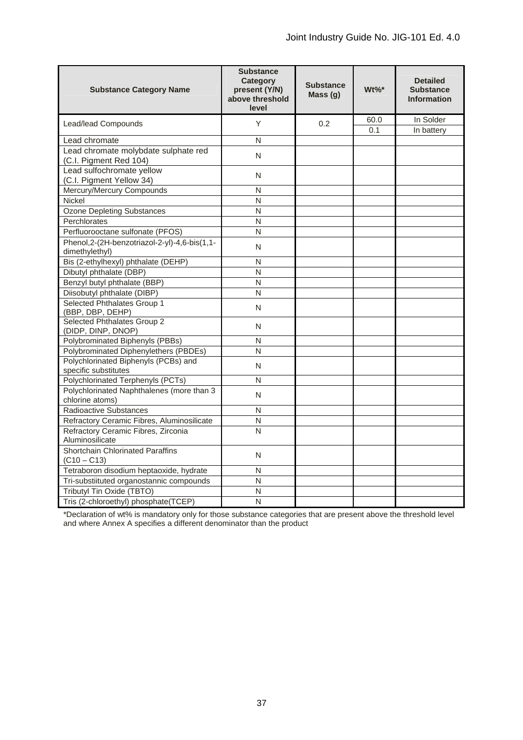| Substance Category Name | Substance Category present (Y/N) above threshold level | Substance Mass (g) | Wt%* | Detailed Substance Information |
|---|---|---|---|---|
| Lead/lead Compounds | Y | 0.2 | 60.0 | In Solder |
| | | | 0.1 | In battery |
| Lead chromate | N | | | |
| Lead chromate molybdate sulphate red (C.I. Pigment Red 104) | N | | | |
| Lead sulfochromate yellow (C.I. Pigment Yellow 34) | N | | | |
| Mercury/Mercury Compounds | N | | | |
| Nickel | N | | | |
| Ozone Depleting Substances | N | | | |
| Perchlorates | N | | | |
| Perfluorooctane sulfonate (PFOS) | N | | | |
| Phenol,2-(2H-benzotriazol-2-yl)-4,6-bis(1,1-dimethylethyl) | N | | | |
| Bis (2-ethylhexyl) phthalate (DEHP) | N | | | |
| Dibutyl phthalate (DBP) | N | | | |
| Benzyl butyl phthalate (BBP) | N | | | |
| Diisobutyl phthalate (DIBP) | N | | | |
| Selected Phthalates Group 1 (BBP, DBP, DEHP) | N | | | |
| Selected Phthalates Group 2 (DIDP, DINP, DNOP) | N | | | |
| Polybrominated Biphenyls (PBBs) | N | | | |
| Polybrominated Diphenylethers (PBDEs) | N | | | |
| Polychlorinated Biphenyls (PCBs) and specific substitutes | N | | | |
| Polychlorinated Terphenyls (PCTs) | N | | | |
| Polychlorinated Naphthalenes (more than 3 chlorine atoms) | N | | | |
| Radioactive Substances | N | | | |
| Refractory Ceramic Fibres, Aluminosilicate | N | | | |
| Refractory Ceramic Fibres, Zirconia Aluminosilicate | N | | | |
| Shortchain Chlorinated Paraffins (C10 – C13) | N | | | |
| Tetraboron disodium heptaoxide, hydrate | N | | | |
| Tri-substiituted organostannic compounds | N | | | |
| Tributyl Tin Oxide (TBTO) | N | | | |
| Tris (2-chloroethyl) phosphate(TCEP) | N | | | |

*Declaration of wt% is mandatory only for those substance categories that are present above the threshold level and where Annex A specifies a different denominator than the product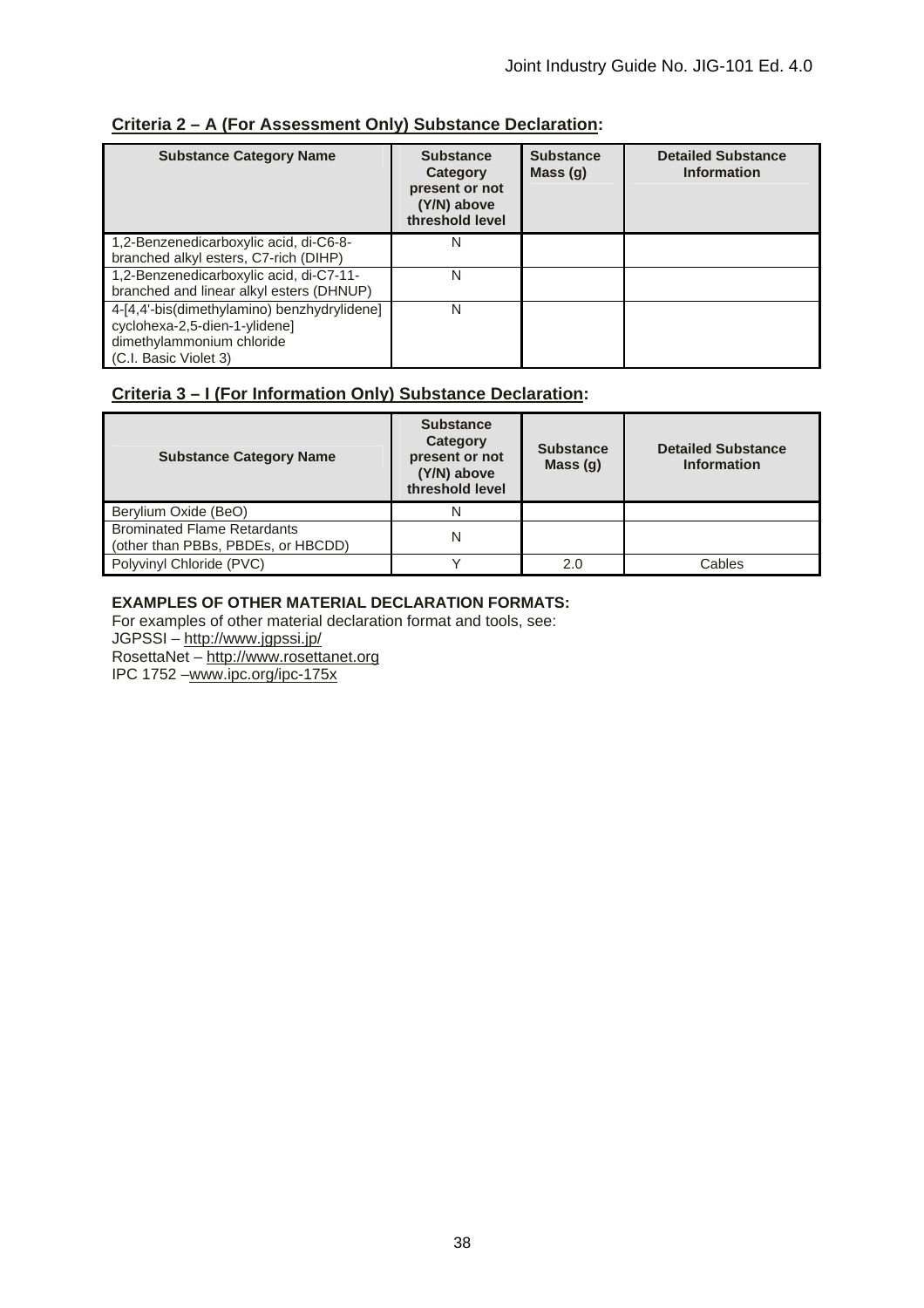**Criteria 2 – A (For Assessment Only) Substance Declaration:**

| Substance Category Name | Substance Category present or not (Y/N) above threshold level | Substance Mass (g) | Detailed Substance Information |
|---|---|---|---|
| 1,2-Benzenedicarboxylic acid, di-C6-8-branched alkyl esters, C7-rich (DIHP) | N | | |
| 1,2-Benzenedicarboxylic acid, di-C7-11-branched and linear alkyl esters (DHNUP) | N | | |
| 4-[4,4'-bis(dimethylamino) benzhydrylidene] cyclohexa-2,5-dien-1-ylidene] dimethylammonium chloride (C.I. Basic Violet 3) | N | | |

**Criteria 3 – I (For Information Only) Substance Declaration:**

| Substance Category Name | Substance Category present or not (Y/N) above threshold level | Substance Mass (g) | Detailed Substance Information |
|---|---|---|---|
| Berylium Oxide (BeO) | N | | |
| Brominated Flame Retardants (other than PBBs, PBDEs, or HBCDD) | N | | |
| Polyvinyl Chloride (PVC) | Y | 2.0 | Cables |

**EXAMPLES OF OTHER MATERIAL DECLARATION FORMATS:**

For examples of other material declaration format and tools, see:
JGPSSI – http://www.jgpssi.jp/
RosettaNet – http://www.rosettanet.org
IPC 1752 –www.ipc.org/ipc-175x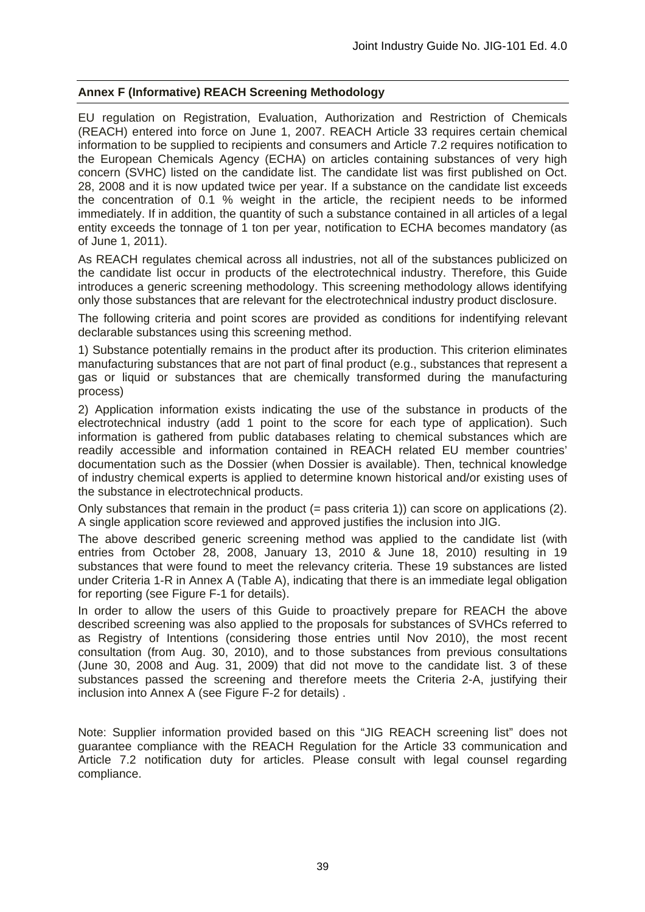## Annex F (Informative) REACH Screening Methodology

EU regulation on Registration, Evaluation, Authorization and Restriction of Chemicals (REACH) entered into force on June 1, 2007. REACH Article 33 requires certain chemical information to be supplied to recipients and consumers and Article 7.2 requires notification to the European Chemicals Agency (ECHA) on articles containing substances of very high concern (SVHC) listed on the candidate list. The candidate list was first published on Oct. 28, 2008 and it is now updated twice per year. If a substance on the candidate list exceeds the concentration of 0.1 % weight in the article, the recipient needs to be informed immediately. If in addition, the quantity of such a substance contained in all articles of a legal entity exceeds the tonnage of 1 ton per year, notification to ECHA becomes mandatory (as of June 1, 2011).

As REACH regulates chemical across all industries, not all of the substances publicized on the candidate list occur in products of the electrotechnical industry. Therefore, this Guide introduces a generic screening methodology. This screening methodology allows identifying only those substances that are relevant for the electrotechnical industry product disclosure.

The following criteria and point scores are provided as conditions for indentifying relevant declarable substances using this screening method.

1) Substance potentially remains in the product after its production. This criterion eliminates manufacturing substances that are not part of final product (e.g., substances that represent a gas or liquid or substances that are chemically transformed during the manufacturing process)

2) Application information exists indicating the use of the substance in products of the electrotechnical industry (add 1 point to the score for each type of application). Such information is gathered from public databases relating to chemical substances which are readily accessible and information contained in REACH related EU member countries' documentation such as the Dossier (when Dossier is available). Then, technical knowledge of industry chemical experts is applied to determine known historical and/or existing uses of the substance in electrotechnical products.

Only substances that remain in the product (= pass criteria 1)) can score on applications (2). A single application score reviewed and approved justifies the inclusion into JIG.

The above described generic screening method was applied to the candidate list (with entries from October 28, 2008, January 13, 2010 & June 18, 2010) resulting in 19 substances that were found to meet the relevancy criteria. These 19 substances are listed under Criteria 1-R in Annex A (Table A), indicating that there is an immediate legal obligation for reporting (see Figure F-1 for details).

In order to allow the users of this Guide to proactively prepare for REACH the above described screening was also applied to the proposals for substances of SVHCs referred to as Registry of Intentions (considering those entries until Nov 2010), the most recent consultation (from Aug. 30, 2010), and to those substances from previous consultations (June 30, 2008 and Aug. 31, 2009) that did not move to the candidate list. 3 of these substances passed the screening and therefore meets the Criteria 2-A, justifying their inclusion into Annex A (see Figure F-2 for details) .

Note: Supplier information provided based on this "JIG REACH screening list" does not guarantee compliance with the REACH Regulation for the Article 33 communication and Article 7.2 notification duty for articles. Please consult with legal counsel regarding compliance.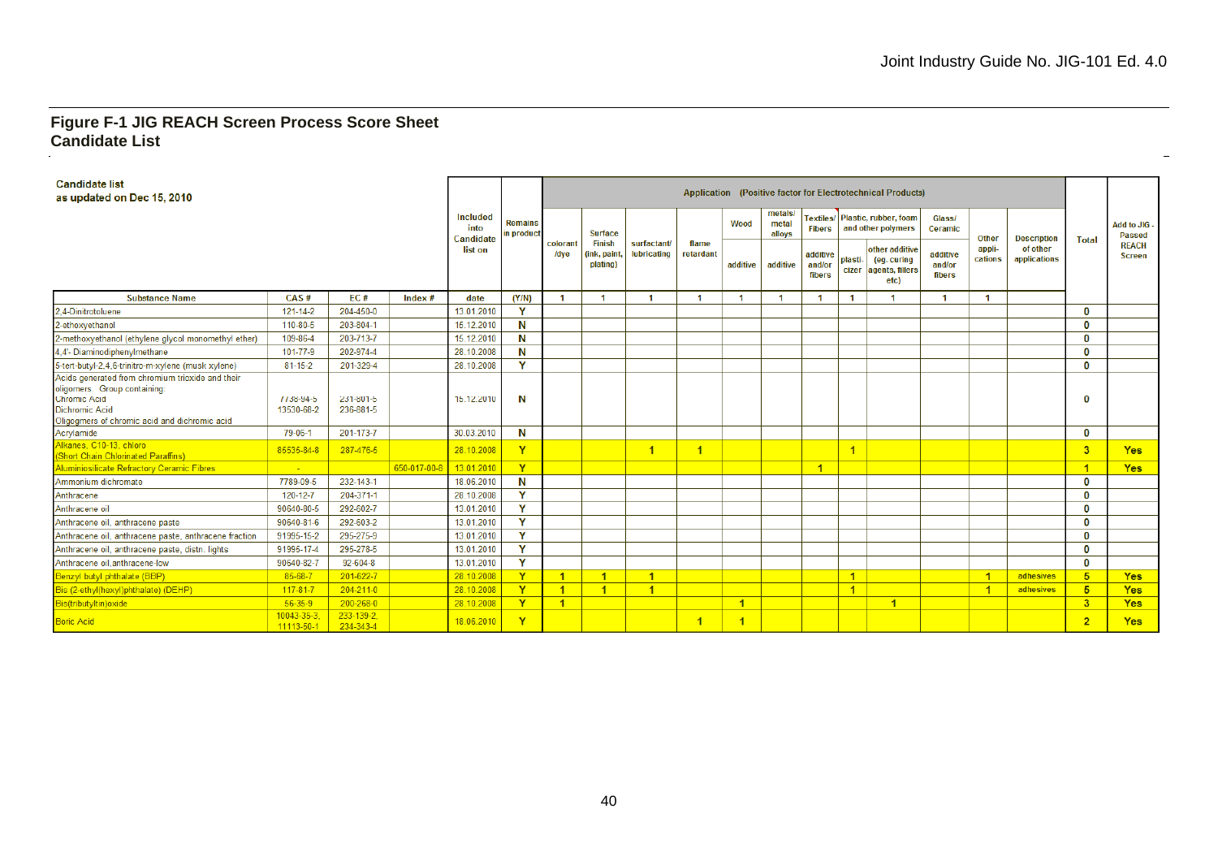## Figure F-1 JIG REACH Screen Process Score Sheet
## Candidate List

**Candidate list as updated on Dec 15, 2010**

| | | | | Included into Candidate list on | Remains in product | Application (Positive factor for Electrotechnical Products) | | | | | | | | | | | | Total | Add to JIG - Passed REACH Screen |
|---|---|---|---|---|---|---|---|---|---|---|---|---|---|---|---|---|---|---|---|
| | | | | | | colorant /dye | Surface Finish (ink, paint, plating) | surfactant/ lubricating | flame retardant | Wood | metals/ metal alloys | Textiles/ Fibers | Plastic, rubber, foam and other polymers | | Glass/ Ceramic | Other appli-cations | Description of other applications | | |
| | | | | | | | | | | additive | additive | additive and/or fibers | plasti-cizer | other additive (eg. curing agents, fillers etc) | additive and/or fibers | | | | |
| **Substance Name** | **CAS #** | **EC #** | **Index #** | **date** | **(Y/N)** | 1 | 1 | 1 | 1 | 1 | 1 | 1 | 1 | 1 | 1 | 1 | | | |
| 2,4-Dinitrotoluene | 121-14-2 | 204-450-0 | | 13.01.2010 | Y | | | | | | | | | | | | | 0 | |
| 2-ethoxyethanol | 110-80-5 | 203-804-1 | | 15.12.2010 | N | | | | | | | | | | | | | 0 | |
| 2-methoxyethanol (ethylene glycol monomethyl ether) | 109-86-4 | 203-713-7 | | 15.12.2010 | N | | | | | | | | | | | | | 0 | |
| 4,4'- Diaminodiphenylmethane | 101-77-9 | 202-974-4 | | 28.10.2008 | N | | | | | | | | | | | | | 0 | |
| 5-tert-butyl-2,4,6-trinitro-m-xylene (musk xylene) | 81-15-2 | 201-329-4 | | 28.10.2008 | Y | | | | | | | | | | | | | 0 | |
| Acids generated from chromium trioxide and their oligomers. Group containing: Chromic Acid, Dichromic Acid, Oligogmers of chromic acid and dichromic acid | 7738-94-5, 13530-68-2 | 231-801-5, 236-881-5 | | 15.12.2010 | N | | | | | | | | | | | | | 0 | |
| Acrylamide | 79-06-1 | 201-173-7 | | 30.03.2010 | N | | | | | | | | | | | | | 0 | |
| Alkanes, C10-13, chloro (Short Chain Chlorinated Paraffins) | 85535-84-8 | 287-476-5 | | 28.10.2008 | Y | | | 1 | 1 | | | | 1 | | | | | 3 | Yes |
| Aluminiosilicate Refractory Ceramic Fibres | - | | 650-017-00-8 | 13.01.2010 | Y | | | | | | | 1 | | | | | | 1 | Yes |
| Ammonium dichromate | 7789-09-5 | 232-143-1 | | 18.06.2010 | N | | | | | | | | | | | | | 0 | |
| Anthracene | 120-12-7 | 204-371-1 | | 28.10.2008 | Y | | | | | | | | | | | | | 0 | |
| Anthracene oil | 90640-80-5 | 292-602-7 | | 13.01.2010 | Y | | | | | | | | | | | | | 0 | |
| Anthracene oil, anthracene paste | 90640-81-6 | 292-603-2 | | 13.01.2010 | Y | | | | | | | | | | | | | 0 | |
| Anthracene oil, anthracene paste, anthracene fraction | 91995-15-2 | 295-275-9 | | 13.01.2010 | Y | | | | | | | | | | | | | 0 | |
| Anthracene oil, anthracene paste, distn. lights | 91995-17-4 | 295-278-5 | | 13.01.2010 | Y | | | | | | | | | | | | | 0 | |
| Anthracene oil,anthracene-low | 90640-82-7 | 92-604-8 | | 13.01.2010 | Y | | | | | | | | | | | | | 0 | |
| Benzyl butyl phthalate (BBP) | 85-68-7 | 201-622-7 | | 28.10.2008 | Y | 1 | 1 | 1 | | | | | 1 | | | 1 | adhesives | 5 | Yes |
| Bis (2-ethyl(hexyl)phthalate) (DEHP) | 117-81-7 | 204-211-0 | | 28.10.2008 | Y | 1 | 1 | 1 | | | | | 1 | | | 1 | adhesives | 5 | Yes |
| Bis(tributyltin)oxide | 56-35-9 | 200-268-0 | | 28.10.2008 | Y | 1 | | | | 1 | | | | 1 | | | | 3 | Yes |
| Boric Acid | 10043-35-3, 11113-50-1 | 233-139-2, 234-343-4 | | 18.06.2010 | Y | | | | 1 | 1 | | | | | | | | 2 | Yes |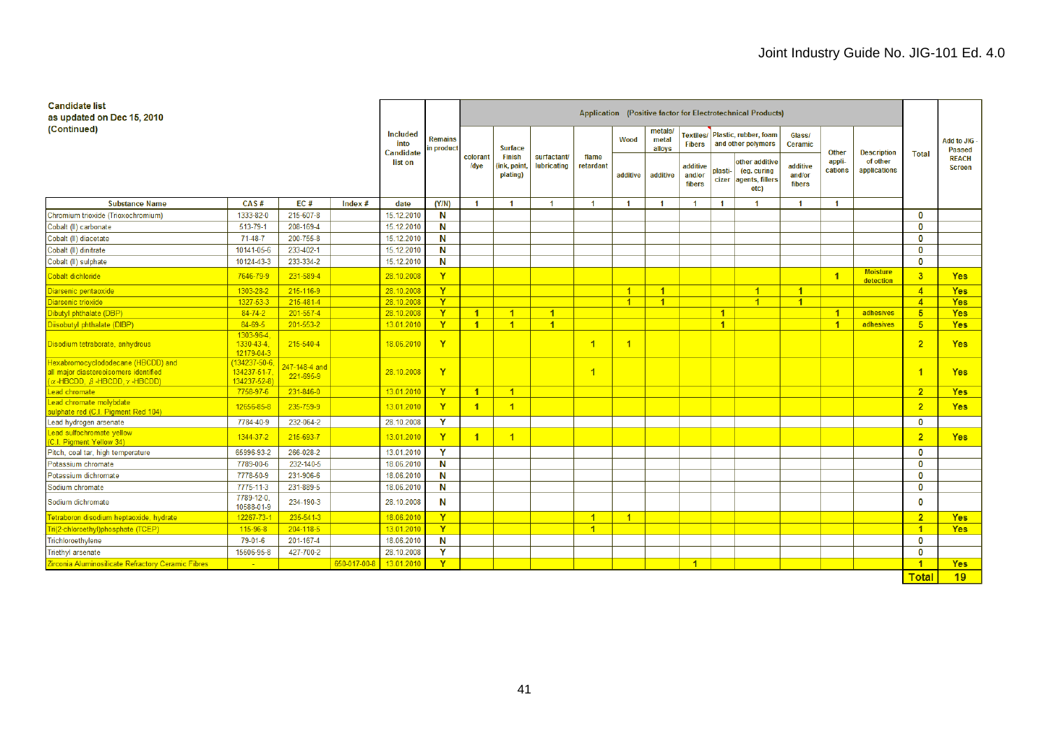**Candidate list**
**as updated on Dec 15, 2010**
**(Continued)**

| Substance Name | CAS # | EC # | Index # | Included into Candidate list on | Remains in product | colorant /dye | Surface Finish (ink, paint, plating) | surfactant/ lubricating | flame retardant | Wood additive | metals/ metal alloys additive | Textiles/ Fibers additive and/or fibers | Plastic, rubber, foam and other polymers plasti-cizer | Plastic, rubber, foam and other polymers other additive (eg. curing agents, fillers etc) | Glass/ Ceramic additive and/or fibers | Other appli-cations | Description of other applications | Total | Add to JIG - Passed REACH Screen |
|---|---|---|---|---|---|---|---|---|---|---|---|---|---|---|---|---|---|---|---|
| | | | | date | (Y/N) | 1 | 1 | 1 | 1 | 1 | 1 | 1 | 1 | 1 | 1 | 1 | | | |
| Chromium trioxide (Trioxochromium) | 1333-82-0 | 215-607-8 | | 15.12.2010 | N | | | | | | | | | | | | | 0 | |
| Cobalt (II) carbonate | 513-79-1 | 208-169-4 | | 15.12.2010 | N | | | | | | | | | | | | | 0 | |
| Cobalt (II) diacetate | 71-48-7 | 200-755-8 | | 15.12.2010 | N | | | | | | | | | | | | | 0 | |
| Cobalt (II) dinitrate | 10141-05-6 | 233-402-1 | | 15.12.2010 | N | | | | | | | | | | | | | 0 | |
| Cobalt (II) sulphate | 10124-43-3 | 233-334-2 | | 15.12.2010 | N | | | | | | | | | | | | | 0 | |
| Cobalt dichloride | 7646-79-9 | 231-589-4 | | 28.10.2008 | Y | | | | | | | | | | | 1 | Moisture detection | 3 | Yes |
| Diarsenic pentaoxide | 1303-28-2 | 215-116-9 | | 28.10.2008 | Y | | | | | 1 | 1 | | | 1 | 1 | | | 4 | Yes |
| Diarsenic trioxide | 1327-53-3 | 215-481-4 | | 28.10.2008 | Y | | | | | 1 | 1 | | | 1 | 1 | | | 4 | Yes |
| Dibutyl phthalate (DBP) | 84-74-2 | 201-557-4 | | 28.10.2008 | Y | 1 | 1 | 1 | | | | | 1 | | | 1 | adhesives | 5 | Yes |
| Diisobutyl phthalate (DIBP) | 84-69-5 | 201-553-2 | | 13.01.2010 | Y | 1 | 1 | 1 | | | | | 1 | | | 1 | adhesives | 5 | Yes |
| Disodium tetraborate, anhydrous | 1303-96-4, 1330-43-4, 12179-04-3 | 215-540-4 | | 18.06.2010 | Y | | | | 1 | 1 | | | | | | | | 2 | Yes |
| Hexabromocyclododecane (HBCDD) and all major diastereoisomers identified (α-HBCDD, β-HBCDD, γ-HBCDD) | (134237-50-6, 134237-51-7, 134237-52-8) | 247-148-4 and 221-695-9 | | 28.10.2008 | Y | | | | 1 | | | | | | | | | 1 | Yes |
| Lead chromate | 7758-97-6 | 231-846-0 | | 13.01.2010 | Y | 1 | 1 | | | | | | | | | | | 2 | Yes |
| Lead chromate molybdate sulphate red (C.I. Pigment Red 104) | 12656-85-8 | 235-759-9 | | 13.01.2010 | Y | 1 | 1 | | | | | | | | | | | 2 | Yes |
| Lead hydrogen arsenate | 7784-40-9 | 232-064-2 | | 28.10.2008 | Y | | | | | | | | | | | | | 0 | |
| Lead sulfochromate yellow (C.I. Pigment Yellow 34) | 1344-37-2 | 215-693-7 | | 13.01.2010 | Y | 1 | 1 | | | | | | | | | | | 2 | Yes |
| Pitch, coal tar, high temperature | 65996-93-2 | 266-028-2 | | 13.01.2010 | Y | | | | | | | | | | | | | 0 | |
| Potassium chromate | 7789-00-6 | 232-140-5 | | 18.06.2010 | N | | | | | | | | | | | | | 0 | |
| Potassium dichromate | 7778-50-9 | 231-906-6 | | 18.06.2010 | N | | | | | | | | | | | | | 0 | |
| Sodium chromate | 7775-11-3 | 231-889-5 | | 18.06.2010 | N | | | | | | | | | | | | | 0 | |
| Sodium dichromate | 7789-12-0, 10588-01-9 | 234-190-3 | | 28.10.2008 | N | | | | | | | | | | | | | 0 | |
| Tetraboron disodium heptaoxide, hydrate | 12267-73-1 | 235-541-3 | | 18.06.2010 | Y | | | | 1 | 1 | | | | | | | | 2 | Yes |
| Tri(2-chloroethyl)phosphate (TCEP) | 115-96-8 | 204-118-5 | | 13.01.2010 | Y | | | | 1 | | | | | | | | | 1 | Yes |
| Trichloroethylene | 79-01-6 | 201-167-4 | | 18.06.2010 | N | | | | | | | | | | | | | 0 | |
| Triethyl arsenate | 15606-95-8 | 427-700-2 | | 28.10.2008 | Y | | | | | | | | | | | | | 0 | |
| Zirconia Aluminosilicate Refractory Ceramic Fibres | - | | 650-017-00-8 | 13.01.2010 | Y | | | | | | | 1 | | | | | | 1 | Yes |
| | | | | | | | | | | | | | | | | | | **Total** | **19** |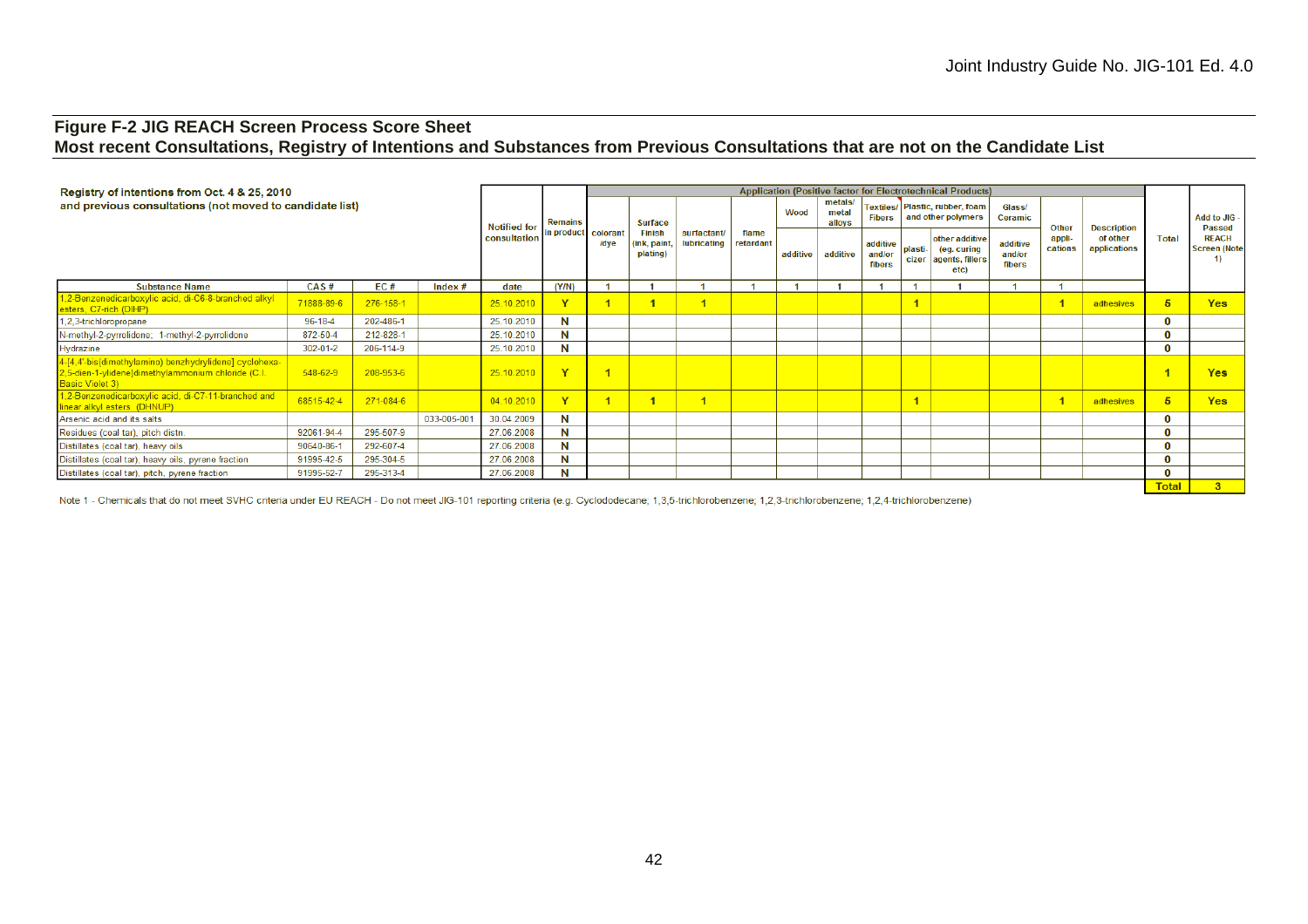# Figure F-2 JIG REACH Screen Process Score Sheet
## Most recent Consultations, Registry of Intentions and Substances from Previous Consultations that are not on the Candidate List

**Registry of intentions from Oct. 4 & 25, 2010 and previous consultations (not moved to candidate list)**

| | | | | Notified for consultation | Remains in product | Application (Positive factor for Electrotechnical Products) | | | | | | | | | | | | Total | Add to JIG - Passed REACH Screen (Note 1) |
|---|---|---|---|---|---|---|---|---|---|---|---|---|---|---|---|---|---|---|---|
| | | | | | | colorant /dye | Surface Finish (ink, paint, plating) | surfactant/ lubricating | flame retardant | Wood | metals/ metal alloys | Textiles/ Fibers | Plastic, rubber, foam and other polymers | | Glass/ Ceramic | Other appli-cations | Description of other applications | | |
| | | | | | | | | | | additive | additive | additive and/or fibers | plasti-cizer | other additive (eg. curing agents, fillers etc) | additive and/or fibers | | | | |
| **Substance Name** | **CAS #** | **EC #** | **Index #** | **date** | **(Y/N)** | 1 | 1 | 1 | 1 | 1 | 1 | 1 | 1 | 1 | 1 | 1 | | | |
| 1,2-Benzenedicarboxylic acid, di-C6-8-branched alkyl esters, C7-rich (DIHP) | 71888-89-6 | 276-158-1 | | 25.10.2010 | Y | 1 | 1 | 1 | | | | | 1 | | | 1 | adhesives | 5 | Yes |
| 1,2,3-trichloropropane | 96-18-4 | 202-486-1 | | 25.10.2010 | N | | | | | | | | | | | | | 0 | |
| N-methyl-2-pyrrolidone; 1-methyl-2-pyrrolidone | 872-50-4 | 212-828-1 | | 25.10.2010 | N | | | | | | | | | | | | | 0 | |
| Hydrazine | 302-01-2 | 206-114-9 | | 25.10.2010 | N | | | | | | | | | | | | | 0 | |
| 4-[4,4'-bis(dimethylamino) benzhydrylidene] cyclohexa-2,5-dien-1-ylidene]dimethylammonium chloride (C.I. Basic Violet 3) | 548-62-9 | 208-953-6 | | 25.10.2010 | Y | 1 | | | | | | | | | | | | 1 | Yes |
| 1,2-Benzenedicarboxylic acid, di-C7-11-branched and linear alkyl esters (DHNUP) | 68515-42-4 | 271-084-6 | | 04.10.2010 | Y | 1 | 1 | 1 | | | | | 1 | | | 1 | adhesives | 5 | Yes |
| Arsenic acid and its salts | | | 033-005-001 | 30.04.2009 | N | | | | | | | | | | | | | 0 | |
| Residues (coal tar), pitch distn. | 92061-94-4 | 295-507-9 | | 27.06.2008 | N | | | | | | | | | | | | | 0 | |
| Distillates (coal tar), heavy oils | 90640-86-1 | 292-607-4 | | 27.06.2008 | N | | | | | | | | | | | | | 0 | |
| Distillates (coal tar), heavy oils, pyrene fraction | 91995-42-5 | 295-304-5 | | 27.06.2008 | N | | | | | | | | | | | | | 0 | |
| Distillates (coal tar), pitch, pyrene fraction | 91995-52-7 | 295-313-4 | | 27.06.2008 | N | | | | | | | | | | | | | 0 | |
| | | | | | | | | | | | | | | | | | | **Total** | **3** |

Note 1 - Chemicals that do not meet SVHC criteria under EU REACH - Do not meet JIG-101 reporting criteria (e.g. Cyclododecane; 1,3,5-trichlorobenzene; 1,2,3-trichlorobenzene; 1,2,4-trichlorobenzene)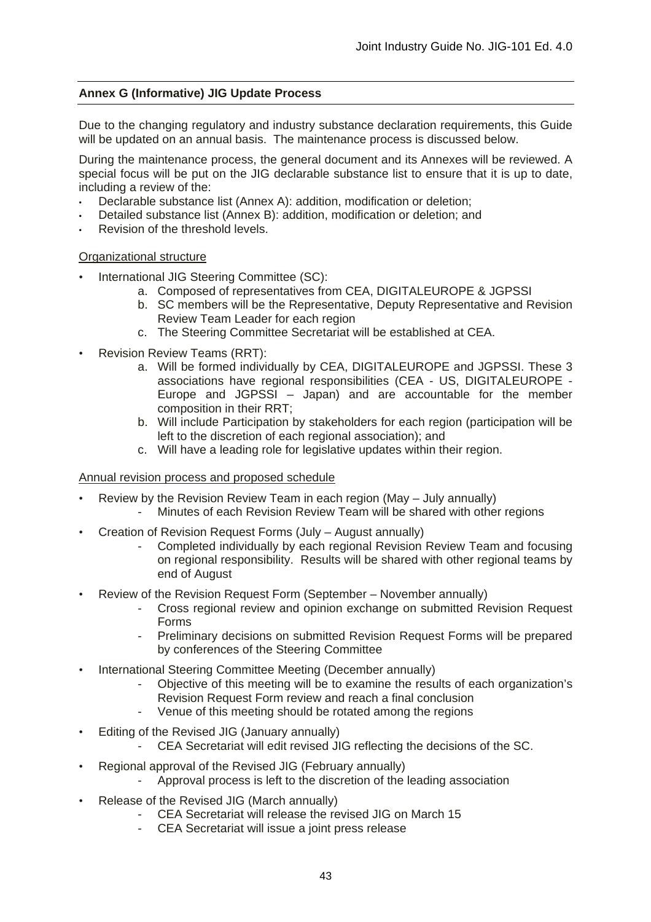## Annex G (Informative) JIG Update Process

Due to the changing regulatory and industry substance declaration requirements, this Guide will be updated on an annual basis. The maintenance process is discussed below.

During the maintenance process, the general document and its Annexes will be reviewed. A special focus will be put on the JIG declarable substance list to ensure that it is up to date, including a review of the:

- Declarable substance list (Annex A): addition, modification or deletion;
- Detailed substance list (Annex B): addition, modification or deletion; and
- Revision of the threshold levels.

<u>Organizational structure</u>

- International JIG Steering Committee (SC):
  a. Composed of representatives from CEA, DIGITALEUROPE & JGPSSI
  b. SC members will be the Representative, Deputy Representative and Revision Review Team Leader for each region
  c. The Steering Committee Secretariat will be established at CEA.
- Revision Review Teams (RRT):
  a. Will be formed individually by CEA, DIGITALEUROPE and JGPSSI. These 3 associations have regional responsibilities (CEA - US, DIGITALEUROPE - Europe and JGPSSI – Japan) and are accountable for the member composition in their RRT;
  b. Will include Participation by stakeholders for each region (participation will be left to the discretion of each regional association); and
  c. Will have a leading role for legislative updates within their region.

<u>Annual revision process and proposed schedule</u>

- Review by the Revision Review Team in each region (May – July annually)
  - Minutes of each Revision Review Team will be shared with other regions
- Creation of Revision Request Forms (July – August annually)
  - Completed individually by each regional Revision Review Team and focusing on regional responsibility. Results will be shared with other regional teams by end of August
- Review of the Revision Request Form (September – November annually)
  - Cross regional review and opinion exchange on submitted Revision Request Forms
  - Preliminary decisions on submitted Revision Request Forms will be prepared by conferences of the Steering Committee
- International Steering Committee Meeting (December annually)
  - Objective of this meeting will be to examine the results of each organization's Revision Request Form review and reach a final conclusion
  - Venue of this meeting should be rotated among the regions
- Editing of the Revised JIG (January annually)
  - CEA Secretariat will edit revised JIG reflecting the decisions of the SC.
- Regional approval of the Revised JIG (February annually)
  - Approval process is left to the discretion of the leading association
- Release of the Revised JIG (March annually)
  - CEA Secretariat will release the revised JIG on March 15
  - CEA Secretariat will issue a joint press release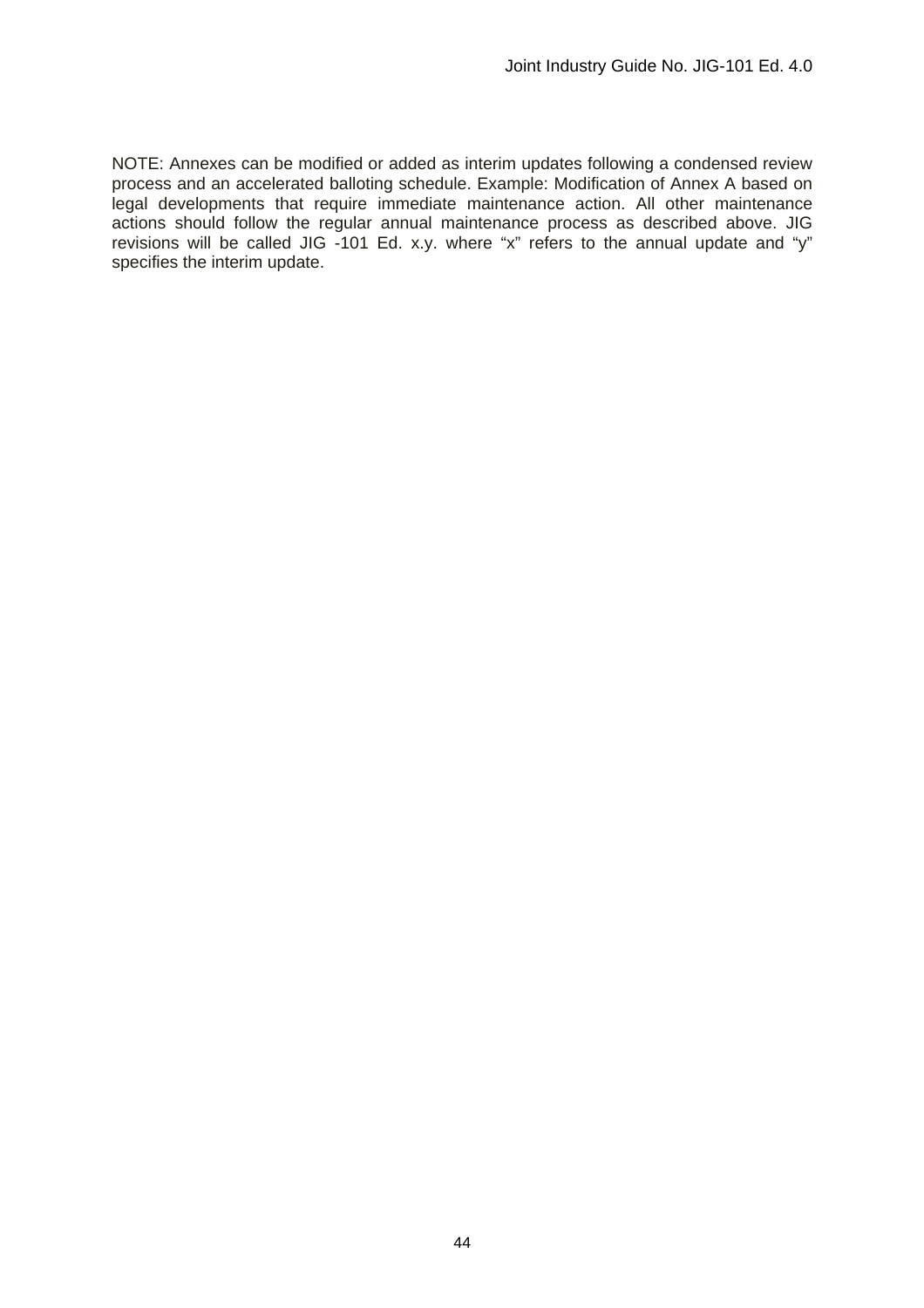NOTE: Annexes can be modified or added as interim updates following a condensed review process and an accelerated balloting schedule. Example: Modification of Annex A based on legal developments that require immediate maintenance action. All other maintenance actions should follow the regular annual maintenance process as described above. JIG revisions will be called JIG -101 Ed. x.y. where "x" refers to the annual update and "y" specifies the interim update.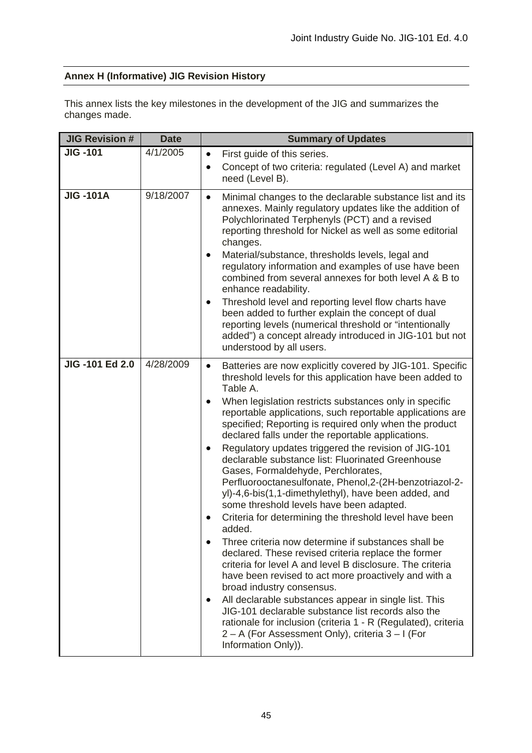## Annex H (Informative) JIG Revision History

This annex lists the key milestones in the development of the JIG and summarizes the changes made.

| JIG Revision # | Date | Summary of Updates |
|---|---|---|
| **JIG -101** | 4/1/2005 | • First guide of this series.<br>• Concept of two criteria: regulated (Level A) and market need (Level B). |
| **JIG -101A** | 9/18/2007 | • Minimal changes to the declarable substance list and its annexes. Mainly regulatory updates like the addition of Polychlorinated Terphenyls (PCT) and a revised reporting threshold for Nickel as well as some editorial changes.<br>• Material/substance, thresholds levels, legal and regulatory information and examples of use have been combined from several annexes for both level A & B to enhance readability.<br>• Threshold level and reporting level flow charts have been added to further explain the concept of dual reporting levels (numerical threshold or "intentionally added") a concept already introduced in JIG-101 but not understood by all users. |
| **JIG -101 Ed 2.0** | 4/28/2009 | • Batteries are now explicitly covered by JIG-101. Specific threshold levels for this application have been added to Table A.<br>• When legislation restricts substances only in specific reportable applications, such reportable applications are specified; Reporting is required only when the product declared falls under the reportable applications.<br>• Regulatory updates triggered the revision of JIG-101 declarable substance list: Fluorinated Greenhouse Gases, Formaldehyde, Perchlorates, Perfluorooctanesulfonate, Phenol,2-(2H-benzotriazol-2-yl)-4,6-bis(1,1-dimethylethyl), have been added, and some threshold levels have been adapted.<br>• Criteria for determining the threshold level have been added.<br>• Three criteria now determine if substances shall be declared. These revised criteria replace the former criteria for level A and level B disclosure. The criteria have been revised to act more proactively and with a broad industry consensus.<br>• All declarable substances appear in single list. This JIG-101 declarable substance list records also the rationale for inclusion (criteria 1 - R (Regulated), criteria 2 – A (For Assessment Only), criteria 3 – I (For Information Only)). |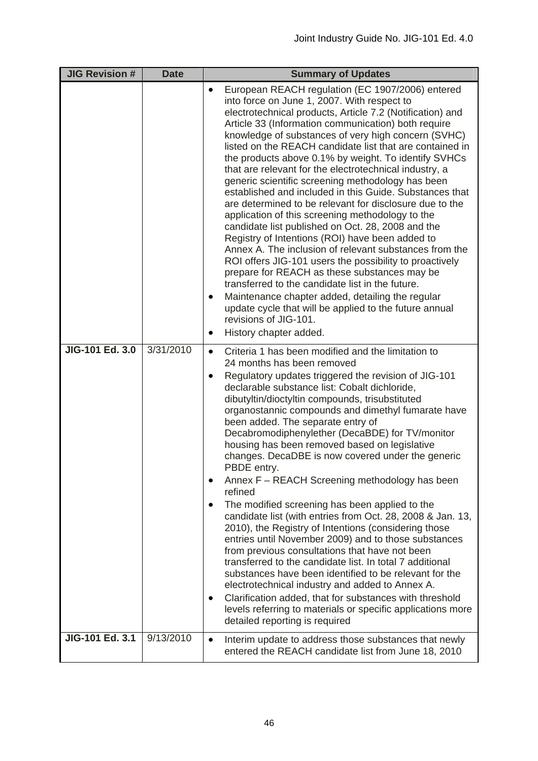| JIG Revision # | Date | Summary of Updates |
|---|---|---|
| | | • European REACH regulation (EC 1907/2006) entered into force on June 1, 2007. With respect to electrotechnical products, Article 7.2 (Notification) and Article 33 (Information communication) both require knowledge of substances of very high concern (SVHC) listed on the REACH candidate list that are contained in the products above 0.1% by weight. To identify SVHCs that are relevant for the electrotechnical industry, a generic scientific screening methodology has been established and included in this Guide. Substances that are determined to be relevant for disclosure due to the application of this screening methodology to the candidate list published on Oct. 28, 2008 and the Registry of Intentions (ROI) have been added to Annex A. The inclusion of relevant substances from the ROI offers JIG-101 users the possibility to proactively prepare for REACH as these substances may be transferred to the candidate list in the future.<br>• Maintenance chapter added, detailing the regular update cycle that will be applied to the future annual revisions of JIG-101.<br>• History chapter added. |
| **JIG-101 Ed. 3.0** | 3/31/2010 | • Criteria 1 has been modified and the limitation to 24 months has been removed<br>• Regulatory updates triggered the revision of JIG-101 declarable substance list: Cobalt dichloride, dibutyltin/dioctyltin compounds, trisubstituted organostannic compounds and dimethyl fumarate have been added. The separate entry of Decabromodiphenylether (DecaBDE) for TV/monitor housing has been removed based on legislative changes. DecaDBE is now covered under the generic PBDE entry.<br>• Annex F – REACH Screening methodology has been refined<br>• The modified screening has been applied to the candidate list (with entries from Oct. 28, 2008 & Jan. 13, 2010), the Registry of Intentions (considering those entries until November 2009) and to those substances from previous consultations that have not been transferred to the candidate list. In total 7 additional substances have been identified to be relevant for the electrotechnical industry and added to Annex A.<br>• Clarification added, that for substances with threshold levels referring to materials or specific applications more detailed reporting is required |
| **JIG-101 Ed. 3.1** | 9/13/2010 | • Interim update to address those substances that newly entered the REACH candidate list from June 18, 2010 |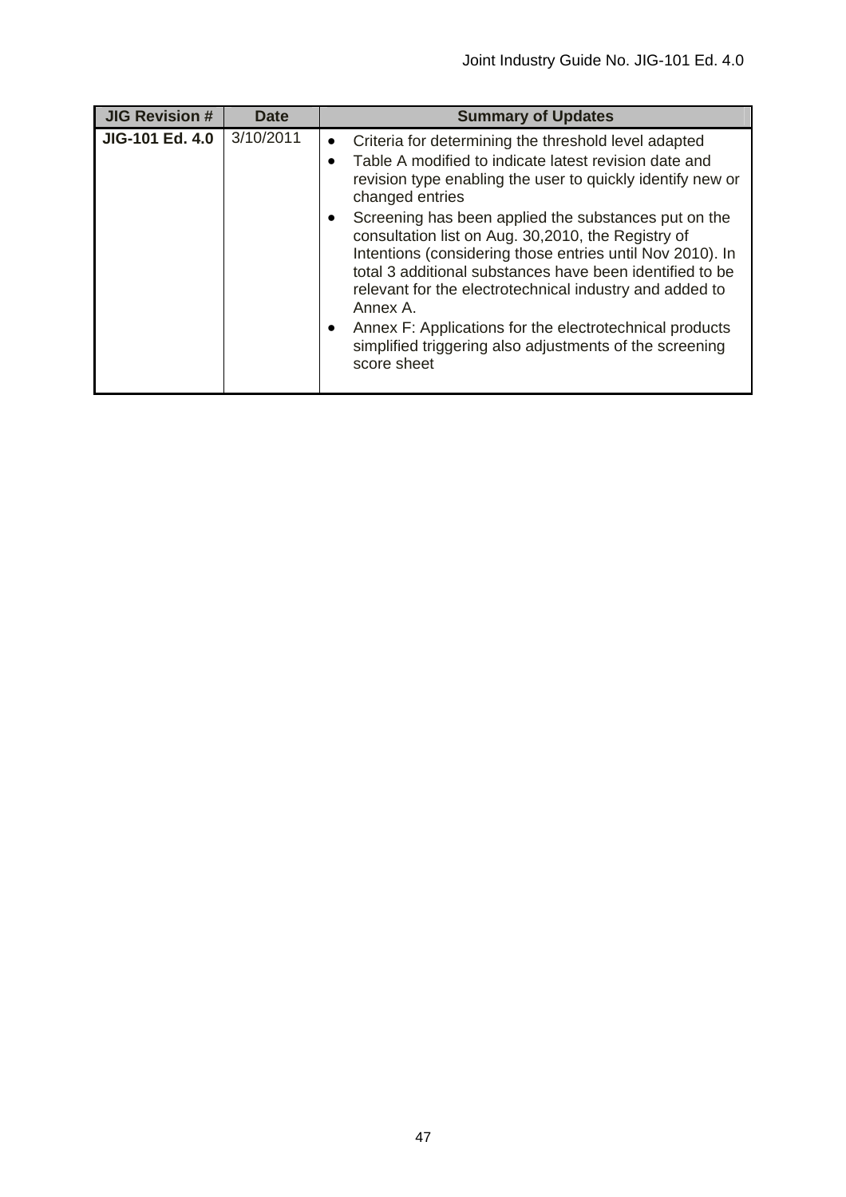| JIG Revision # | Date | Summary of Updates |
|---|---|---|
| **JIG-101 Ed. 4.0** | 3/10/2011 | • Criteria for determining the threshold level adapted<br>• Table A modified to indicate latest revision date and revision type enabling the user to quickly identify new or changed entries<br>• Screening has been applied the substances put on the consultation list on Aug. 30,2010, the Registry of Intentions (considering those entries until Nov 2010). In total 3 additional substances have been identified to be relevant for the electrotechnical industry and added to Annex A.<br>• Annex F: Applications for the electrotechnical products simplified triggering also adjustments of the screening score sheet |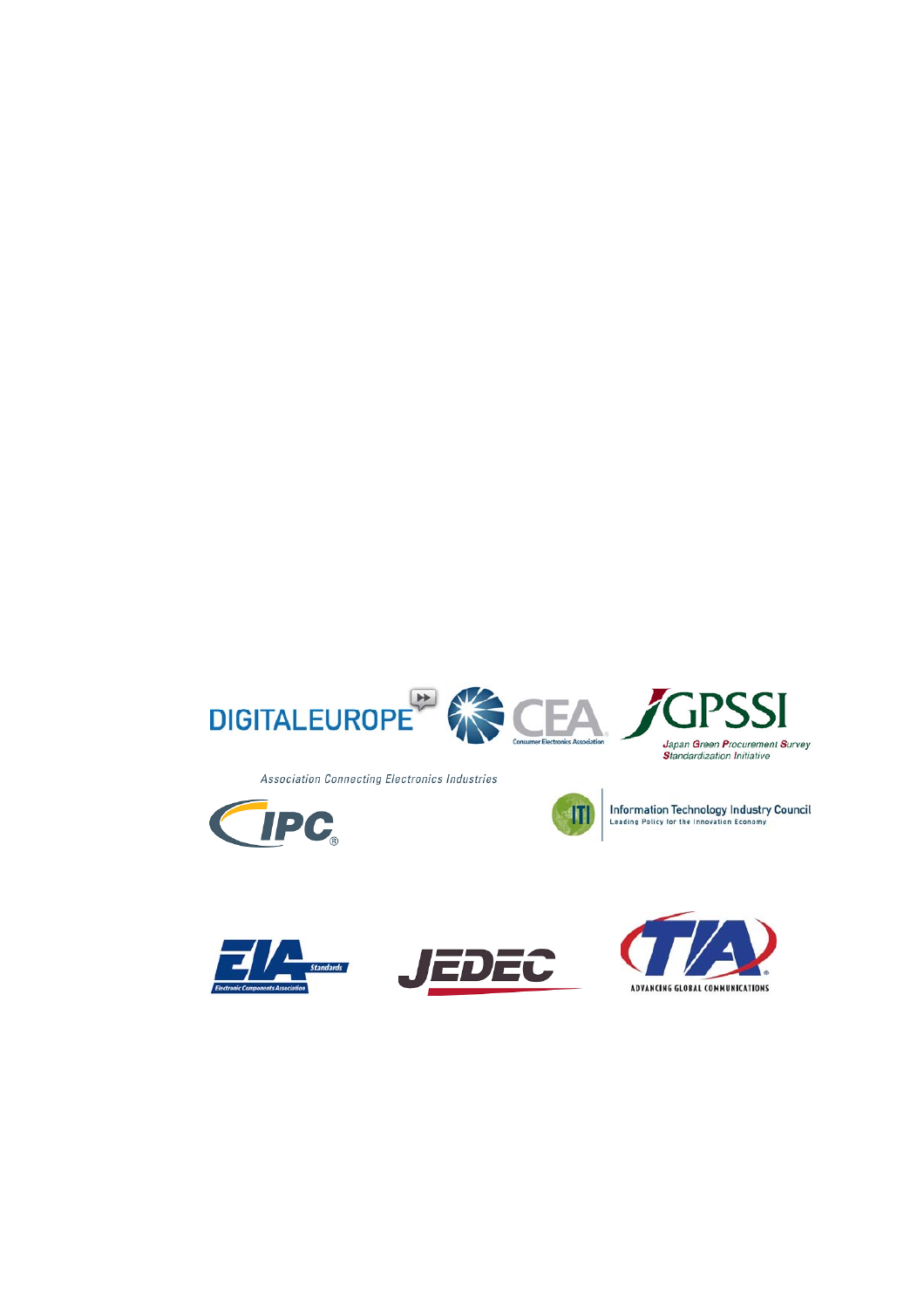DIGITALEUROPE

CEA
Consumer Electronics Association

JGPSSI
Japan Green Procurement Survey Standardization Initiative

Association Connecting Electronics Industries

IPC®

ITI
Information Technology Industry Council
Leading Policy for the Innovation Economy

EIA Standards
Electronic Components Association

JEDEC

TIA®
ADVANCING GLOBAL COMMUNICATIONS